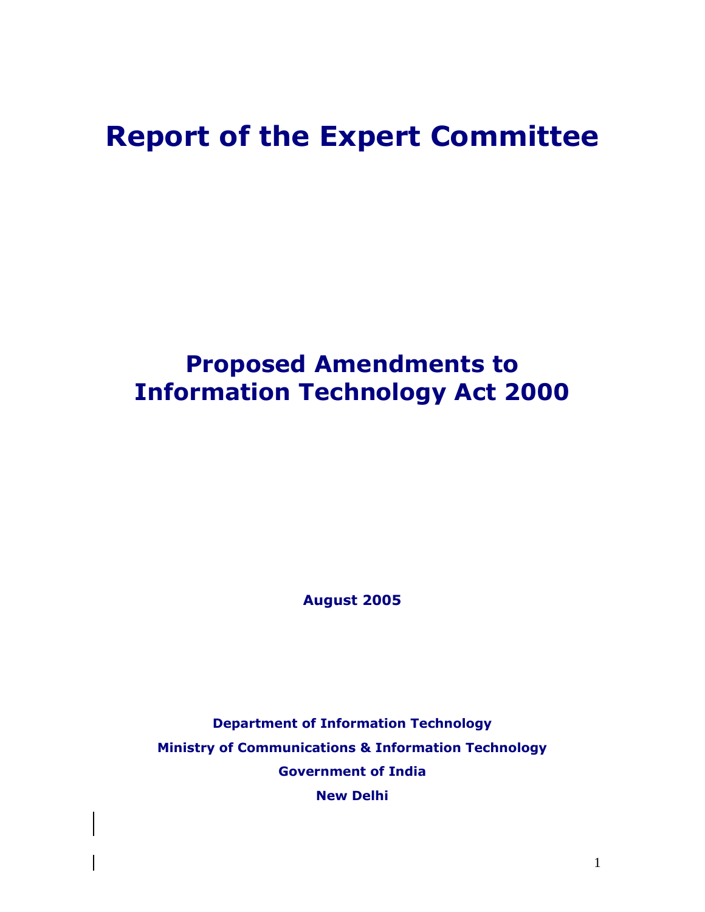# Report of the Expert Committee

## Proposed Amendments to Information Technology Act 2000

**August 2005**

**Department of Information Technology**

**Ministry of Communications & Information Technology**

**Government of India**

**New Delhi**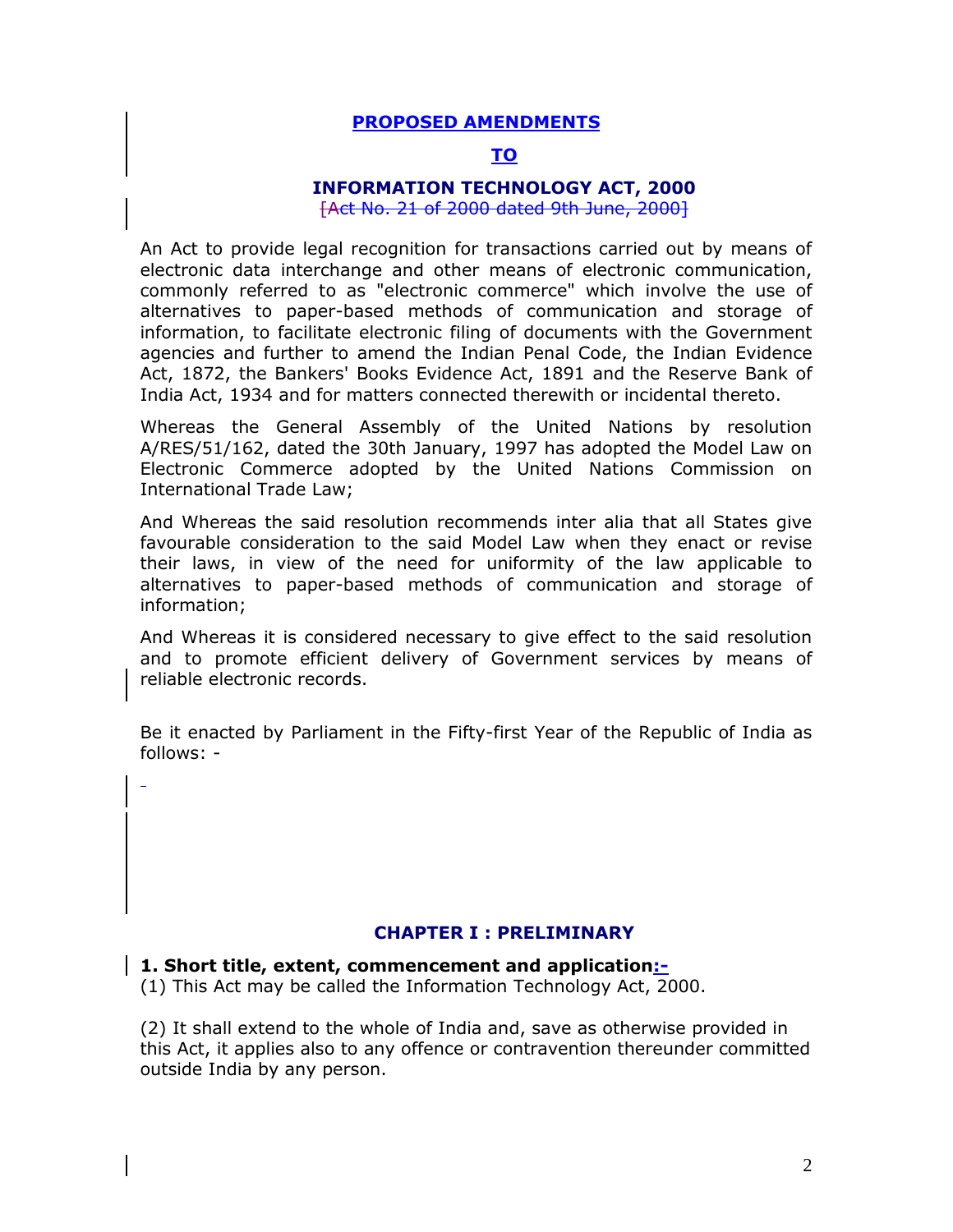# PROPOSED AMENDMENTS

## TO

## INFORMATION TECHNOLOGY ACT, 2000

~~[Act No. 21 of 2000 dated 9th June, 2000]~~

An Act to provide legal recognition for transactions carried out by means of electronic data interchange and other means of electronic communication, commonly referred to as "electronic commerce" which involve the use of alternatives to paper-based methods of communication and storage of information, to facilitate electronic filing of documents with the Government agencies and further to amend the Indian Penal Code, the Indian Evidence Act, 1872, the Bankers' Books Evidence Act, 1891 and the Reserve Bank of India Act, 1934 and for matters connected therewith or incidental thereto.

Whereas the General Assembly of the United Nations by resolution A/RES/51/162, dated the 30th January, 1997 has adopted the Model Law on Electronic Commerce adopted by the United Nations Commission on International Trade Law;

And Whereas the said resolution recommends inter alia that all States give favourable consideration to the said Model Law when they enact or revise their laws, in view of the need for uniformity of the law applicable to alternatives to paper-based methods of communication and storage of information;

And Whereas it is considered necessary to give effect to the said resolution and to promote efficient delivery of Government services by means of reliable electronic records.

Be it enacted by Parliament in the Fifty-first Year of the Republic of India as follows: -

### CHAPTER I : PRELIMINARY

**1. Short title, extent, commencement and application:-**

(1) This Act may be called the Information Technology Act, 2000.

(2) It shall extend to the whole of India and, save as otherwise provided in this Act, it applies also to any offence or contravention thereunder committed outside India by any person.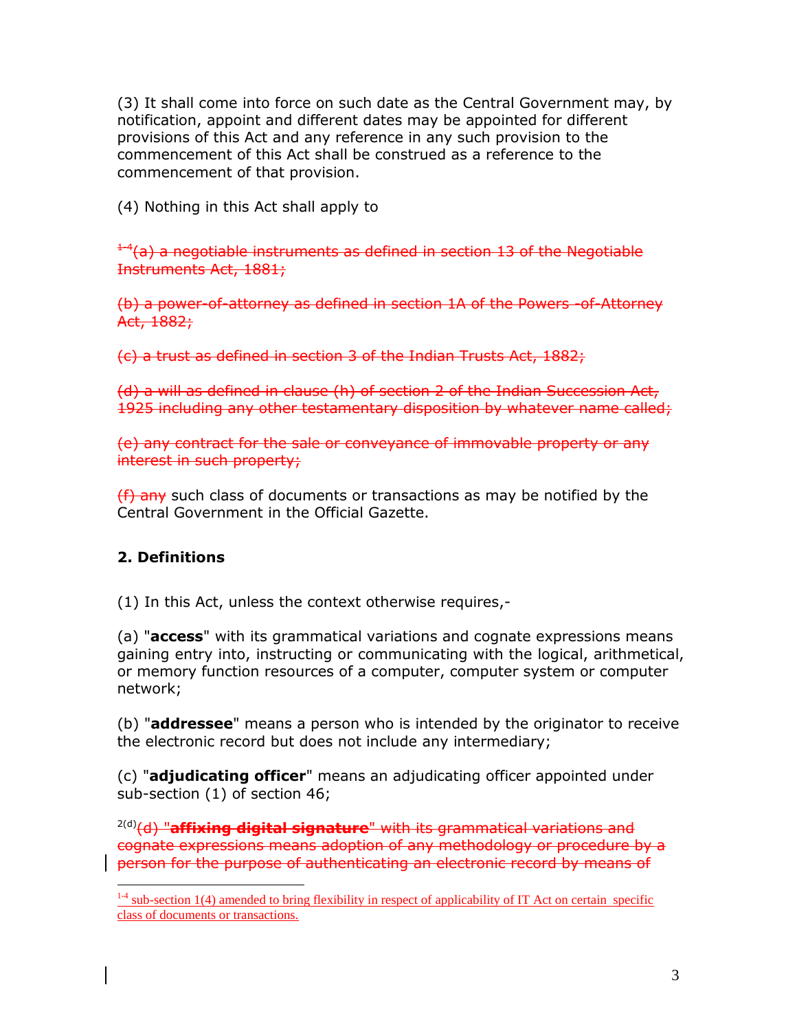(3) It shall come into force on such date as the Central Government may, by notification, appoint and different dates may be appointed for different provisions of this Act and any reference in any such provision to the commencement of this Act shall be construed as a reference to the commencement of that provision.

(4) Nothing in this Act shall apply to

~~[1-4](a) a negotiable instruments as defined in section 13 of the Negotiable Instruments Act, 1881;~~

~~(b) a power-of-attorney as defined in section 1A of the Powers -of-Attorney Act, 1882;~~

~~(c) a trust as defined in section 3 of the Indian Trusts Act, 1882;~~

~~(d) a will as defined in clause (h) of section 2 of the Indian Succession Act, 1925 including any other testamentary disposition by whatever name called;~~

~~(e) any contract for the sale or conveyance of immovable property or any interest in such property;~~

~~(f) any~~ such class of documents or transactions as may be notified by the Central Government in the Official Gazette.

**2. Definitions**

(1) In this Act, unless the context otherwise requires,-

(a) "**access**" with its grammatical variations and cognate expressions means gaining entry into, instructing or communicating with the logical, arithmetical, or memory function resources of a computer, computer system or computer network;

(b) "**addressee**" means a person who is intended by the originator to receive the electronic record but does not include any intermediary;

(c) "**adjudicating officer**" means an adjudicating officer appointed under sub-section (1) of section 46;

[2(d)]~~(d) "**affixing digital signature**" with its grammatical variations and cognate expressions means adoption of any methodology or procedure by a person for the purpose of authenticating an electronic record by means of~~

[1-4] sub-section 1(4) amended to bring flexibility in respect of applicability of IT Act on certain specific class of documents or transactions.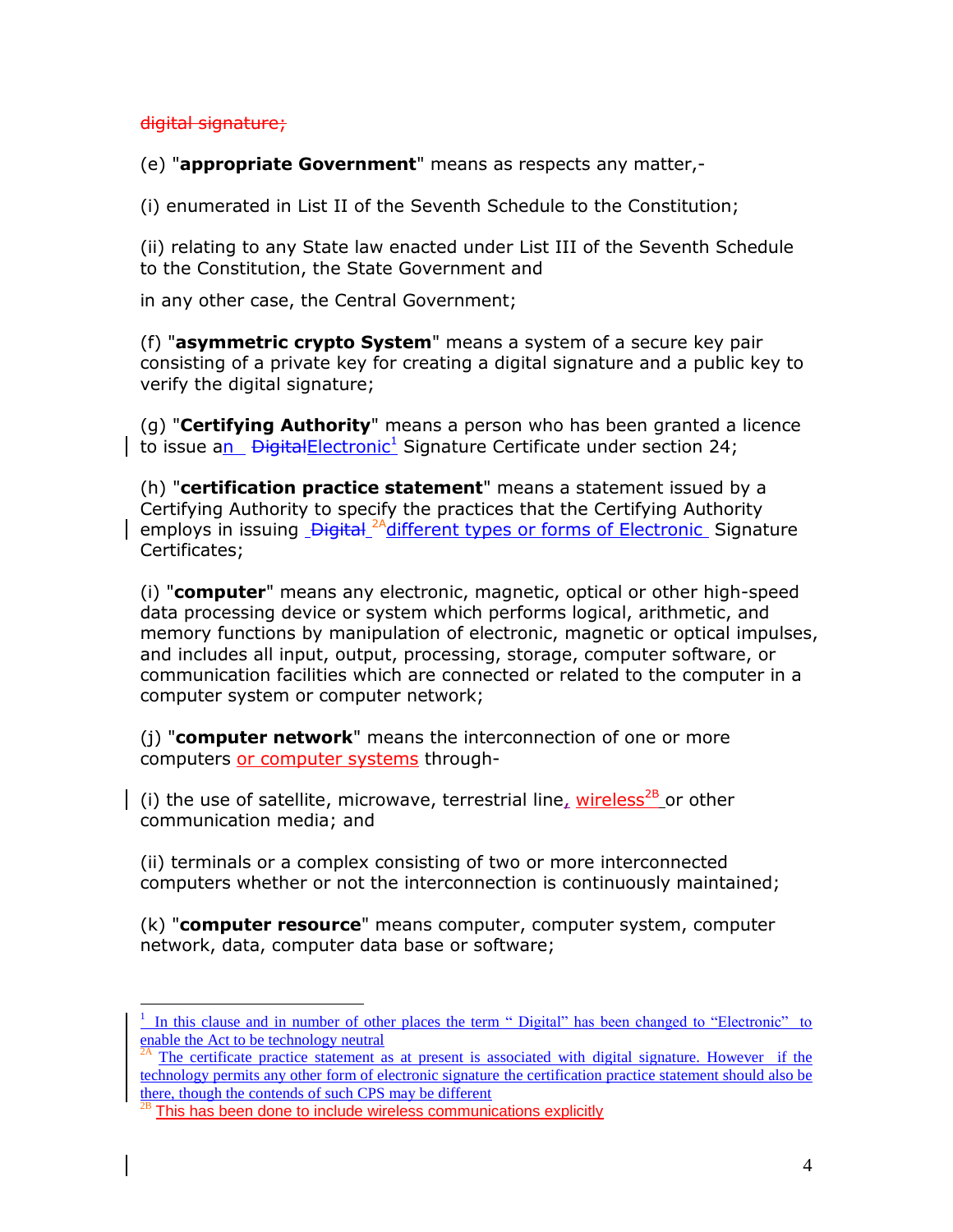~~digital signature;~~

(e) "**appropriate Government**" means as respects any matter,-

(i) enumerated in List II of the Seventh Schedule to the Constitution;

(ii) relating to any State law enacted under List III of the Seventh Schedule to the Constitution, the State Government and

in any other case, the Central Government;

(f) "**asymmetric crypto System**" means a system of a secure key pair consisting of a private key for creating a digital signature and a public key to verify the digital signature;

(g) "**Certifying Authority**" means a person who has been granted a licence to issue an ~~Digital~~Electronic[1] Signature Certificate under section 24;

(h) "**certification practice statement**" means a statement issued by a Certifying Authority to specify the practices that the Certifying Authority employs in issuing ~~Digital~~ [2A]different types or forms of Electronic Signature Certificates;

(i) "**computer**" means any electronic, magnetic, optical or other high-speed data processing device or system which performs logical, arithmetic, and memory functions by manipulation of electronic, magnetic or optical impulses, and includes all input, output, processing, storage, computer software, or communication facilities which are connected or related to the computer in a computer system or computer network;

(j) "**computer network**" means the interconnection of one or more computers or computer systems through-

(i) the use of satellite, microwave, terrestrial line, wireless[2B] or other communication media; and

(ii) terminals or a complex consisting of two or more interconnected computers whether or not the interconnection is continuously maintained;

(k) "**computer resource**" means computer, computer system, computer network, data, computer data base or software;

---

[1] In this clause and in number of other places the term " Digital" has been changed to "Electronic" to enable the Act to be technology neutral

[2A] The certificate practice statement as at present is associated with digital signature. However if the technology permits any other form of electronic signature the certification practice statement should also be there, though the contends of such CPS may be different

[2B] This has been done to include wireless communications explicitly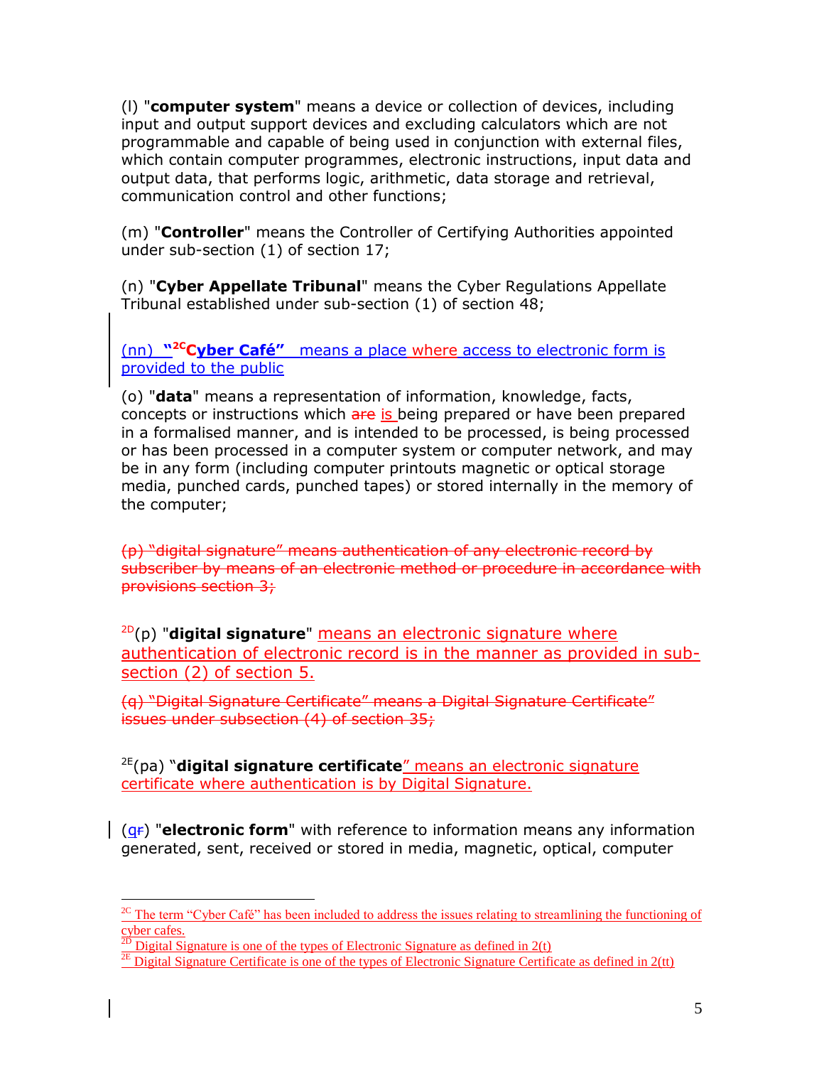(l) "**computer system**" means a device or collection of devices, including input and output support devices and excluding calculators which are not programmable and capable of being used in conjunction with external files, which contain computer programmes, electronic instructions, input data and output data, that performs logic, arithmetic, data storage and retrieval, communication control and other functions;

(m) "**Controller**" means the Controller of Certifying Authorities appointed under sub-section (1) of section 17;

(n) "**Cyber Appellate Tribunal**" means the Cyber Regulations Appellate Tribunal established under sub-section (1) of section 48;

(nn) "[2C]**Cyber Café**" means a place where access to electronic form is provided to the public

(o) "**data**" means a representation of information, knowledge, facts, concepts or instructions which ~~are~~ is being prepared or have been prepared in a formalised manner, and is intended to be processed, is being processed or has been processed in a computer system or computer network, and may be in any form (including computer printouts magnetic or optical storage media, punched cards, punched tapes) or stored internally in the memory of the computer;

~~(p) "digital signature" means authentication of any electronic record by subscriber by means of an electronic method or procedure in accordance with provisions section 3;~~

[2D](p) "**digital signature**" means an electronic signature where authentication of electronic record is in the manner as provided in sub-section (2) of section 5.

~~(q) "Digital Signature Certificate" means a Digital Signature Certificate" issues under subsection (4) of section 35;~~

[2E](pa) "**digital signature certificate**" means an electronic signature certificate where authentication is by Digital Signature.

(q~~r~~) "**electronic form**" with reference to information means any information generated, sent, received or stored in media, magnetic, optical, computer

---

[2C] The term "Cyber Café" has been included to address the issues relating to streamlining the functioning of cyber cafes.

[2D] Digital Signature is one of the types of Electronic Signature as defined in 2(t)

[2E] Digital Signature Certificate is one of the types of Electronic Signature Certificate as defined in 2(tt)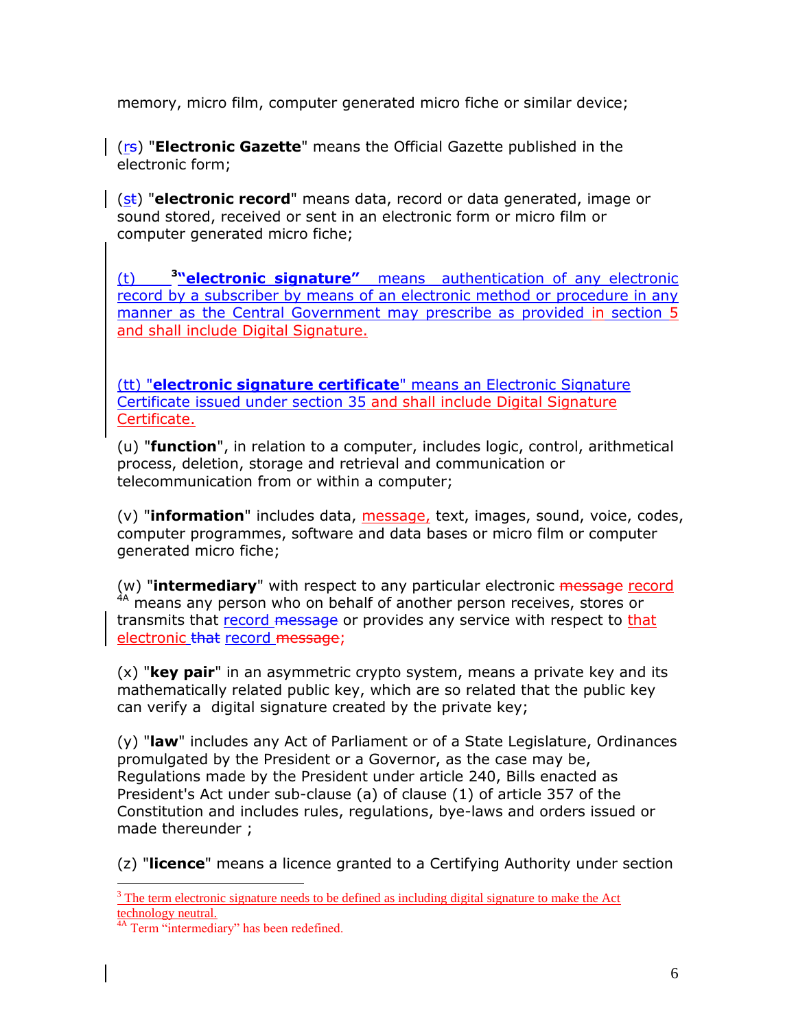memory, micro film, computer generated micro fiche or similar device;

(rs) "**Electronic Gazette**" means the Official Gazette published in the electronic form;

(st) "**electronic record**" means data, record or data generated, image or sound stored, received or sent in an electronic form or micro film or computer generated micro fiche;

(t) [3]**"electronic signature"** means authentication of any electronic record by a subscriber by means of an electronic method or procedure in any manner as the Central Government may prescribe as provided in section 5 and shall include Digital Signature.

(tt) "**electronic signature certificate**" means an Electronic Signature Certificate issued under section 35 and shall include Digital Signature Certificate.

(u) "**function**", in relation to a computer, includes logic, control, arithmetical process, deletion, storage and retrieval and communication or telecommunication from or within a computer;

(v) "**information**" includes data, message, text, images, sound, voice, codes, computer programmes, software and data bases or micro film or computer generated micro fiche;

(w) "**intermediary**" with respect to any particular electronic ~~message~~ record [4A] means any person who on behalf of another person receives, stores or transmits that record ~~message~~ or provides any service with respect to that electronic ~~that~~ record ~~message~~;

(x) "**key pair**" in an asymmetric crypto system, means a private key and its mathematically related public key, which are so related that the public key can verify a digital signature created by the private key;

(y) "**law**" includes any Act of Parliament or of a State Legislature, Ordinances promulgated by the President or a Governor, as the case may be, Regulations made by the President under article 240, Bills enacted as President's Act under sub-clause (a) of clause (1) of article 357 of the Constitution and includes rules, regulations, bye-laws and orders issued or made thereunder ;

(z) "**licence**" means a licence granted to a Certifying Authority under section

---

[3] The term electronic signature needs to be defined as including digital signature to make the Act technology neutral.

[4A] Term "intermediary" has been redefined.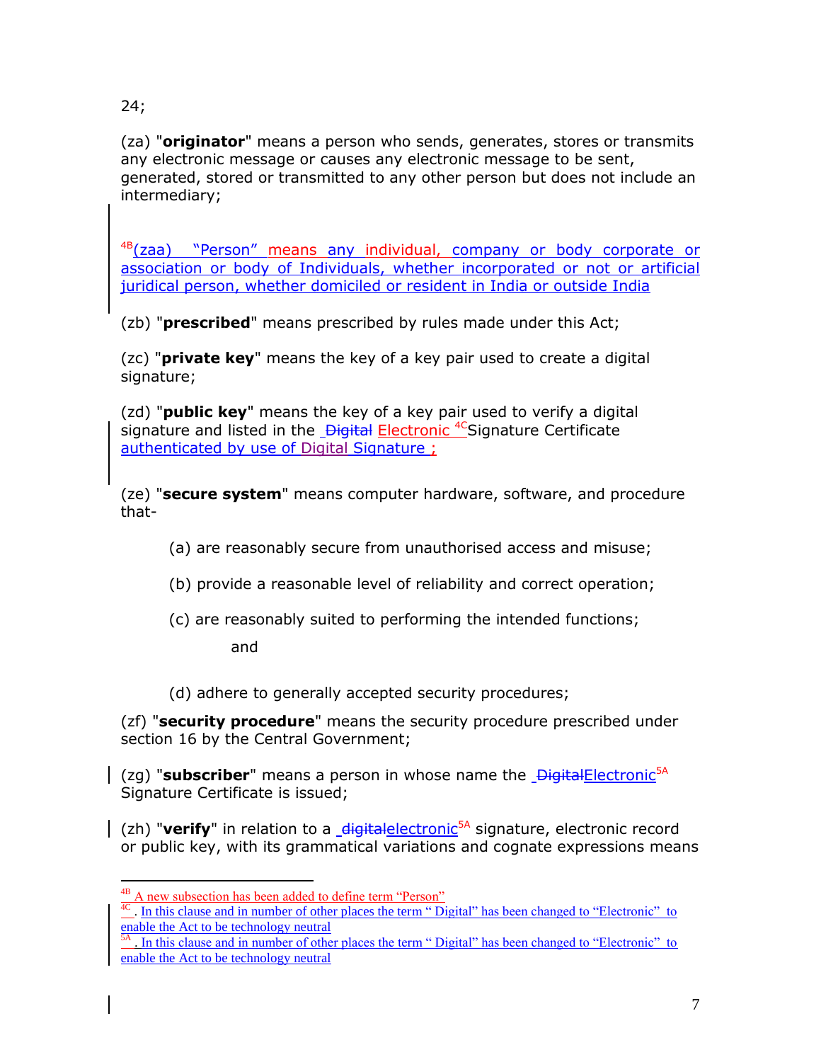24;

(za) "**originator**" means a person who sends, generates, stores or transmits any electronic message or causes any electronic message to be sent, generated, stored or transmitted to any other person but does not include an intermediary;

[4B](zaa) "Person" means any individual, company or body corporate or association or body of Individuals, whether incorporated or not or artificial juridical person, whether domiciled or resident in India or outside India

(zb) "**prescribed**" means prescribed by rules made under this Act;

(zc) "**private key**" means the key of a key pair used to create a digital signature;

(zd) "**public key**" means the key of a key pair used to verify a digital signature and listed in the ~~Digital~~ Electronic [4C]Signature Certificate authenticated by use of Digital Signature ;

(ze) "**secure system**" means computer hardware, software, and procedure that-

(a) are reasonably secure from unauthorised access and misuse;

(b) provide a reasonable level of reliability and correct operation;

(c) are reasonably suited to performing the intended functions; and

(d) adhere to generally accepted security procedures;

(zf) "**security procedure**" means the security procedure prescribed under section 16 by the Central Government;

(zg) "**subscriber**" means a person in whose name the ~~Digital~~Electronic[5A] Signature Certificate is issued;

(zh) "**verify**" in relation to a ~~digital~~electronic[5A] signature, electronic record or public key, with its grammatical variations and cognate expressions means

---

[4B] A new subsection has been added to define term "Person"

[4C]. In this clause and in number of other places the term " Digital" has been changed to "Electronic" to enable the Act to be technology neutral

[5A]. In this clause and in number of other places the term " Digital" has been changed to "Electronic" to enable the Act to be technology neutral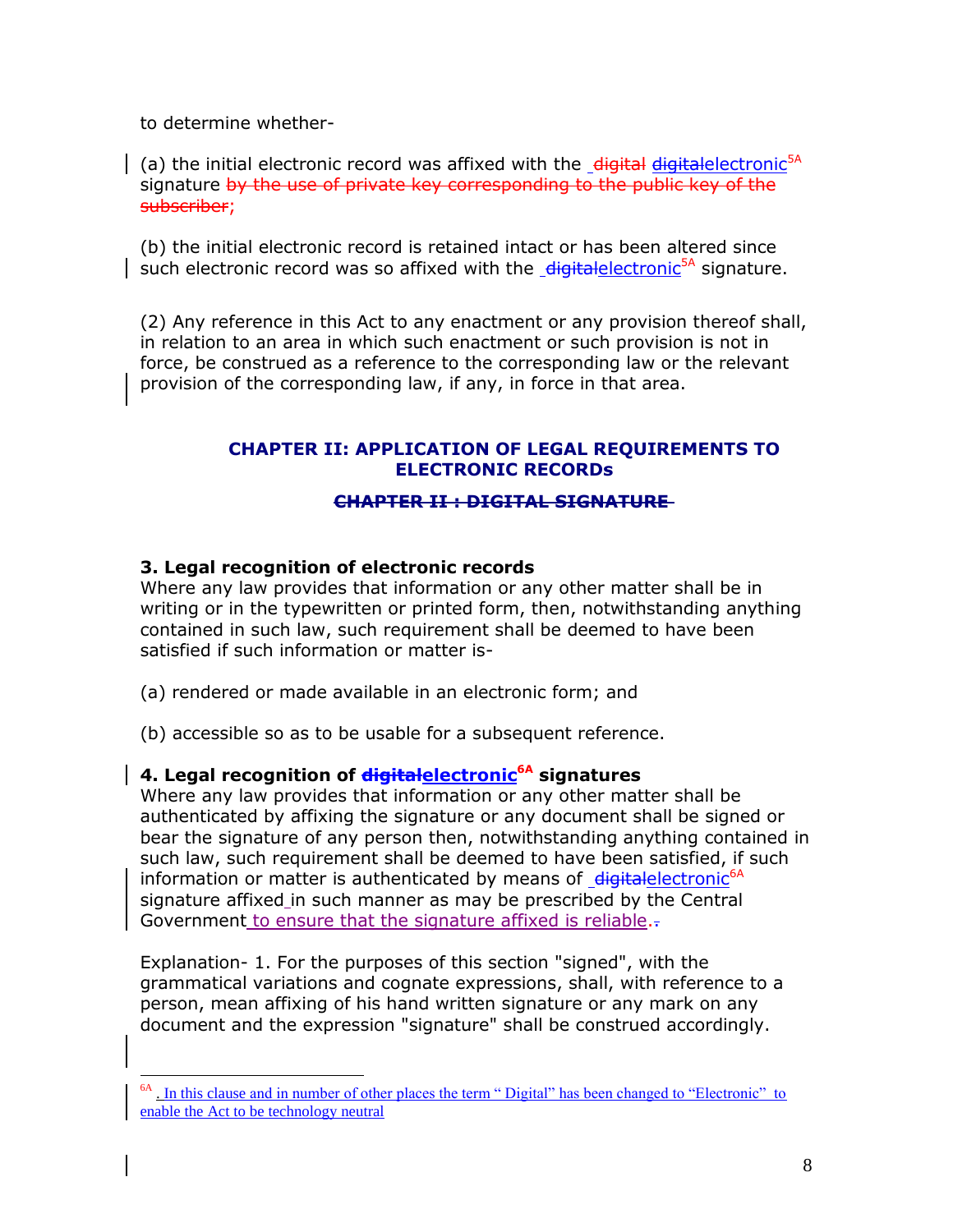to determine whether-

(a) the initial electronic record was affixed with the ~~digital~~ ~~digital~~electronic[5A] signature ~~by the use of private key corresponding to the public key of the subscriber~~;

(b) the initial electronic record is retained intact or has been altered since such electronic record was so affixed with the ~~digital~~electronic[5A] signature.

(2) Any reference in this Act to any enactment or any provision thereof shall, in relation to an area in which such enactment or such provision is not in force, be construed as a reference to the corresponding law or the relevant provision of the corresponding law, if any, in force in that area.

## CHAPTER II: APPLICATION OF LEGAL REQUIREMENTS TO ELECTRONIC RECORDs

## ~~CHAPTER II : DIGITAL SIGNATURE~~

### 3. Legal recognition of electronic records

Where any law provides that information or any other matter shall be in writing or in the typewritten or printed form, then, notwithstanding anything contained in such law, such requirement shall be deemed to have been satisfied if such information or matter is-

(a) rendered or made available in an electronic form; and

(b) accessible so as to be usable for a subsequent reference.

### 4. Legal recognition of ~~digital~~electronic[6A] signatures

Where any law provides that information or any other matter shall be authenticated by affixing the signature or any document shall be signed or bear the signature of any person then, notwithstanding anything contained in such law, such requirement shall be deemed to have been satisfied, if such information or matter is authenticated by means of ~~digital~~electronic[6A] signature affixed in such manner as may be prescribed by the Central Government to ensure that the signature affixed is reliable.

Explanation- 1. For the purposes of this section "signed", with the grammatical variations and cognate expressions, shall, with reference to a person, mean affixing of his hand written signature or any mark on any document and the expression "signature" shall be construed accordingly.

---

[6A] . In this clause and in number of other places the term " Digital" has been changed to "Electronic" to enable the Act to be technology neutral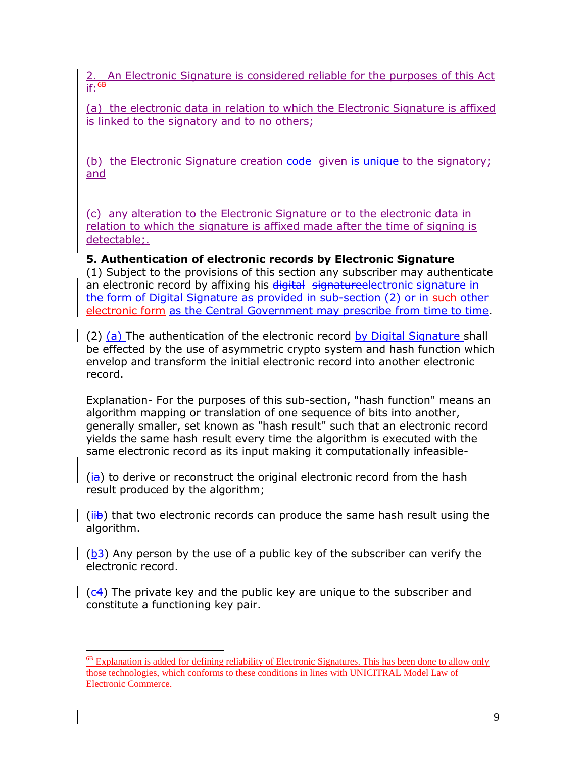2. An Electronic Signature is considered reliable for the purposes of this Act if:[6B]

(a) the electronic data in relation to which the Electronic Signature is affixed is linked to the signatory and to no others;

(b) the Electronic Signature creation code given is unique to the signatory; and

(c) any alteration to the Electronic Signature or to the electronic data in relation to which the signature is affixed made after the time of signing is detectable;.

**5. Authentication of electronic records by Electronic Signature**

(1) Subject to the provisions of this section any subscriber may authenticate an electronic record by affixing his ~~digital signature~~electronic signature in the form of Digital Signature as provided in sub-section (2) or in such other electronic form as the Central Government may prescribe from time to time.

(2) (a) The authentication of the electronic record by Digital Signature shall be effected by the use of asymmetric crypto system and hash function which envelop and transform the initial electronic record into another electronic record.

Explanation- For the purposes of this sub-section, "hash function" means an algorithm mapping or translation of one sequence of bits into another, generally smaller, set known as "hash result" such that an electronic record yields the same hash result every time the algorithm is executed with the same electronic record as its input making it computationally infeasible-

(i~~a~~) to derive or reconstruct the original electronic record from the hash result produced by the algorithm;

(ii~~b~~) that two electronic records can produce the same hash result using the algorithm.

(b~~3~~) Any person by the use of a public key of the subscriber can verify the electronic record.

(c~~4~~) The private key and the public key are unique to the subscriber and constitute a functioning key pair.

---

[6B] Explanation is added for defining reliability of Electronic Signatures. This has been done to allow only those technologies, which conforms to these conditions in lines with UNICITRAL Model Law of Electronic Commerce.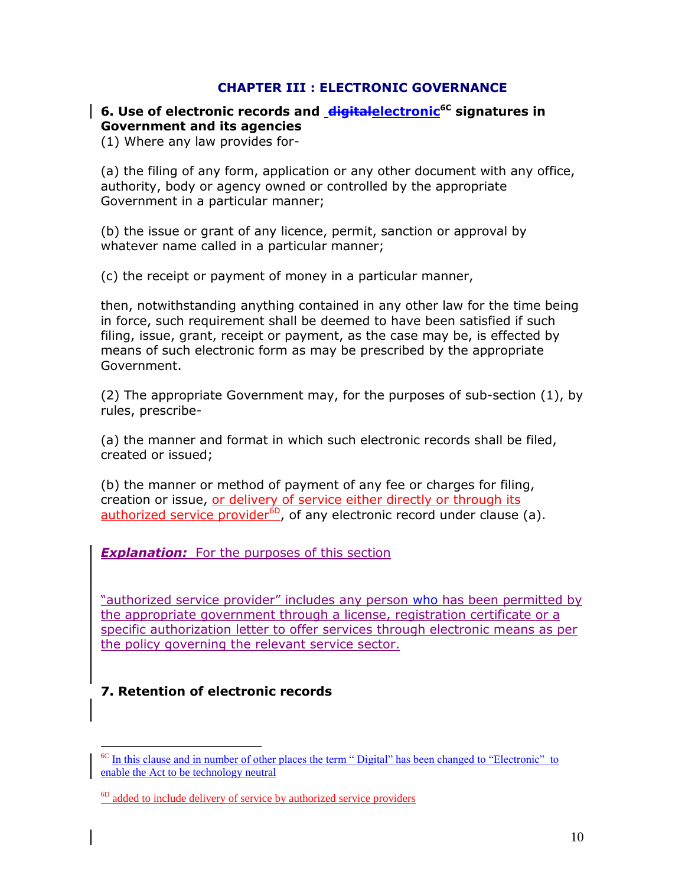## CHAPTER III : ELECTRONIC GOVERNANCE

**6. Use of electronic records and ~~digital~~electronic[6C] signatures in Government and its agencies**

(1) Where any law provides for-

(a) the filing of any form, application or any other document with any office, authority, body or agency owned or controlled by the appropriate Government in a particular manner;

(b) the issue or grant of any licence, permit, sanction or approval by whatever name called in a particular manner;

(c) the receipt or payment of money in a particular manner,

then, notwithstanding anything contained in any other law for the time being in force, such requirement shall be deemed to have been satisfied if such filing, issue, grant, receipt or payment, as the case may be, is effected by means of such electronic form as may be prescribed by the appropriate Government.

(2) The appropriate Government may, for the purposes of sub-section (1), by rules, prescribe-

(a) the manner and format in which such electronic records shall be filed, created or issued;

(b) the manner or method of payment of any fee or charges for filing, creation or issue, or delivery of service either directly or through its authorized service provider[6D], of any electronic record under clause (a).

***Explanation:*** For the purposes of this section

"authorized service provider" includes any person who has been permitted by the appropriate government through a license, registration certificate or a specific authorization letter to offer services through electronic means as per the policy governing the relevant service sector.

**7. Retention of electronic records**

---

[6C] In this clause and in number of other places the term " Digital" has been changed to "Electronic" to enable the Act to be technology neutral

[6D] added to include delivery of service by authorized service providers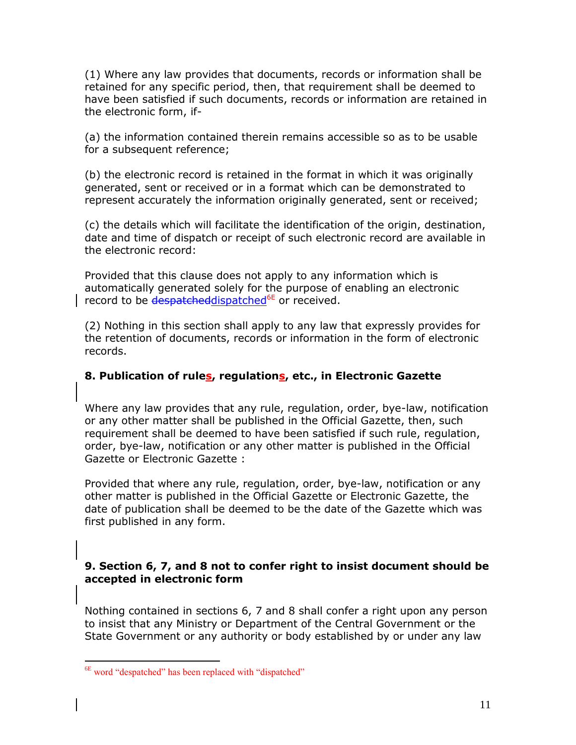(1) Where any law provides that documents, records or information shall be retained for any specific period, then, that requirement shall be deemed to have been satisfied if such documents, records or information are retained in the electronic form, if-

(a) the information contained therein remains accessible so as to be usable for a subsequent reference;

(b) the electronic record is retained in the format in which it was originally generated, sent or received or in a format which can be demonstrated to represent accurately the information originally generated, sent or received;

(c) the details which will facilitate the identification of the origin, destination, date and time of dispatch or receipt of such electronic record are available in the electronic record:

Provided that this clause does not apply to any information which is automatically generated solely for the purpose of enabling an electronic record to be ~~despatched~~dispatched[6E] or received.

(2) Nothing in this section shall apply to any law that expressly provides for the retention of documents, records or information in the form of electronic records.

### 8. Publication of rules, regulations, etc., in Electronic Gazette

Where any law provides that any rule, regulation, order, bye-law, notification or any other matter shall be published in the Official Gazette, then, such requirement shall be deemed to have been satisfied if such rule, regulation, order, bye-law, notification or any other matter is published in the Official Gazette or Electronic Gazette :

Provided that where any rule, regulation, order, bye-law, notification or any other matter is published in the Official Gazette or Electronic Gazette, the date of publication shall be deemed to be the date of the Gazette which was first published in any form.

### 9. Section 6, 7, and 8 not to confer right to insist document should be accepted in electronic form

Nothing contained in sections 6, 7 and 8 shall confer a right upon any person to insist that any Ministry or Department of the Central Government or the State Government or any authority or body established by or under any law

---

[6E] word "despatched" has been replaced with "dispatched"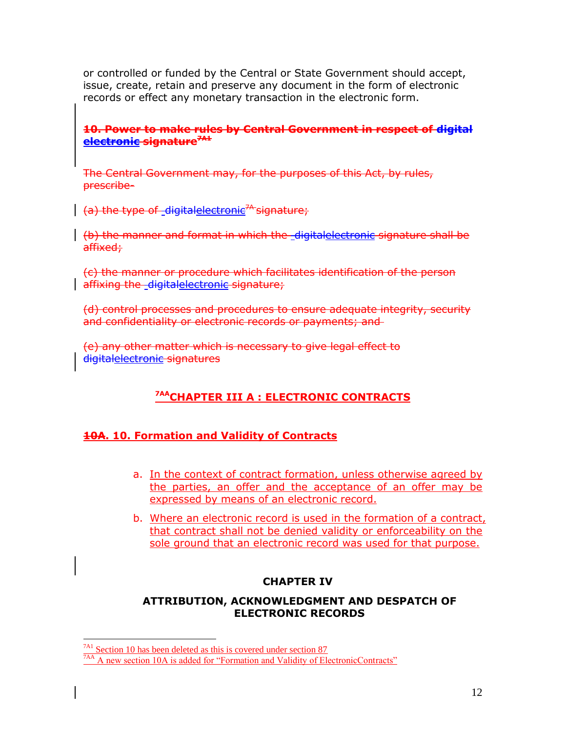or controlled or funded by the Central or State Government should accept, issue, create, retain and preserve any document in the form of electronic records or effect any monetary transaction in the electronic form.

~~**10. Power to make rules by Central Government in respect of digital electronic signature**~~[7A1]

~~The Central Government may, for the purposes of this Act, by rules, prescribe-~~

~~(a) the type of digitalelectronic[7A] signature;~~

~~(b) the manner and format in which the digitalelectronic signature shall be affixed;~~

~~(c) the manner or procedure which facilitates identification of the person affixing the digitalelectronic signature;~~

~~(d) control processes and procedures to ensure adequate integrity, security and confidentiality or electronic records or payments; and~~

~~(e) any other matter which is necessary to give legal effect to digitalelectronic signatures~~

## [7AA]CHAPTER III A : ELECTRONIC CONTRACTS

### ~~10A~~. 10. Formation and Validity of Contracts

a. In the context of contract formation, unless otherwise agreed by the parties, an offer and the acceptance of an offer may be expressed by means of an electronic record.

b. Where an electronic record is used in the formation of a contract, that contract shall not be denied validity or enforceability on the sole ground that an electronic record was used for that purpose.

## CHAPTER IV

## ATTRIBUTION, ACKNOWLEDGMENT AND DESPATCH OF ELECTRONIC RECORDS

---

[7A1] Section 10 has been deleted as this is covered under section 87

[7AA] A new section 10A is added for "Formation and Validity of ElectronicContracts"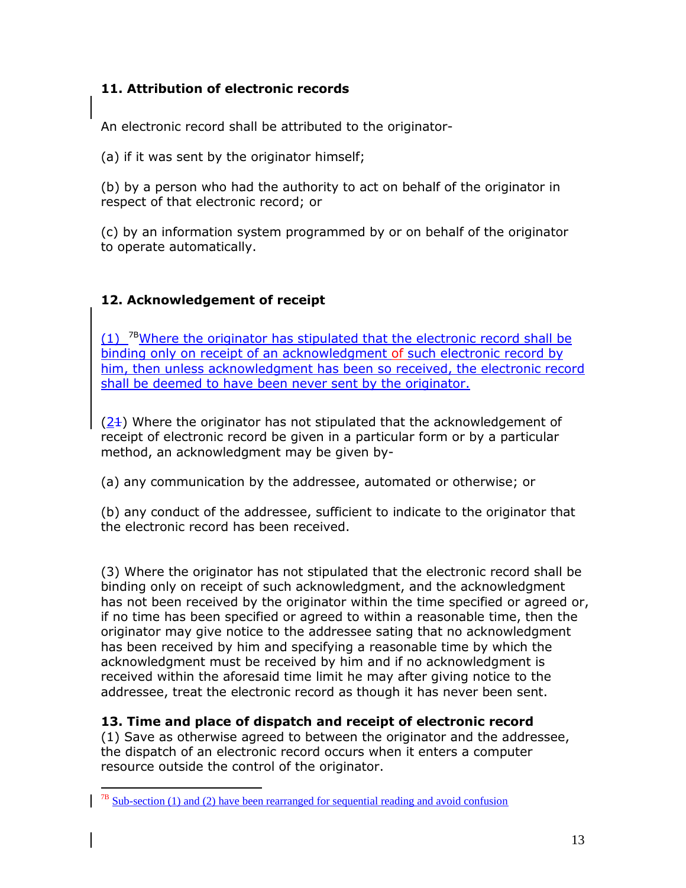**11. Attribution of electronic records**

An electronic record shall be attributed to the originator-

(a) if it was sent by the originator himself;

(b) by a person who had the authority to act on behalf of the originator in respect of that electronic record; or

(c) by an information system programmed by or on behalf of the originator to operate automatically.

**12. Acknowledgement of receipt**

(1) [7B]Where the originator has stipulated that the electronic record shall be binding only on receipt of an acknowledgment of such electronic record by him, then unless acknowledgment has been so received, the electronic record shall be deemed to have been never sent by the originator.

(2) Where the originator has not stipulated that the acknowledgement of receipt of electronic record be given in a particular form or by a particular method, an acknowledgment may be given by-

(a) any communication by the addressee, automated or otherwise; or

(b) any conduct of the addressee, sufficient to indicate to the originator that the electronic record has been received.

(3) Where the originator has not stipulated that the electronic record shall be binding only on receipt of such acknowledgment, and the acknowledgment has not been received by the originator within the time specified or agreed or, if no time has been specified or agreed to within a reasonable time, then the originator may give notice to the addressee sating that no acknowledgment has been received by him and specifying a reasonable time by which the acknowledgment must be received by him and if no acknowledgment is received within the aforesaid time limit he may after giving notice to the addressee, treat the electronic record as though it has never been sent.

**13. Time and place of dispatch and receipt of electronic record**

(1) Save as otherwise agreed to between the originator and the addressee, the dispatch of an electronic record occurs when it enters a computer resource outside the control of the originator.

[7B] Sub-section (1) and (2) have been rearranged for sequential reading and avoid confusion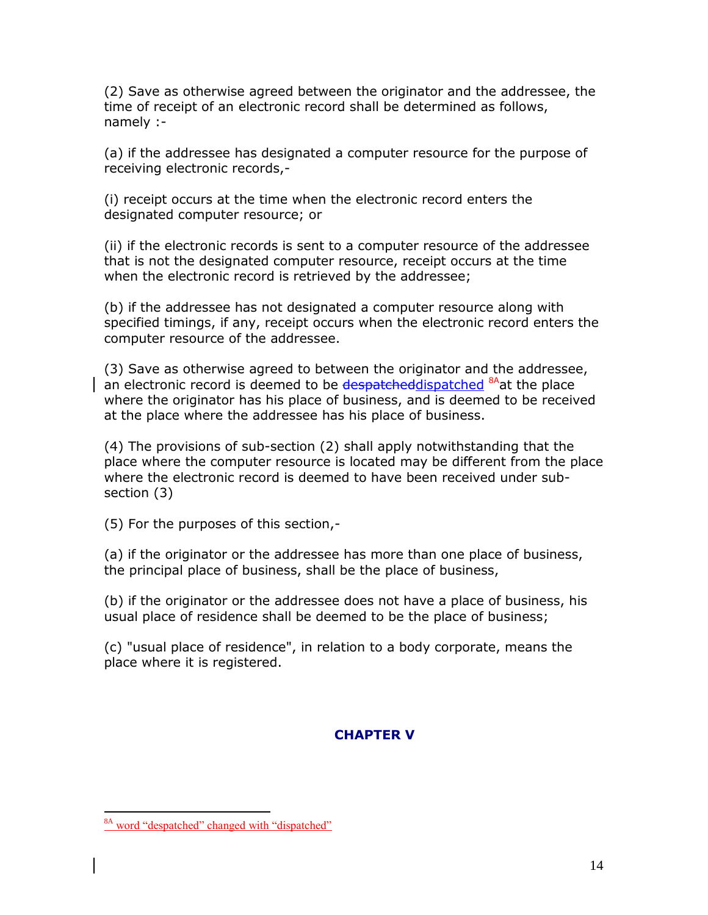(2) Save as otherwise agreed between the originator and the addressee, the time of receipt of an electronic record shall be determined as follows, namely :-

(a) if the addressee has designated a computer resource for the purpose of receiving electronic records,-

(i) receipt occurs at the time when the electronic record enters the designated computer resource; or

(ii) if the electronic records is sent to a computer resource of the addressee that is not the designated computer resource, receipt occurs at the time when the electronic record is retrieved by the addressee;

(b) if the addressee has not designated a computer resource along with specified timings, if any, receipt occurs when the electronic record enters the computer resource of the addressee.

(3) Save as otherwise agreed to between the originator and the addressee, an electronic record is deemed to be ~~despatched~~dispatched [8A]at the place where the originator has his place of business, and is deemed to be received at the place where the addressee has his place of business.

(4) The provisions of sub-section (2) shall apply notwithstanding that the place where the computer resource is located may be different from the place where the electronic record is deemed to have been received under sub-section (3)

(5) For the purposes of this section,-

(a) if the originator or the addressee has more than one place of business, the principal place of business, shall be the place of business,

(b) if the originator or the addressee does not have a place of business, his usual place of residence shall be deemed to be the place of business;

(c) "usual place of residence", in relation to a body corporate, means the place where it is registered.

## CHAPTER V

---

[8A] word "despatched" changed with "dispatched"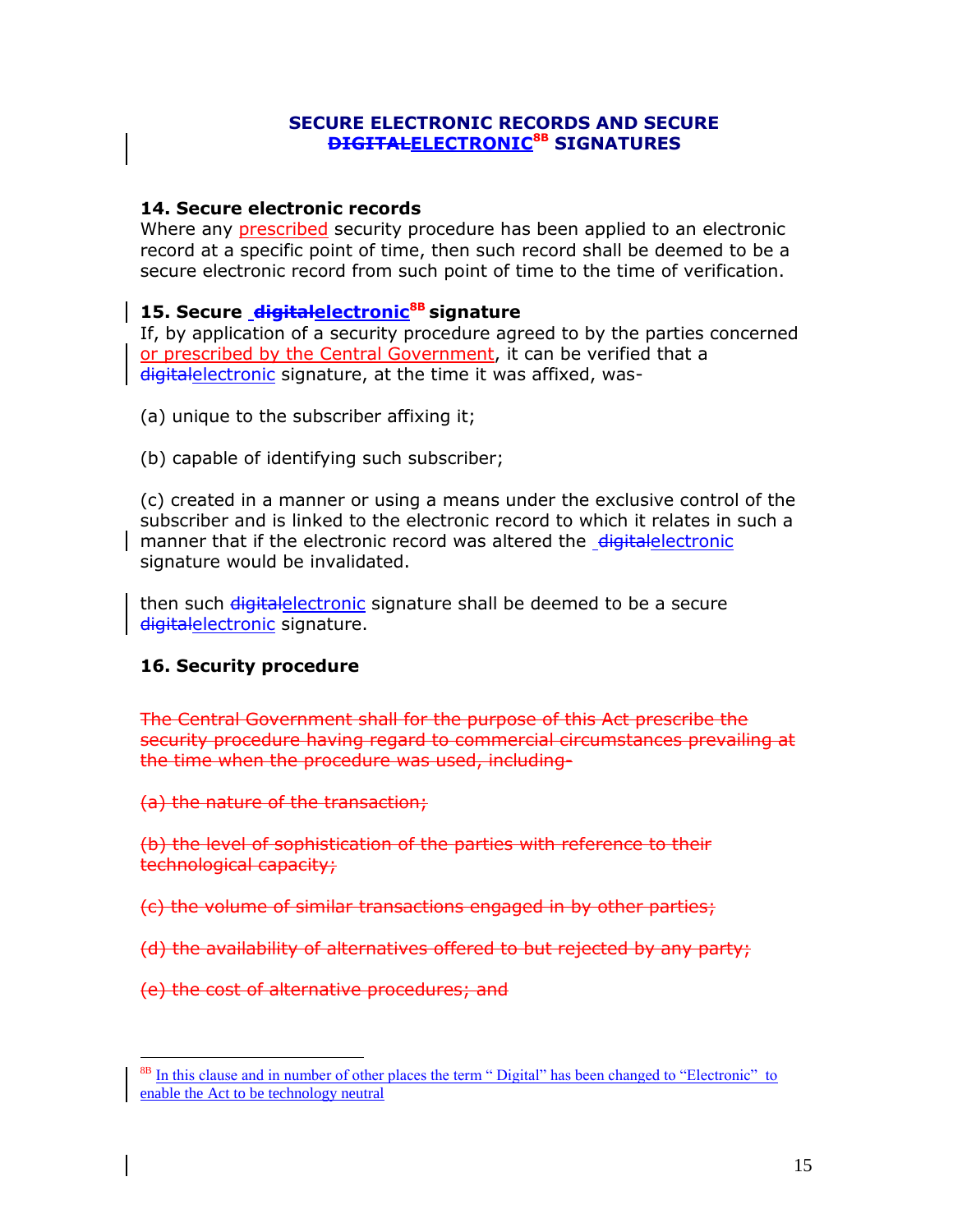## SECURE ELECTRONIC RECORDS AND SECURE ~~DIGITAL~~ELECTRONIC[8B] SIGNATURES

### 14. Secure electronic records

Where any prescribed security procedure has been applied to an electronic record at a specific point of time, then such record shall be deemed to be a secure electronic record from such point of time to the time of verification.

### 15. Secure ~~digital~~electronic[8B] signature

If, by application of a security procedure agreed to by the parties concerned or prescribed by the Central Government, it can be verified that a ~~digital~~electronic signature, at the time it was affixed, was-

(a) unique to the subscriber affixing it;

(b) capable of identifying such subscriber;

(c) created in a manner or using a means under the exclusive control of the subscriber and is linked to the electronic record to which it relates in such a manner that if the electronic record was altered the ~~digital~~electronic signature would be invalidated.

then such ~~digital~~electronic signature shall be deemed to be a secure ~~digital~~electronic signature.

### 16. Security procedure

~~The Central Government shall for the purpose of this Act prescribe the security procedure having regard to commercial circumstances prevailing at the time when the procedure was used, including-~~

~~(a) the nature of the transaction;~~

~~(b) the level of sophistication of the parties with reference to their technological capacity;~~

~~(c) the volume of similar transactions engaged in by other parties;~~

~~(d) the availability of alternatives offered to but rejected by any party;~~

~~(e) the cost of alternative procedures; and~~

---

[8B] In this clause and in number of other places the term " Digital" has been changed to "Electronic" to enable the Act to be technology neutral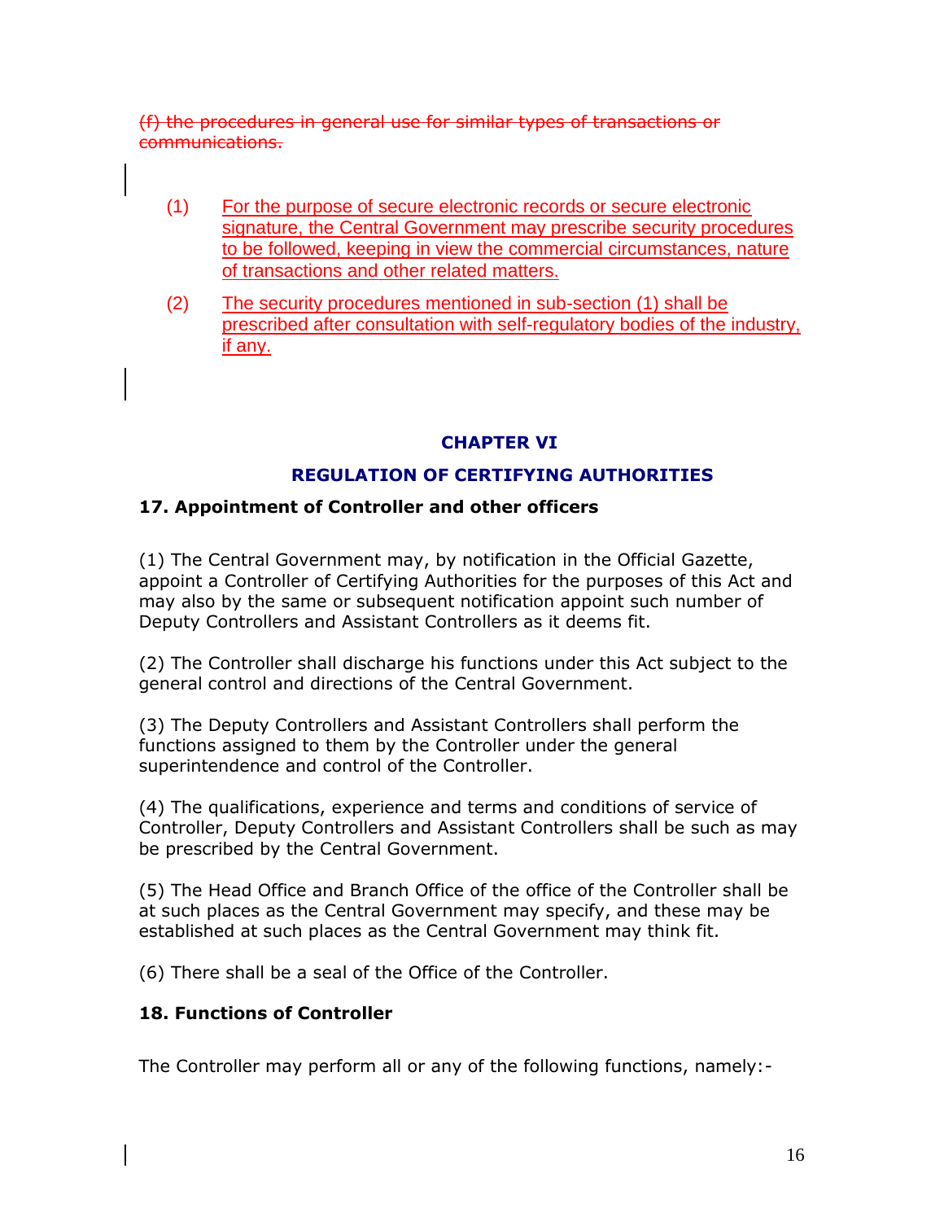~~(f) the procedures in general use for similar types of transactions or communications.~~

(1) For the purpose of secure electronic records or secure electronic signature, the Central Government may prescribe security procedures to be followed, keeping in view the commercial circumstances, nature of transactions and other related matters.

(2) The security procedures mentioned in sub-section (1) shall be prescribed after consultation with self-regulatory bodies of the industry, if any.

## CHAPTER VI

## REGULATION OF CERTIFYING AUTHORITIES

### 17. Appointment of Controller and other officers

(1) The Central Government may, by notification in the Official Gazette, appoint a Controller of Certifying Authorities for the purposes of this Act and may also by the same or subsequent notification appoint such number of Deputy Controllers and Assistant Controllers as it deems fit.

(2) The Controller shall discharge his functions under this Act subject to the general control and directions of the Central Government.

(3) The Deputy Controllers and Assistant Controllers shall perform the functions assigned to them by the Controller under the general superintendence and control of the Controller.

(4) The qualifications, experience and terms and conditions of service of Controller, Deputy Controllers and Assistant Controllers shall be such as may be prescribed by the Central Government.

(5) The Head Office and Branch Office of the office of the Controller shall be at such places as the Central Government may specify, and these may be established at such places as the Central Government may think fit.

(6) There shall be a seal of the Office of the Controller.

### 18. Functions of Controller

The Controller may perform all or any of the following functions, namely:-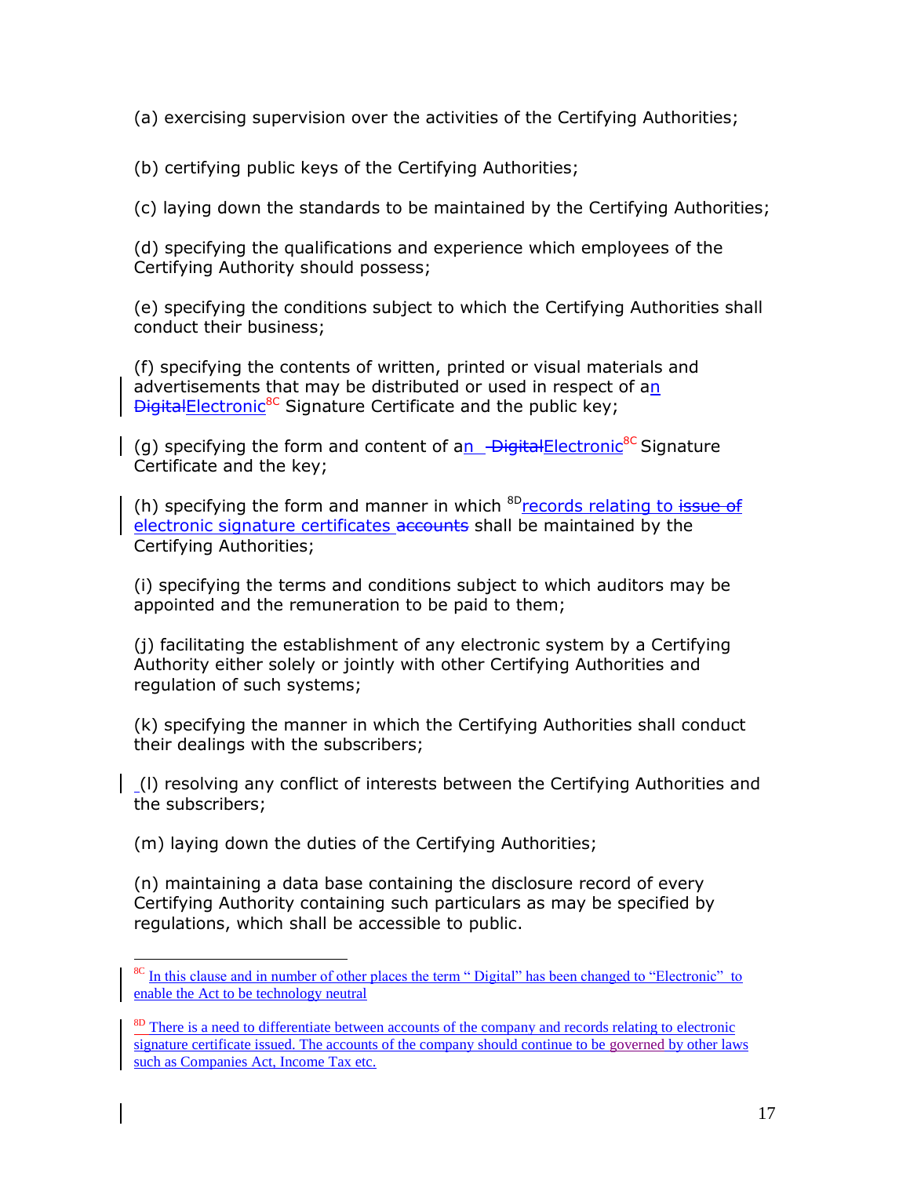(a) exercising supervision over the activities of the Certifying Authorities;

(b) certifying public keys of the Certifying Authorities;

(c) laying down the standards to be maintained by the Certifying Authorities;

(d) specifying the qualifications and experience which employees of the Certifying Authority should possess;

(e) specifying the conditions subject to which the Certifying Authorities shall conduct their business;

(f) specifying the contents of written, printed or visual materials and advertisements that may be distributed or used in respect of an ~~Digital~~Electronic[8C] Signature Certificate and the public key;

(g) specifying the form and content of an ~~Digital~~Electronic[8C] Signature Certificate and the key;

(h) specifying the form and manner in which [8D]records relating to ~~issue of~~ electronic signature certificates ~~accounts~~ shall be maintained by the Certifying Authorities;

(i) specifying the terms and conditions subject to which auditors may be appointed and the remuneration to be paid to them;

(j) facilitating the establishment of any electronic system by a Certifying Authority either solely or jointly with other Certifying Authorities and regulation of such systems;

(k) specifying the manner in which the Certifying Authorities shall conduct their dealings with the subscribers;

(l) resolving any conflict of interests between the Certifying Authorities and the subscribers;

(m) laying down the duties of the Certifying Authorities;

(n) maintaining a data base containing the disclosure record of every Certifying Authority containing such particulars as may be specified by regulations, which shall be accessible to public.

---

[8C] In this clause and in number of other places the term " Digital" has been changed to "Electronic" to enable the Act to be technology neutral

[8D] There is a need to differentiate between accounts of the company and records relating to electronic signature certificate issued. The accounts of the company should continue to be governed by other laws such as Companies Act, Income Tax etc.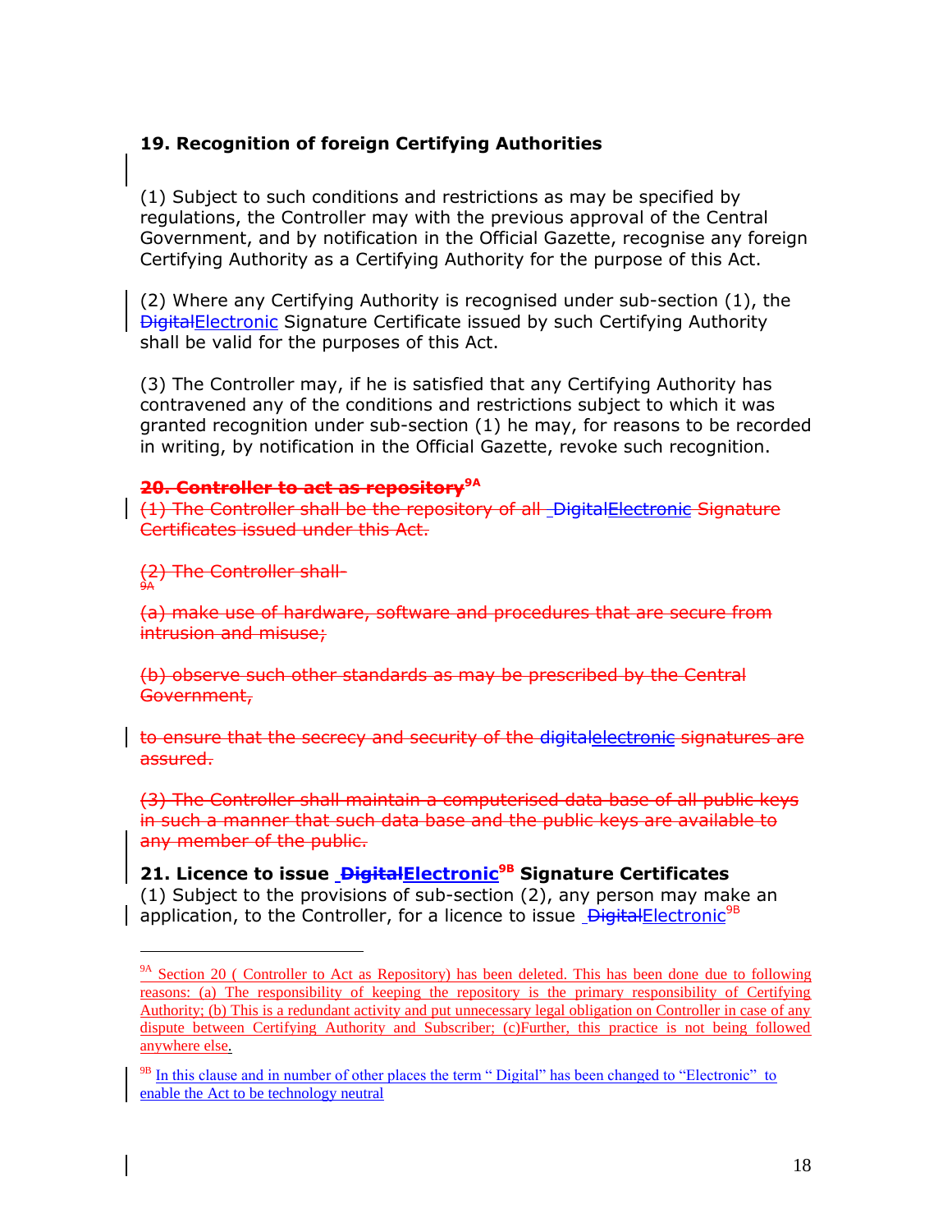**19. Recognition of foreign Certifying Authorities**

(1) Subject to such conditions and restrictions as may be specified by regulations, the Controller may with the previous approval of the Central Government, and by notification in the Official Gazette, recognise any foreign Certifying Authority as a Certifying Authority for the purpose of this Act.

(2) Where any Certifying Authority is recognised under sub-section (1), the ~~Digital~~Electronic Signature Certificate issued by such Certifying Authority shall be valid for the purposes of this Act.

(3) The Controller may, if he is satisfied that any Certifying Authority has contravened any of the conditions and restrictions subject to which it was granted recognition under sub-section (1) he may, for reasons to be recorded in writing, by notification in the Official Gazette, revoke such recognition.

~~**20. Controller to act as repository**~~[9A]

~~(1) The Controller shall be the repository of all~~ ~~Digital~~Electronic ~~Signature Certificates issued under this Act.~~

~~(2) The Controller shall-~~

~~(a) make use of hardware, software and procedures that are secure from intrusion and misuse;~~

~~(b) observe such other standards as may be prescribed by the Central Government,~~

~~to ensure that the secrecy and security of the~~ ~~digital~~electronic ~~signatures are assured.~~

~~(3) The Controller shall maintain a computerised data base of all public keys in such a manner that such data base and the public keys are available to any member of the public.~~

**21. Licence to issue ~~Digital~~Electronic[9B] Signature Certificates**

(1) Subject to the provisions of sub-section (2), any person may make an application, to the Controller, for a licence to issue ~~Digital~~Electronic[9B]

---

[9A] Section 20 ( Controller to Act as Repository) has been deleted. This has been done due to following reasons: (a) The responsibility of keeping the repository is the primary responsibility of Certifying Authority; (b) This is a redundant activity and put unnecessary legal obligation on Controller in case of any dispute between Certifying Authority and Subscriber; (c)Further, this practice is not being followed anywhere else.

[9B] In this clause and in number of other places the term " Digital" has been changed to "Electronic" to enable the Act to be technology neutral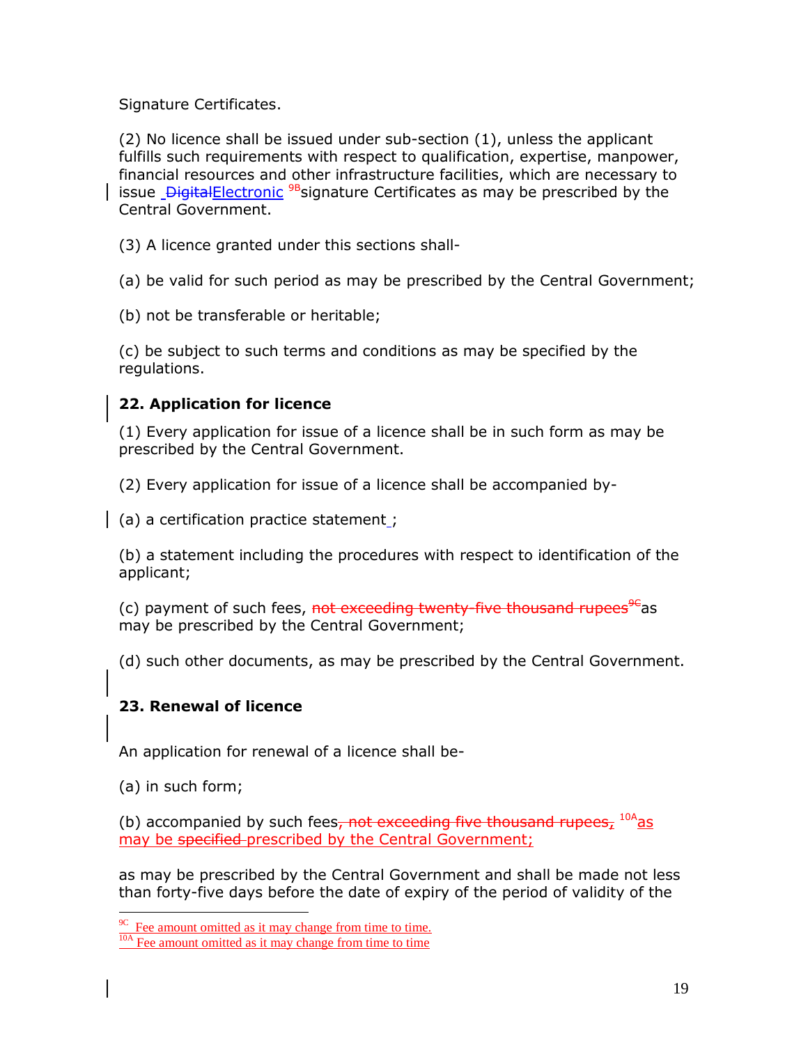Signature Certificates.

(2) No licence shall be issued under sub-section (1), unless the applicant fulfills such requirements with respect to qualification, expertise, manpower, financial resources and other infrastructure facilities, which are necessary to issue ~~Digital~~Electronic [9B]signature Certificates as may be prescribed by the Central Government.

(3) A licence granted under this sections shall-

(a) be valid for such period as may be prescribed by the Central Government;

(b) not be transferable or heritable;

(c) be subject to such terms and conditions as may be specified by the regulations.

**22. Application for licence**

(1) Every application for issue of a licence shall be in such form as may be prescribed by the Central Government.

(2) Every application for issue of a licence shall be accompanied by-

(a) a certification practice statement ;

(b) a statement including the procedures with respect to identification of the applicant;

(c) payment of such fees, ~~not exceeding twenty-five thousand rupees~~[9C]as may be prescribed by the Central Government;

(d) such other documents, as may be prescribed by the Central Government.

**23. Renewal of licence**

An application for renewal of a licence shall be-

(a) in such form;

(b) accompanied by such fees~~, not exceeding five thousand rupees,~~ [10A]as may be ~~specified~~ prescribed by the Central Government;

as may be prescribed by the Central Government and shall be made not less than forty-five days before the date of expiry of the period of validity of the

[9C] Fee amount omitted as it may change from time to time.
[10A] Fee amount omitted as it may change from time to time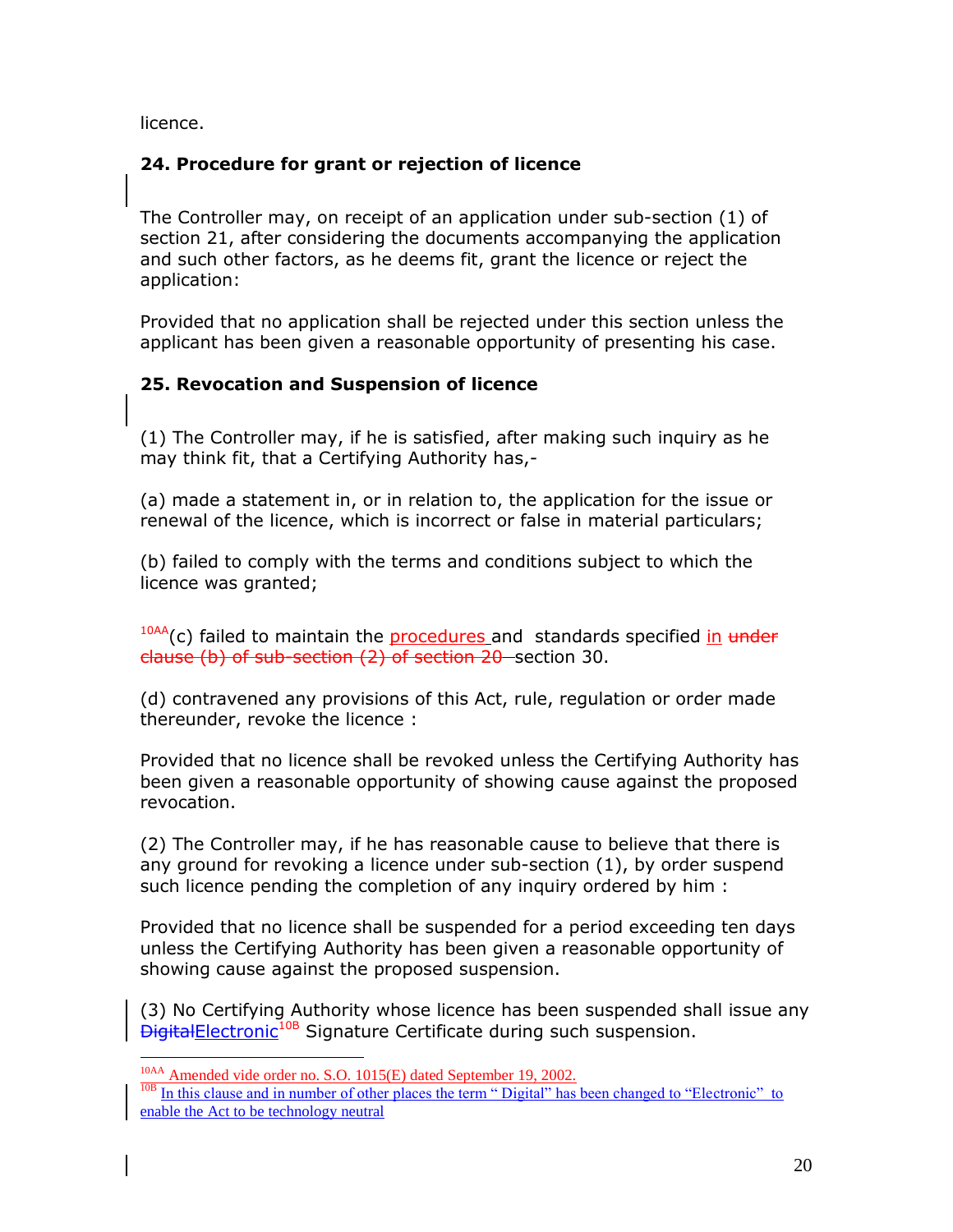licence.

### 24. Procedure for grant or rejection of licence

The Controller may, on receipt of an application under sub-section (1) of section 21, after considering the documents accompanying the application and such other factors, as he deems fit, grant the licence or reject the application:

Provided that no application shall be rejected under this section unless the applicant has been given a reasonable opportunity of presenting his case.

### 25. Revocation and Suspension of licence

(1) The Controller may, if he is satisfied, after making such inquiry as he may think fit, that a Certifying Authority has,-

(a) made a statement in, or in relation to, the application for the issue or renewal of the licence, which is incorrect or false in material particulars;

(b) failed to comply with the terms and conditions subject to which the licence was granted;

[10AA](c) failed to maintain the procedures and standards specified in ~~under clause (b) of sub-section (2) of section 20~~ section 30.

(d) contravened any provisions of this Act, rule, regulation or order made thereunder, revoke the licence :

Provided that no licence shall be revoked unless the Certifying Authority has been given a reasonable opportunity of showing cause against the proposed revocation.

(2) The Controller may, if he has reasonable cause to believe that there is any ground for revoking a licence under sub-section (1), by order suspend such licence pending the completion of any inquiry ordered by him :

Provided that no licence shall be suspended for a period exceeding ten days unless the Certifying Authority has been given a reasonable opportunity of showing cause against the proposed suspension.

(3) No Certifying Authority whose licence has been suspended shall issue any ~~Digital~~Electronic[10B] Signature Certificate during such suspension.

---

[10AA] Amended vide order no. S.O. 1015(E) dated September 19, 2002.

[10B] In this clause and in number of other places the term " Digital" has been changed to "Electronic" to enable the Act to be technology neutral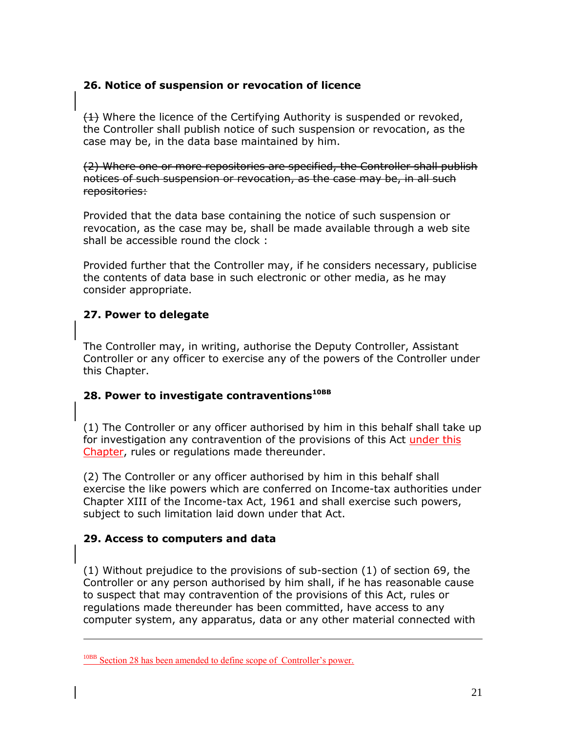### 26. Notice of suspension or revocation of licence

~~(1)~~ Where the licence of the Certifying Authority is suspended or revoked, the Controller shall publish notice of such suspension or revocation, as the case may be, in the data base maintained by him.

~~(2) Where one or more repositories are specified, the Controller shall publish notices of such suspension or revocation, as the case may be, in all such repositories:~~

Provided that the data base containing the notice of such suspension or revocation, as the case may be, shall be made available through a web site shall be accessible round the clock :

Provided further that the Controller may, if he considers necessary, publicise the contents of data base in such electronic or other media, as he may consider appropriate.

### 27. Power to delegate

The Controller may, in writing, authorise the Deputy Controller, Assistant Controller or any officer to exercise any of the powers of the Controller under this Chapter.

### 28. Power to investigate contraventions[10BB]

(1) The Controller or any officer authorised by him in this behalf shall take up for investigation any contravention of the provisions of this Act under this Chapter, rules or regulations made thereunder.

(2) The Controller or any officer authorised by him in this behalf shall exercise the like powers which are conferred on Income-tax authorities under Chapter XIII of the Income-tax Act, 1961 and shall exercise such powers, subject to such limitation laid down under that Act.

### 29. Access to computers and data

(1) Without prejudice to the provisions of sub-section (1) of section 69, the Controller or any person authorised by him shall, if he has reasonable cause to suspect that may contravention of the provisions of this Act, rules or regulations made thereunder has been committed, have access to any computer system, any apparatus, data or any other material connected with

---

[10BB] Section 28 has been amended to define scope of Controller's power.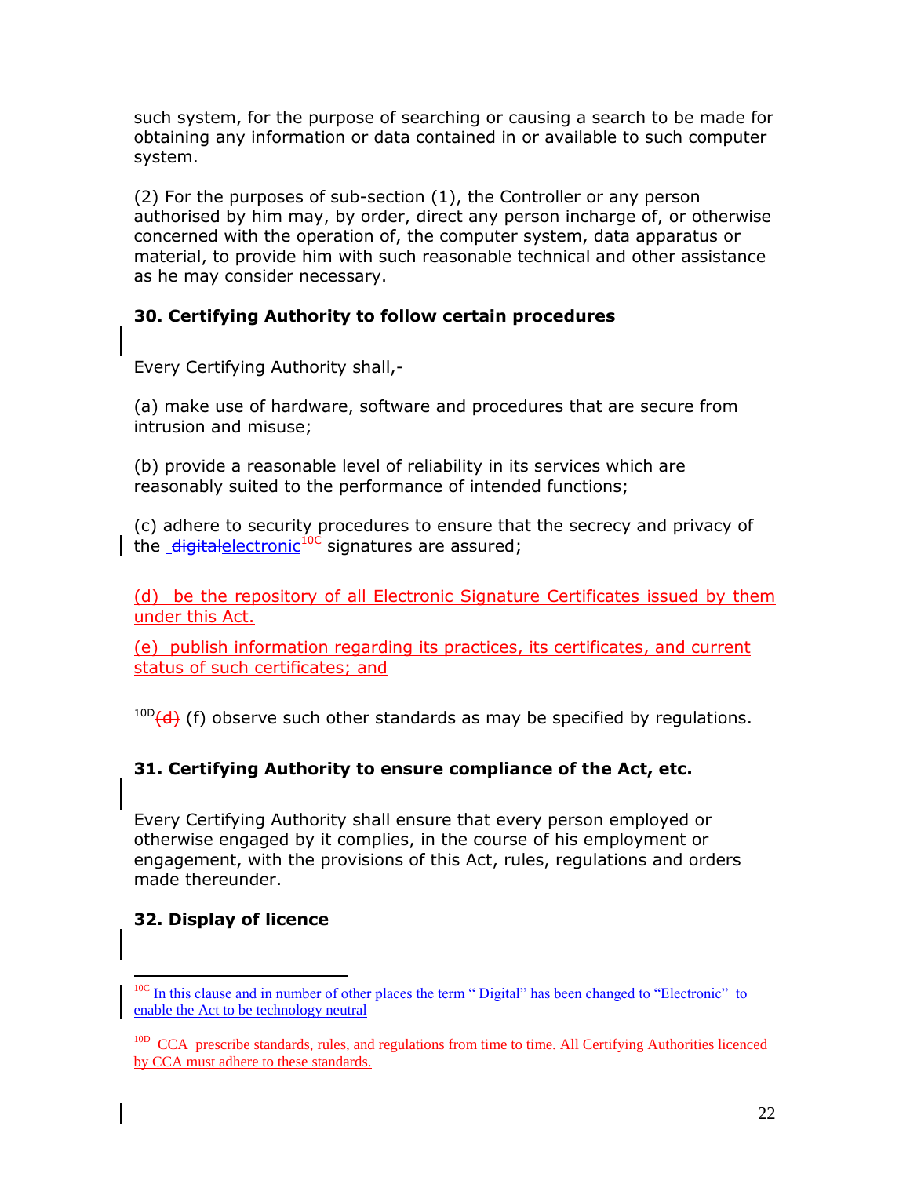such system, for the purpose of searching or causing a search to be made for obtaining any information or data contained in or available to such computer system.

(2) For the purposes of sub-section (1), the Controller or any person authorised by him may, by order, direct any person incharge of, or otherwise concerned with the operation of, the computer system, data apparatus or material, to provide him with such reasonable technical and other assistance as he may consider necessary.

**30. Certifying Authority to follow certain procedures**

Every Certifying Authority shall,-

(a) make use of hardware, software and procedures that are secure from intrusion and misuse;

(b) provide a reasonable level of reliability in its services which are reasonably suited to the performance of intended functions;

(c) adhere to security procedures to ensure that the secrecy and privacy of the ~~digital~~electronic[10C] signatures are assured;

(d) be the repository of all Electronic Signature Certificates issued by them under this Act.

(e) publish information regarding its practices, its certificates, and current status of such certificates; and

[10D]~~(d)~~ (f) observe such other standards as may be specified by regulations.

**31. Certifying Authority to ensure compliance of the Act, etc.**

Every Certifying Authority shall ensure that every person employed or otherwise engaged by it complies, in the course of his employment or engagement, with the provisions of this Act, rules, regulations and orders made thereunder.

**32. Display of licence**

---

[10C] In this clause and in number of other places the term " Digital" has been changed to "Electronic" to enable the Act to be technology neutral

[10D] CCA prescribe standards, rules, and regulations from time to time. All Certifying Authorities licenced by CCA must adhere to these standards.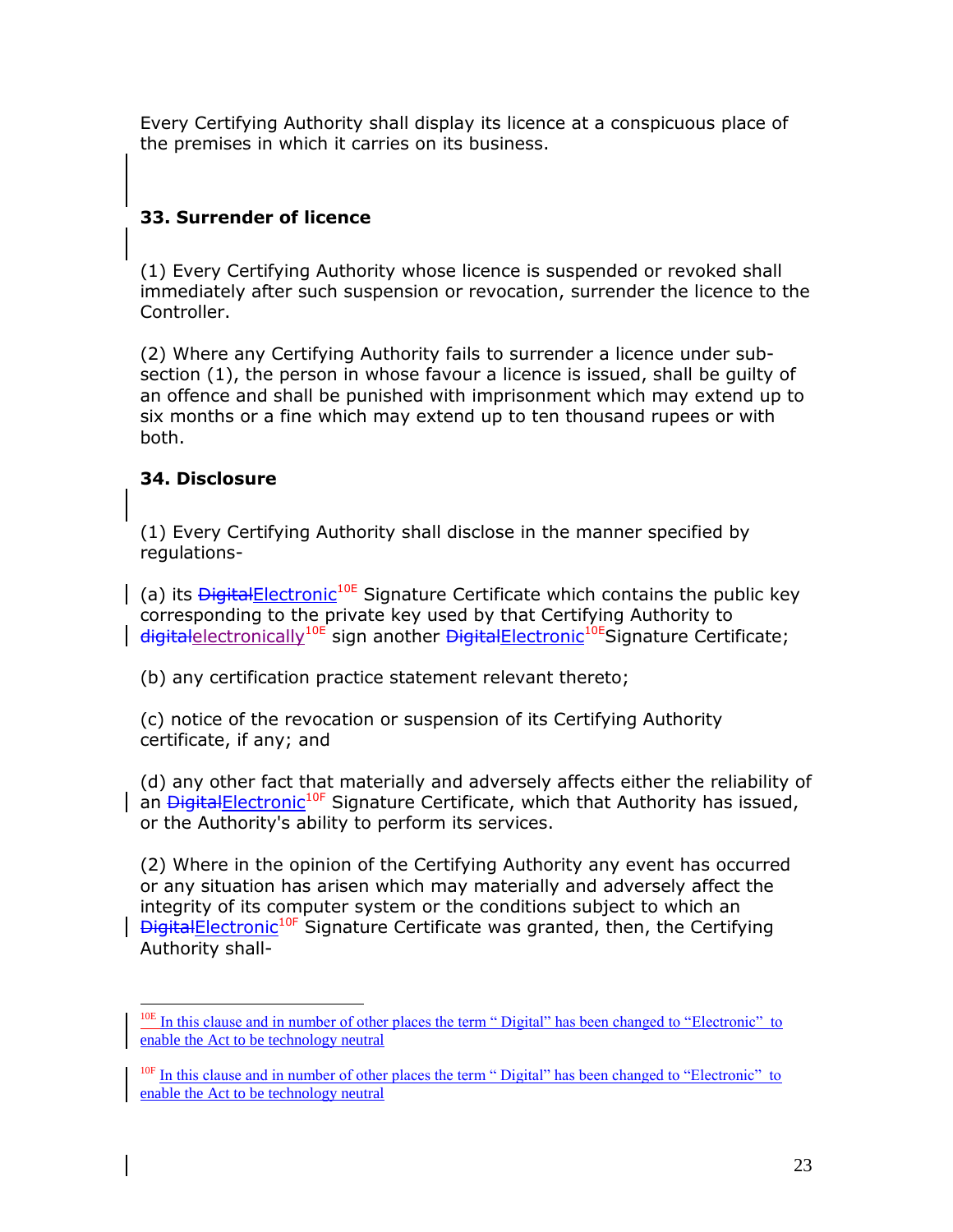Every Certifying Authority shall display its licence at a conspicuous place of the premises in which it carries on its business.

**33. Surrender of licence**

(1) Every Certifying Authority whose licence is suspended or revoked shall immediately after such suspension or revocation, surrender the licence to the Controller.

(2) Where any Certifying Authority fails to surrender a licence under sub-section (1), the person in whose favour a licence is issued, shall be guilty of an offence and shall be punished with imprisonment which may extend up to six months or a fine which may extend up to ten thousand rupees or with both.

**34. Disclosure**

(1) Every Certifying Authority shall disclose in the manner specified by regulations-

(a) its ~~Digital~~Electronic[10E] Signature Certificate which contains the public key corresponding to the private key used by that Certifying Authority to ~~digital~~electronically[10E] sign another ~~Digital~~Electronic[10E] Signature Certificate;

(b) any certification practice statement relevant thereto;

(c) notice of the revocation or suspension of its Certifying Authority certificate, if any; and

(d) any other fact that materially and adversely affects either the reliability of an ~~Digital~~Electronic[10F] Signature Certificate, which that Authority has issued, or the Authority's ability to perform its services.

(2) Where in the opinion of the Certifying Authority any event has occurred or any situation has arisen which may materially and adversely affect the integrity of its computer system or the conditions subject to which an ~~Digital~~Electronic[10F] Signature Certificate was granted, then, the Certifying Authority shall-

---

[10E] In this clause and in number of other places the term " Digital" has been changed to "Electronic" to enable the Act to be technology neutral

[10F] In this clause and in number of other places the term " Digital" has been changed to "Electronic" to enable the Act to be technology neutral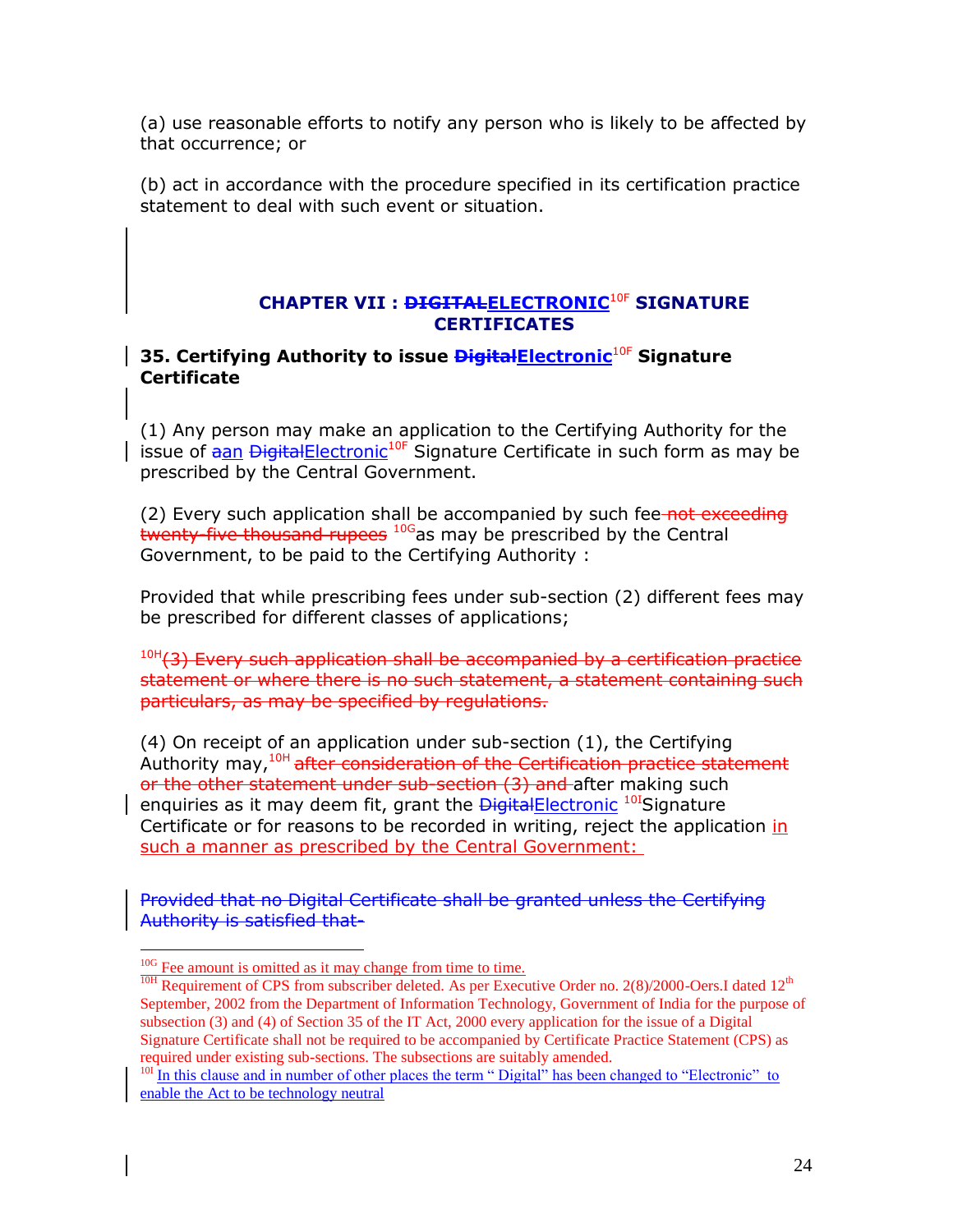(a) use reasonable efforts to notify any person who is likely to be affected by that occurrence; or

(b) act in accordance with the procedure specified in its certification practice statement to deal with such event or situation.

## CHAPTER VII : ~~DIGITAL~~ELECTRONIC[10F] SIGNATURE CERTIFICATES

### 35. Certifying Authority to issue ~~Digital~~Electronic[10F] Signature Certificate

(1) Any person may make an application to the Certifying Authority for the issue of ~~a~~an ~~Digital~~Electronic[10F] Signature Certificate in such form as may be prescribed by the Central Government.

(2) Every such application shall be accompanied by such fee ~~not exceeding twenty-five thousand rupees~~ [10G]as may be prescribed by the Central Government, to be paid to the Certifying Authority :

Provided that while prescribing fees under sub-section (2) different fees may be prescribed for different classes of applications;

[10H]~~(3) Every such application shall be accompanied by a certification practice statement or where there is no such statement, a statement containing such particulars, as may be specified by regulations.~~

(4) On receipt of an application under sub-section (1), the Certifying Authority may,[10H] ~~after consideration of the Certification practice statement or the other statement under sub-section (3) and~~ after making such enquiries as it may deem fit, grant the ~~Digital~~Electronic [10I]Signature Certificate or for reasons to be recorded in writing, reject the application in such a manner as prescribed by the Central Government:

~~Provided that no Digital Certificate shall be granted unless the Certifying Authority is satisfied that-~~

---

[10G] Fee amount is omitted as it may change from time to time.

[10H] Requirement of CPS from subscriber deleted. As per Executive Order no. 2(8)/2000-Oers.I dated 12th September, 2002 from the Department of Information Technology, Government of India for the purpose of subsection (3) and (4) of Section 35 of the IT Act, 2000 every application for the issue of a Digital Signature Certificate shall not be required to be accompanied by Certificate Practice Statement (CPS) as required under existing sub-sections. The subsections are suitably amended.

[10I] In this clause and in number of other places the term " Digital" has been changed to "Electronic" to enable the Act to be technology neutral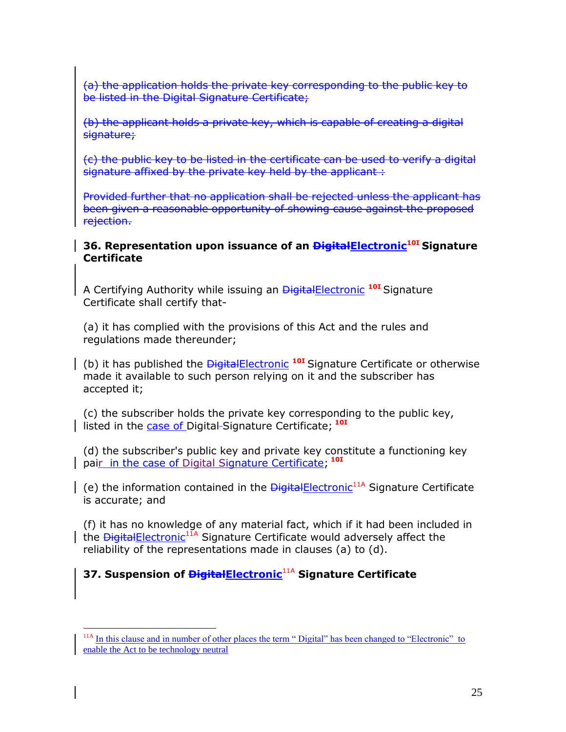~~(a) the application holds the private key corresponding to the public key to be listed in the Digital Signature Certificate;~~

~~(b) the applicant holds a private key, which is capable of creating a digital signature;~~

~~(c) the public key to be listed in the certificate can be used to verify a digital signature affixed by the private key held by the applicant :~~

~~Provided further that no application shall be rejected unless the applicant has been given a reasonable opportunity of showing cause against the proposed rejection.~~

### 36. Representation upon issuance of an ~~Digital~~Electronic[10I] Signature Certificate

A Certifying Authority while issuing an ~~Digital~~Electronic [10I] Signature Certificate shall certify that-

(a) it has complied with the provisions of this Act and the rules and regulations made thereunder;

(b) it has published the ~~Digital~~Electronic [10I] Signature Certificate or otherwise made it available to such person relying on it and the subscriber has accepted it;

(c) the subscriber holds the private key corresponding to the public key, listed in the case of Digital Signature Certificate; [10I]

(d) the subscriber's public key and private key constitute a functioning key pair in the case of Digital Signature Certificate; [10I]

(e) the information contained in the ~~Digital~~Electronic[11A] Signature Certificate is accurate; and

(f) it has no knowledge of any material fact, which if it had been included in the ~~Digital~~Electronic[11A] Signature Certificate would adversely affect the reliability of the representations made in clauses (a) to (d).

### 37. Suspension of ~~Digital~~Electronic[11A] Signature Certificate

---

[11A] In this clause and in number of other places the term " Digital" has been changed to "Electronic" to enable the Act to be technology neutral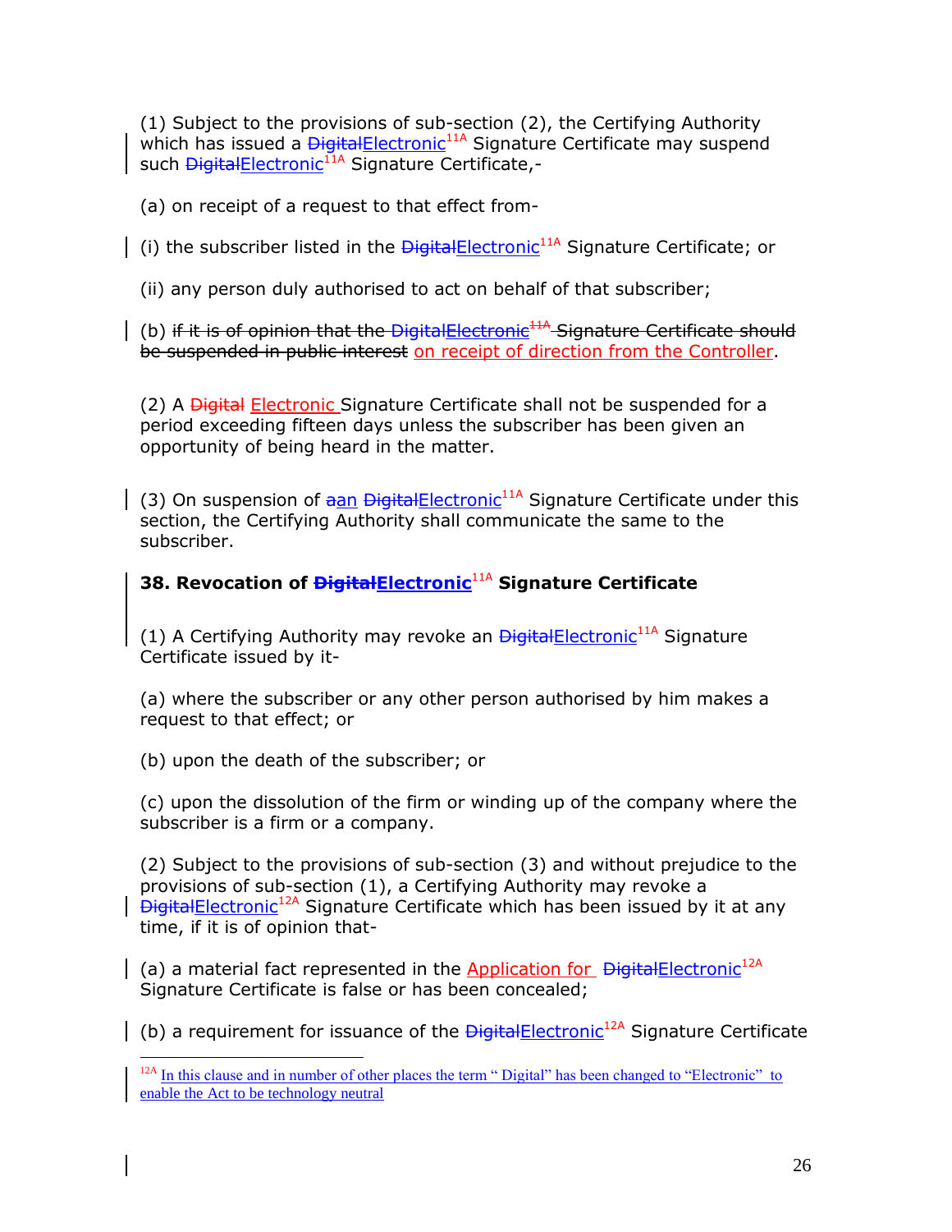(1) Subject to the provisions of sub-section (2), the Certifying Authority which has issued a ~~Digital~~Electronic[11A] Signature Certificate may suspend such ~~Digital~~Electronic[11A] Signature Certificate,-

(a) on receipt of a request to that effect from-

(i) the subscriber listed in the ~~Digital~~Electronic[11A] Signature Certificate; or

(ii) any person duly authorised to act on behalf of that subscriber;

(b) ~~if it is of opinion that the DigitalElectronic[11A] Signature Certificate should be suspended in public interest~~ on receipt of direction from the Controller.

(2) A ~~Digital~~ Electronic Signature Certificate shall not be suspended for a period exceeding fifteen days unless the subscriber has been given an opportunity of being heard in the matter.

(3) On suspension of ~~a~~an ~~Digital~~Electronic[11A] Signature Certificate under this section, the Certifying Authority shall communicate the same to the subscriber.

**38. Revocation of ~~Digital~~Electronic[11A] Signature Certificate**

(1) A Certifying Authority may revoke an ~~Digital~~Electronic[11A] Signature Certificate issued by it-

(a) where the subscriber or any other person authorised by him makes a request to that effect; or

(b) upon the death of the subscriber; or

(c) upon the dissolution of the firm or winding up of the company where the subscriber is a firm or a company.

(2) Subject to the provisions of sub-section (3) and without prejudice to the provisions of sub-section (1), a Certifying Authority may revoke a ~~Digital~~Electronic[12A] Signature Certificate which has been issued by it at any time, if it is of opinion that-

(a) a material fact represented in the Application for ~~Digital~~Electronic[12A] Signature Certificate is false or has been concealed;

(b) a requirement for issuance of the ~~Digital~~Electronic[12A] Signature Certificate

---

[12A] In this clause and in number of other places the term " Digital" has been changed to "Electronic" to enable the Act to be technology neutral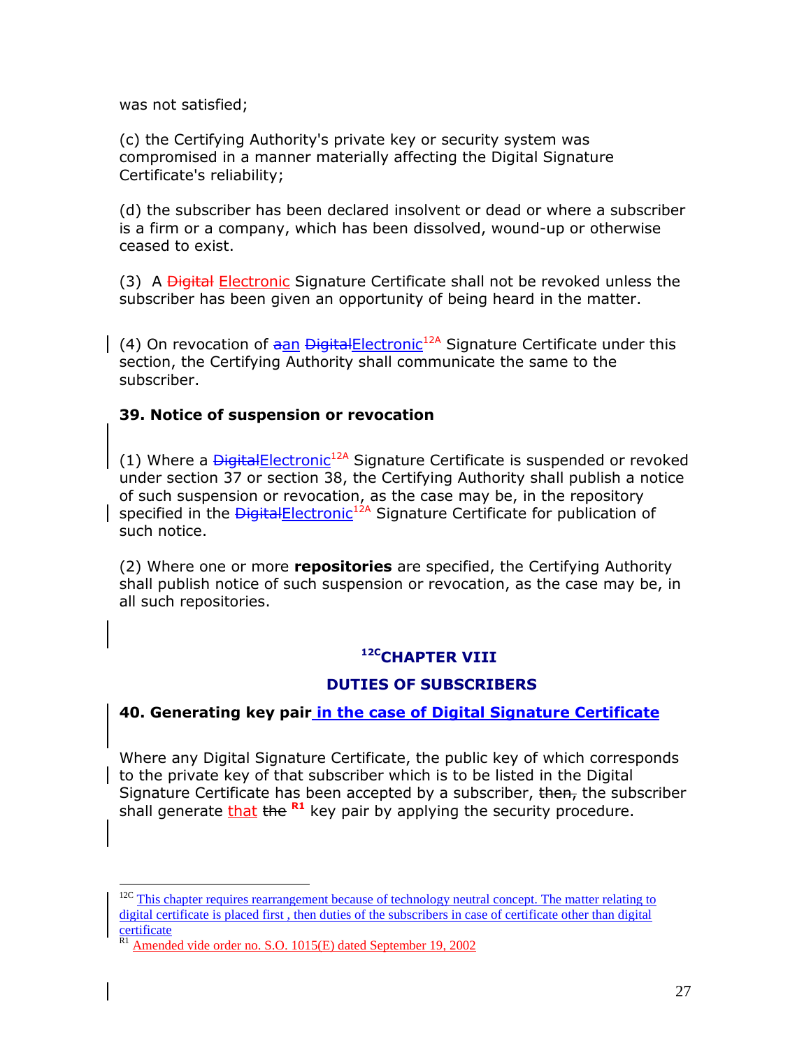was not satisfied;

(c) the Certifying Authority's private key or security system was compromised in a manner materially affecting the Digital Signature Certificate's reliability;

(d) the subscriber has been declared insolvent or dead or where a subscriber is a firm or a company, which has been dissolved, wound-up or otherwise ceased to exist.

(3) A ~~Digital~~ Electronic Signature Certificate shall not be revoked unless the subscriber has been given an opportunity of being heard in the matter.

(4) On revocation of ~~a~~an ~~Digital~~Electronic[12A] Signature Certificate under this section, the Certifying Authority shall communicate the same to the subscriber.

**39. Notice of suspension or revocation**

(1) Where a ~~Digital~~Electronic[12A] Signature Certificate is suspended or revoked under section 37 or section 38, the Certifying Authority shall publish a notice of such suspension or revocation, as the case may be, in the repository specified in the ~~Digital~~Electronic[12A] Signature Certificate for publication of such notice.

(2) Where one or more **repositories** are specified, the Certifying Authority shall publish notice of such suspension or revocation, as the case may be, in all such repositories.

## [12C]CHAPTER VIII

## DUTIES OF SUBSCRIBERS

**40. Generating key pair in the case of Digital Signature Certificate**

Where any Digital Signature Certificate, the public key of which corresponds to the private key of that subscriber which is to be listed in the Digital Signature Certificate has been accepted by a subscriber, ~~then,~~ the subscriber shall generate that ~~the~~ [R1] key pair by applying the security procedure.

---

[12C] This chapter requires rearrangement because of technology neutral concept. The matter relating to digital certificate is placed first , then duties of the subscribers in case of certificate other than digital certificate

[R1] Amended vide order no. S.O. 1015(E) dated September 19, 2002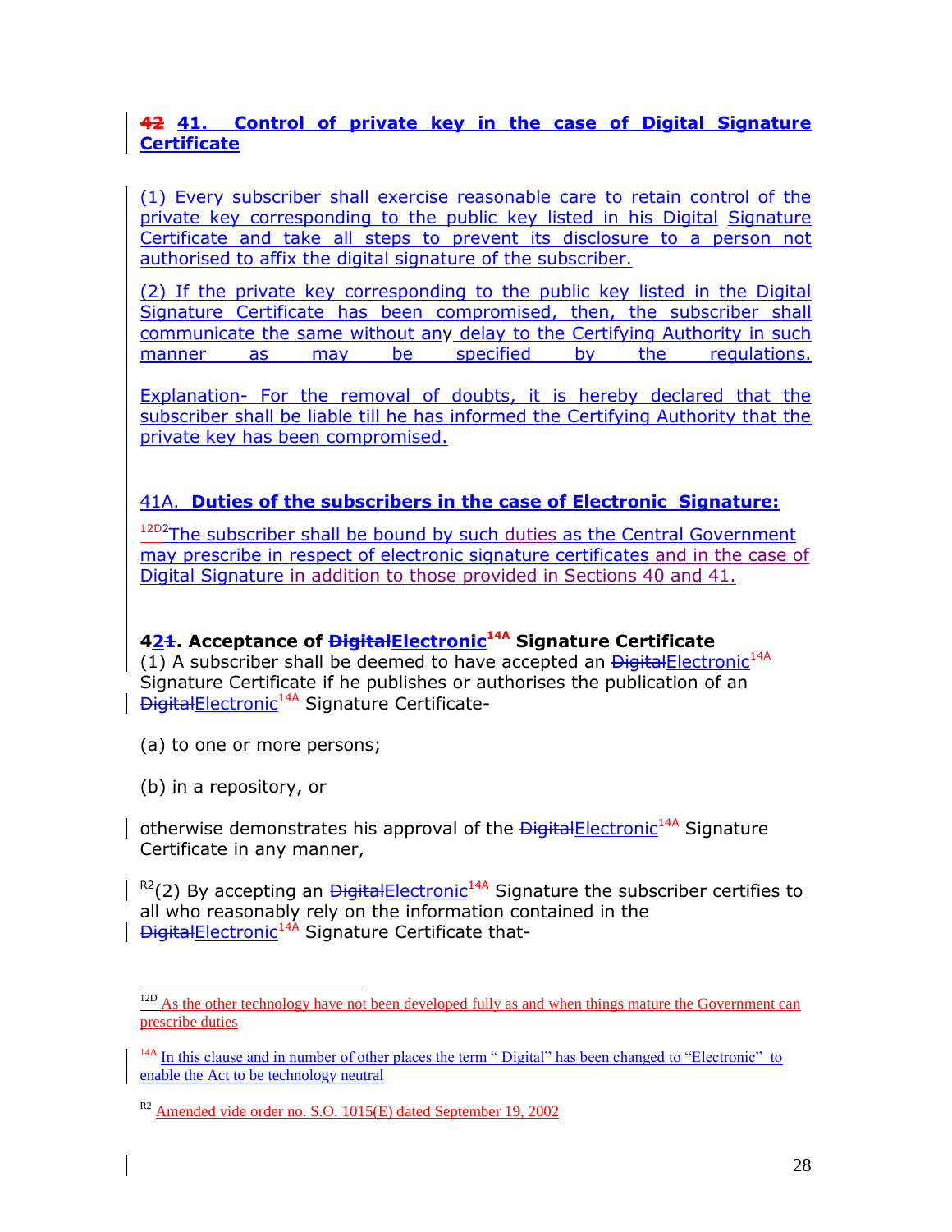### ~~42~~ 41. Control of private key in the case of Digital Signature Certificate

(1) Every subscriber shall exercise reasonable care to retain control of the private key corresponding to the public key listed in his Digital Signature Certificate and take all steps to prevent its disclosure to a person not authorised to affix the digital signature of the subscriber.

(2) If the private key corresponding to the public key listed in the Digital Signature Certificate has been compromised, then, the subscriber shall communicate the same without any delay to the Certifying Authority in such manner as may be specified by the regulations.

Explanation- For the removal of doubts, it is hereby declared that the subscriber shall be liable till he has informed the Certifying Authority that the private key has been compromised.

### 41A. Duties of the subscribers in the case of Electronic Signature:

[12D2]The subscriber shall be bound by such duties as the Central Government may prescribe in respect of electronic signature certificates and in the case of Digital Signature in addition to those provided in Sections 40 and 41.

### 42~~1~~. Acceptance of ~~Digital~~Electronic[14A] Signature Certificate

(1) A subscriber shall be deemed to have accepted an ~~Digital~~Electronic[14A] Signature Certificate if he publishes or authorises the publication of an ~~Digital~~Electronic[14A] Signature Certificate-

(a) to one or more persons;

(b) in a repository, or

otherwise demonstrates his approval of the ~~Digital~~Electronic[14A] Signature Certificate in any manner,

[R2](2) By accepting an ~~Digital~~Electronic[14A] Signature the subscriber certifies to all who reasonably rely on the information contained in the ~~Digital~~Electronic[14A] Signature Certificate that-

---

[12D] As the other technology have not been developed fully as and when things mature the Government can prescribe duties

[14A] In this clause and in number of other places the term " Digital" has been changed to "Electronic" to enable the Act to be technology neutral

[R2] Amended vide order no. S.O. 1015(E) dated September 19, 2002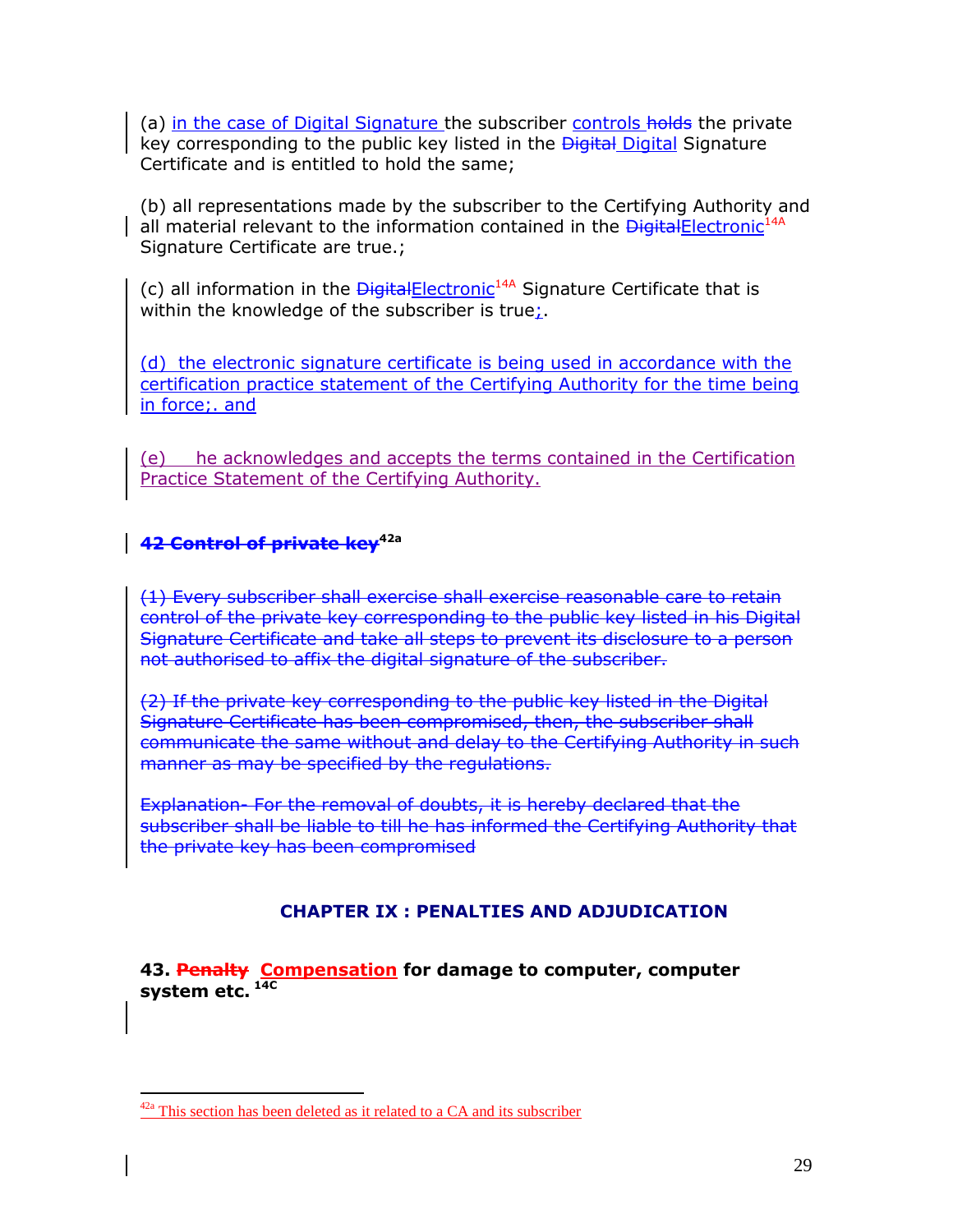(a) in the case of Digital Signature the subscriber controls ~~holds~~ the private key corresponding to the public key listed in the ~~Digital~~ Digital Signature Certificate and is entitled to hold the same;

(b) all representations made by the subscriber to the Certifying Authority and all material relevant to the information contained in the ~~Digital~~Electronic[14A] Signature Certificate are true.;

(c) all information in the ~~Digital~~Electronic[14A] Signature Certificate that is within the knowledge of the subscriber is true;.

(d) the electronic signature certificate is being used in accordance with the certification practice statement of the Certifying Authority for the time being in force;. and

(e) he acknowledges and accepts the terms contained in the Certification Practice Statement of the Certifying Authority.

### ~~42 Control of private key~~[42a]

~~(1) Every subscriber shall exercise shall exercise reasonable care to retain control of the private key corresponding to the public key listed in his Digital Signature Certificate and take all steps to prevent its disclosure to a person not authorised to affix the digital signature of the subscriber.~~

~~(2) If the private key corresponding to the public key listed in the Digital Signature Certificate has been compromised, then, the subscriber shall communicate the same without and delay to the Certifying Authority in such manner as may be specified by the regulations.~~

~~Explanation- For the removal of doubts, it is hereby declared that the subscriber shall be liable to till he has informed the Certifying Authority that the private key has been compromised~~

## CHAPTER IX : PENALTIES AND ADJUDICATION

### 43. ~~Penalty~~ Compensation for damage to computer, computer system etc. [14C]

---

[42a] This section has been deleted as it related to a CA and its subscriber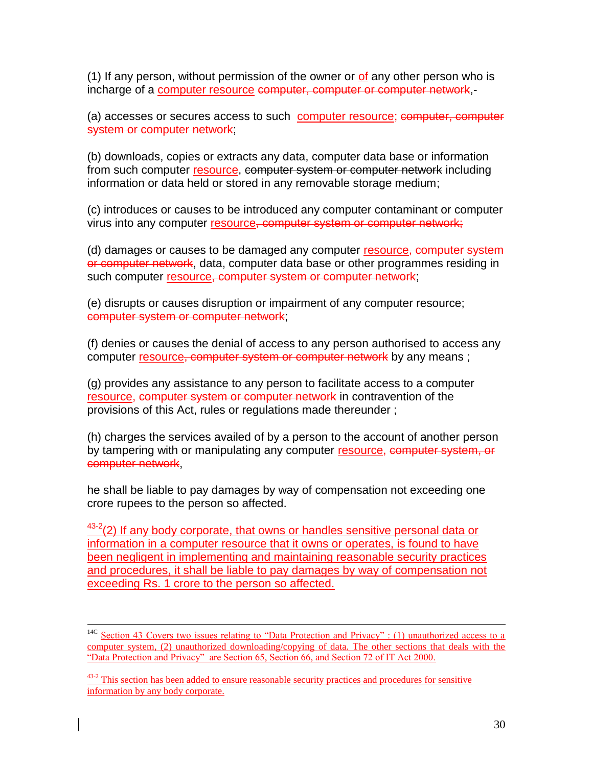(1) If any person, without permission of the owner or of any other person who is incharge of a computer resource ~~computer, computer or computer network~~,-

(a) accesses or secures access to such computer resource; ~~computer, computer system or computer network~~;

(b) downloads, copies or extracts any data, computer data base or information from such computer resource, ~~computer system or computer network~~ including information or data held or stored in any removable storage medium;

(c) introduces or causes to be introduced any computer contaminant or computer virus into any computer resource~~, computer system or computer network;~~

(d) damages or causes to be damaged any computer resource~~, computer system or computer network~~, data, computer data base or other programmes residing in such computer resource~~, computer system or computer network~~;

(e) disrupts or causes disruption or impairment of any computer resource; ~~computer system or computer network~~;

(f) denies or causes the denial of access to any person authorised to access any computer resource~~, computer system or computer network~~ by any means ;

(g) provides any assistance to any person to facilitate access to a computer resource, ~~computer system or computer network~~ in contravention of the provisions of this Act, rules or regulations made thereunder ;

(h) charges the services availed of by a person to the account of another person by tampering with or manipulating any computer resource, ~~computer system, or computer network~~,

he shall be liable to pay damages by way of compensation not exceeding one crore rupees to the person so affected.

[43-2](2) If any body corporate, that owns or handles sensitive personal data or information in a computer resource that it owns or operates, is found to have been negligent in implementing and maintaining reasonable security practices and procedures, it shall be liable to pay damages by way of compensation not exceeding Rs. 1 crore to the person so affected.

---

[14C] Section 43 Covers two issues relating to "Data Protection and Privacy" : (1) unauthorized access to a computer system, (2) unauthorized downloading/copying of data. The other sections that deals with the "Data Protection and Privacy" are Section 65, Section 66, and Section 72 of IT Act 2000.

[43-2] This section has been added to ensure reasonable security practices and procedures for sensitive information by any body corporate.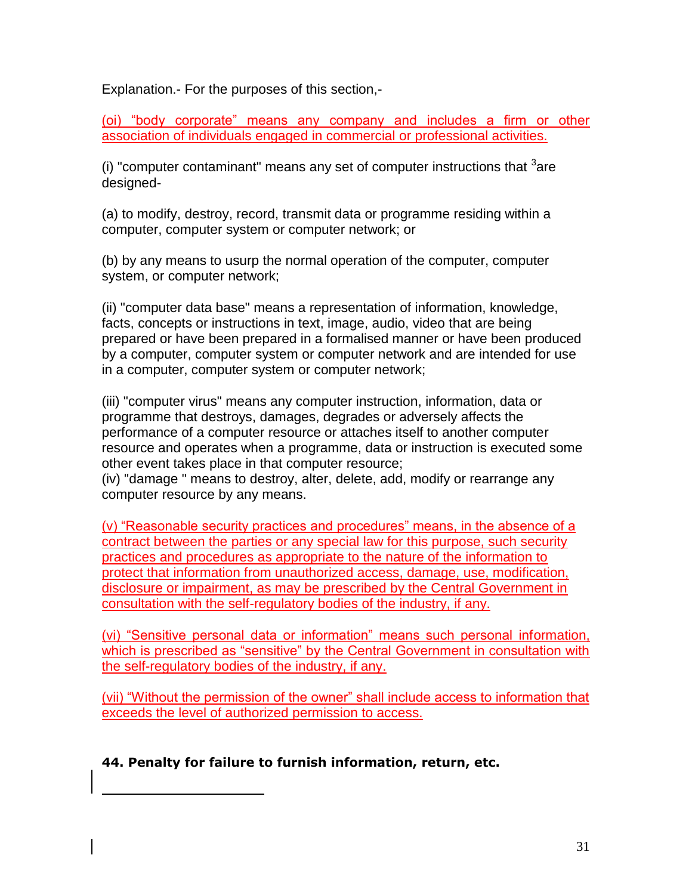Explanation.- For the purposes of this section,-

(oi) "body corporate" means any company and includes a firm or other association of individuals engaged in commercial or professional activities.

(i) "computer contaminant" means any set of computer instructions that [3]are designed-

(a) to modify, destroy, record, transmit data or programme residing within a computer, computer system or computer network; or

(b) by any means to usurp the normal operation of the computer, computer system, or computer network;

(ii) "computer data base" means a representation of information, knowledge, facts, concepts or instructions in text, image, audio, video that are being prepared or have been prepared in a formalised manner or have been produced by a computer, computer system or computer network and are intended for use in a computer, computer system or computer network;

(iii) "computer virus" means any computer instruction, information, data or programme that destroys, damages, degrades or adversely affects the performance of a computer resource or attaches itself to another computer resource and operates when a programme, data or instruction is executed some other event takes place in that computer resource;

(iv) "damage " means to destroy, alter, delete, add, modify or rearrange any computer resource by any means.

(v) "Reasonable security practices and procedures" means, in the absence of a contract between the parties or any special law for this purpose, such security practices and procedures as appropriate to the nature of the information to protect that information from unauthorized access, damage, use, modification, disclosure or impairment, as may be prescribed by the Central Government in consultation with the self-regulatory bodies of the industry, if any.

(vi) "Sensitive personal data or information" means such personal information, which is prescribed as "sensitive" by the Central Government in consultation with the self-regulatory bodies of the industry, if any.

(vii) "Without the permission of the owner" shall include access to information that exceeds the level of authorized permission to access.

**44. Penalty for failure to furnish information, return, etc.**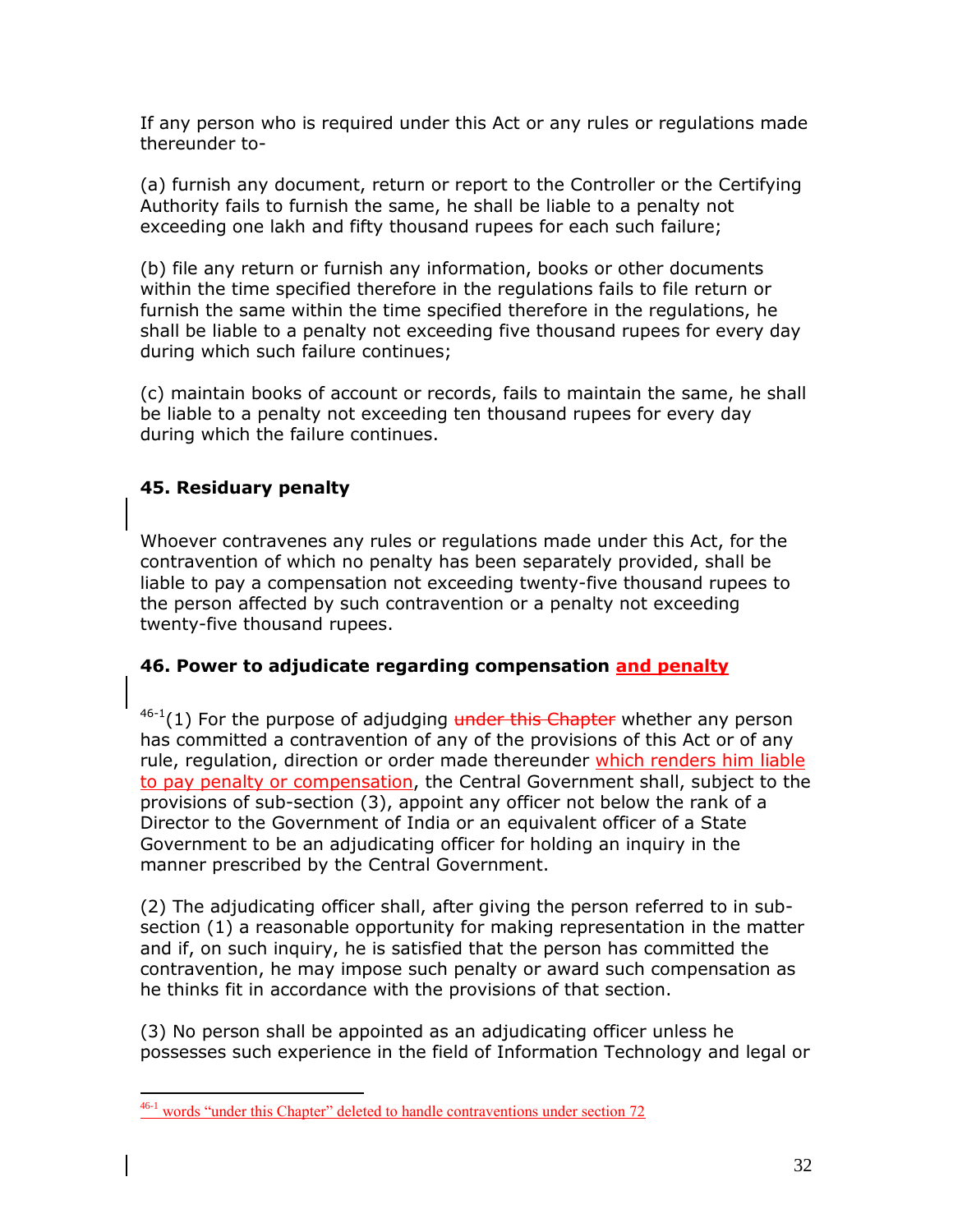If any person who is required under this Act or any rules or regulations made thereunder to-

(a) furnish any document, return or report to the Controller or the Certifying Authority fails to furnish the same, he shall be liable to a penalty not exceeding one lakh and fifty thousand rupees for each such failure;

(b) file any return or furnish any information, books or other documents within the time specified therefore in the regulations fails to file return or furnish the same within the time specified therefore in the regulations, he shall be liable to a penalty not exceeding five thousand rupees for every day during which such failure continues;

(c) maintain books of account or records, fails to maintain the same, he shall be liable to a penalty not exceeding ten thousand rupees for every day during which the failure continues.

**45. Residuary penalty**

Whoever contravenes any rules or regulations made under this Act, for the contravention of which no penalty has been separately provided, shall be liable to pay a compensation not exceeding twenty-five thousand rupees to the person affected by such contravention or a penalty not exceeding twenty-five thousand rupees.

**46. Power to adjudicate regarding compensation and penalty**

[46-1](1) For the purpose of adjudging ~~under this Chapter~~ whether any person has committed a contravention of any of the provisions of this Act or of any rule, regulation, direction or order made thereunder which renders him liable to pay penalty or compensation, the Central Government shall, subject to the provisions of sub-section (3), appoint any officer not below the rank of a Director to the Government of India or an equivalent officer of a State Government to be an adjudicating officer for holding an inquiry in the manner prescribed by the Central Government.

(2) The adjudicating officer shall, after giving the person referred to in sub-section (1) a reasonable opportunity for making representation in the matter and if, on such inquiry, he is satisfied that the person has committed the contravention, he may impose such penalty or award such compensation as he thinks fit in accordance with the provisions of that section.

(3) No person shall be appointed as an adjudicating officer unless he possesses such experience in the field of Information Technology and legal or

[46-1] words "under this Chapter" deleted to handle contraventions under section 72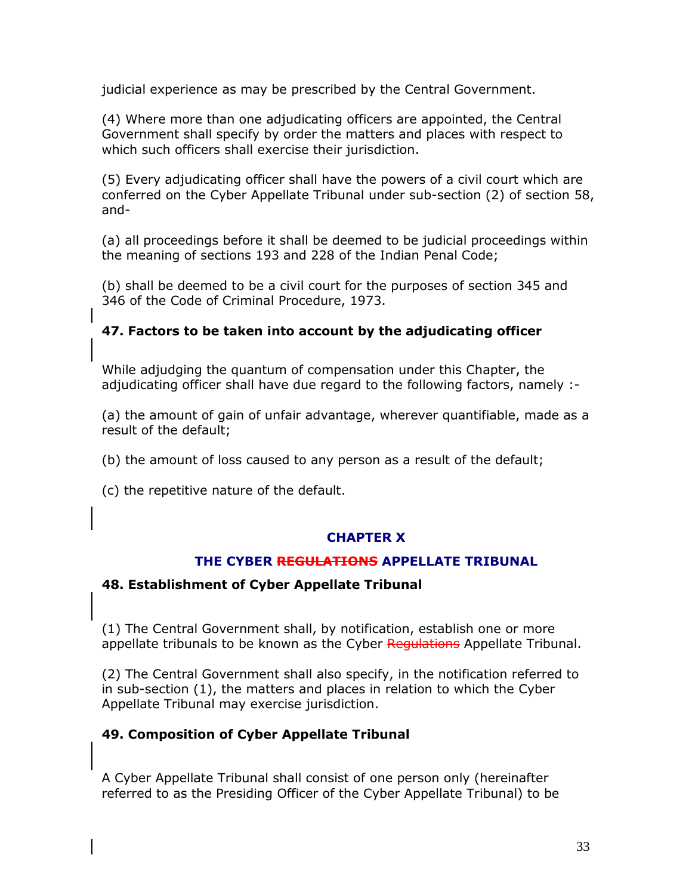judicial experience as may be prescribed by the Central Government.

(4) Where more than one adjudicating officers are appointed, the Central Government shall specify by order the matters and places with respect to which such officers shall exercise their jurisdiction.

(5) Every adjudicating officer shall have the powers of a civil court which are conferred on the Cyber Appellate Tribunal under sub-section (2) of section 58, and-

(a) all proceedings before it shall be deemed to be judicial proceedings within the meaning of sections 193 and 228 of the Indian Penal Code;

(b) shall be deemed to be a civil court for the purposes of section 345 and 346 of the Code of Criminal Procedure, 1973.

**47. Factors to be taken into account by the adjudicating officer**

While adjudging the quantum of compensation under this Chapter, the adjudicating officer shall have due regard to the following factors, namely :-

(a) the amount of gain of unfair advantage, wherever quantifiable, made as a result of the default;

(b) the amount of loss caused to any person as a result of the default;

(c) the repetitive nature of the default.

## CHAPTER X

## THE CYBER ~~REGULATIONS~~ APPELLATE TRIBUNAL

**48. Establishment of Cyber Appellate Tribunal**

(1) The Central Government shall, by notification, establish one or more appellate tribunals to be known as the Cyber ~~Regulations~~ Appellate Tribunal.

(2) The Central Government shall also specify, in the notification referred to in sub-section (1), the matters and places in relation to which the Cyber Appellate Tribunal may exercise jurisdiction.

**49. Composition of Cyber Appellate Tribunal**

A Cyber Appellate Tribunal shall consist of one person only (hereinafter referred to as the Presiding Officer of the Cyber Appellate Tribunal) to be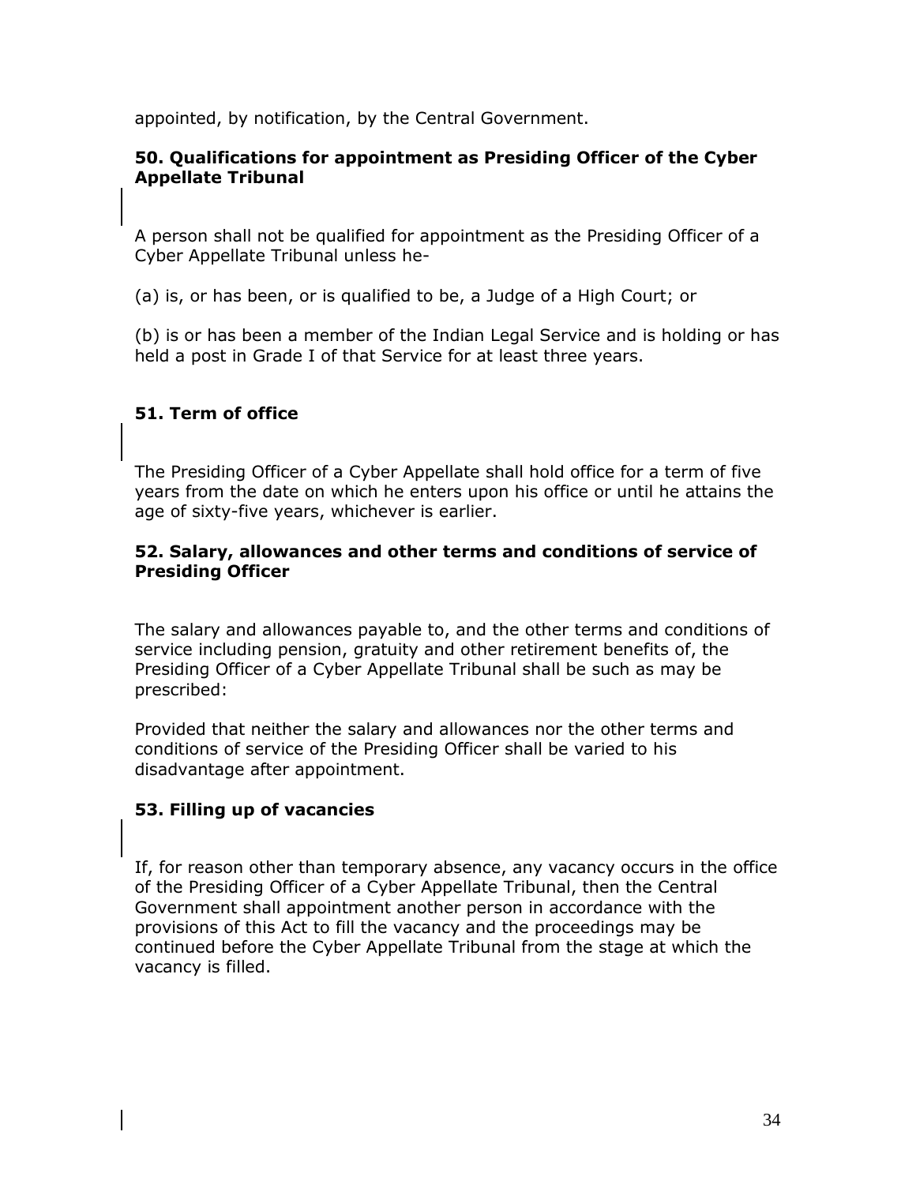appointed, by notification, by the Central Government.

### 50. Qualifications for appointment as Presiding Officer of the Cyber Appellate Tribunal

A person shall not be qualified for appointment as the Presiding Officer of a Cyber Appellate Tribunal unless he-

(a) is, or has been, or is qualified to be, a Judge of a High Court; or

(b) is or has been a member of the Indian Legal Service and is holding or has held a post in Grade I of that Service for at least three years.

### 51. Term of office

The Presiding Officer of a Cyber Appellate shall hold office for a term of five years from the date on which he enters upon his office or until he attains the age of sixty-five years, whichever is earlier.

### 52. Salary, allowances and other terms and conditions of service of Presiding Officer

The salary and allowances payable to, and the other terms and conditions of service including pension, gratuity and other retirement benefits of, the Presiding Officer of a Cyber Appellate Tribunal shall be such as may be prescribed:

Provided that neither the salary and allowances nor the other terms and conditions of service of the Presiding Officer shall be varied to his disadvantage after appointment.

### 53. Filling up of vacancies

If, for reason other than temporary absence, any vacancy occurs in the office of the Presiding Officer of a Cyber Appellate Tribunal, then the Central Government shall appointment another person in accordance with the provisions of this Act to fill the vacancy and the proceedings may be continued before the Cyber Appellate Tribunal from the stage at which the vacancy is filled.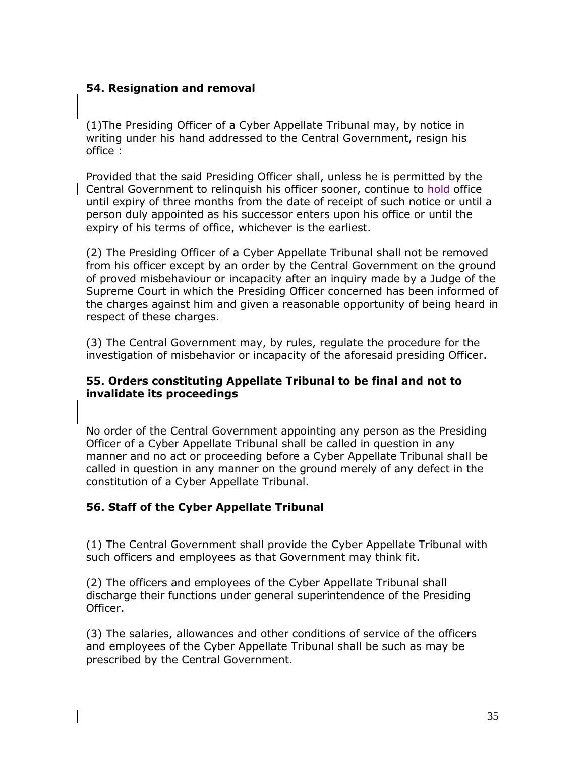### 54. Resignation and removal

(1)The Presiding Officer of a Cyber Appellate Tribunal may, by notice in writing under his hand addressed to the Central Government, resign his office :

Provided that the said Presiding Officer shall, unless he is permitted by the Central Government to relinquish his officer sooner, continue to hold office until expiry of three months from the date of receipt of such notice or until a person duly appointed as his successor enters upon his office or until the expiry of his terms of office, whichever is the earliest.

(2) The Presiding Officer of a Cyber Appellate Tribunal shall not be removed from his officer except by an order by the Central Government on the ground of proved misbehaviour or incapacity after an inquiry made by a Judge of the Supreme Court in which the Presiding Officer concerned has been informed of the charges against him and given a reasonable opportunity of being heard in respect of these charges.

(3) The Central Government may, by rules, regulate the procedure for the investigation of misbehavior or incapacity of the aforesaid presiding Officer.

### 55. Orders constituting Appellate Tribunal to be final and not to invalidate its proceedings

No order of the Central Government appointing any person as the Presiding Officer of a Cyber Appellate Tribunal shall be called in question in any manner and no act or proceeding before a Cyber Appellate Tribunal shall be called in question in any manner on the ground merely of any defect in the constitution of a Cyber Appellate Tribunal.

### 56. Staff of the Cyber Appellate Tribunal

(1) The Central Government shall provide the Cyber Appellate Tribunal with such officers and employees as that Government may think fit.

(2) The officers and employees of the Cyber Appellate Tribunal shall discharge their functions under general superintendence of the Presiding Officer.

(3) The salaries, allowances and other conditions of service of the officers and employees of the Cyber Appellate Tribunal shall be such as may be prescribed by the Central Government.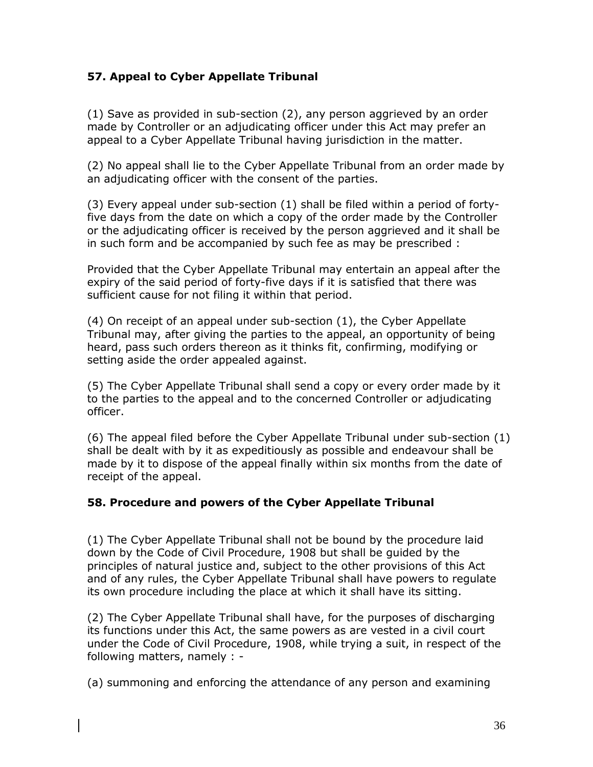### 57. Appeal to Cyber Appellate Tribunal

(1) Save as provided in sub-section (2), any person aggrieved by an order made by Controller or an adjudicating officer under this Act may prefer an appeal to a Cyber Appellate Tribunal having jurisdiction in the matter.

(2) No appeal shall lie to the Cyber Appellate Tribunal from an order made by an adjudicating officer with the consent of the parties.

(3) Every appeal under sub-section (1) shall be filed within a period of forty-five days from the date on which a copy of the order made by the Controller or the adjudicating officer is received by the person aggrieved and it shall be in such form and be accompanied by such fee as may be prescribed :

Provided that the Cyber Appellate Tribunal may entertain an appeal after the expiry of the said period of forty-five days if it is satisfied that there was sufficient cause for not filing it within that period.

(4) On receipt of an appeal under sub-section (1), the Cyber Appellate Tribunal may, after giving the parties to the appeal, an opportunity of being heard, pass such orders thereon as it thinks fit, confirming, modifying or setting aside the order appealed against.

(5) The Cyber Appellate Tribunal shall send a copy or every order made by it to the parties to the appeal and to the concerned Controller or adjudicating officer.

(6) The appeal filed before the Cyber Appellate Tribunal under sub-section (1) shall be dealt with by it as expeditiously as possible and endeavour shall be made by it to dispose of the appeal finally within six months from the date of receipt of the appeal.

### 58. Procedure and powers of the Cyber Appellate Tribunal

(1) The Cyber Appellate Tribunal shall not be bound by the procedure laid down by the Code of Civil Procedure, 1908 but shall be guided by the principles of natural justice and, subject to the other provisions of this Act and of any rules, the Cyber Appellate Tribunal shall have powers to regulate its own procedure including the place at which it shall have its sitting.

(2) The Cyber Appellate Tribunal shall have, for the purposes of discharging its functions under this Act, the same powers as are vested in a civil court under the Code of Civil Procedure, 1908, while trying a suit, in respect of the following matters, namely : -

(a) summoning and enforcing the attendance of any person and examining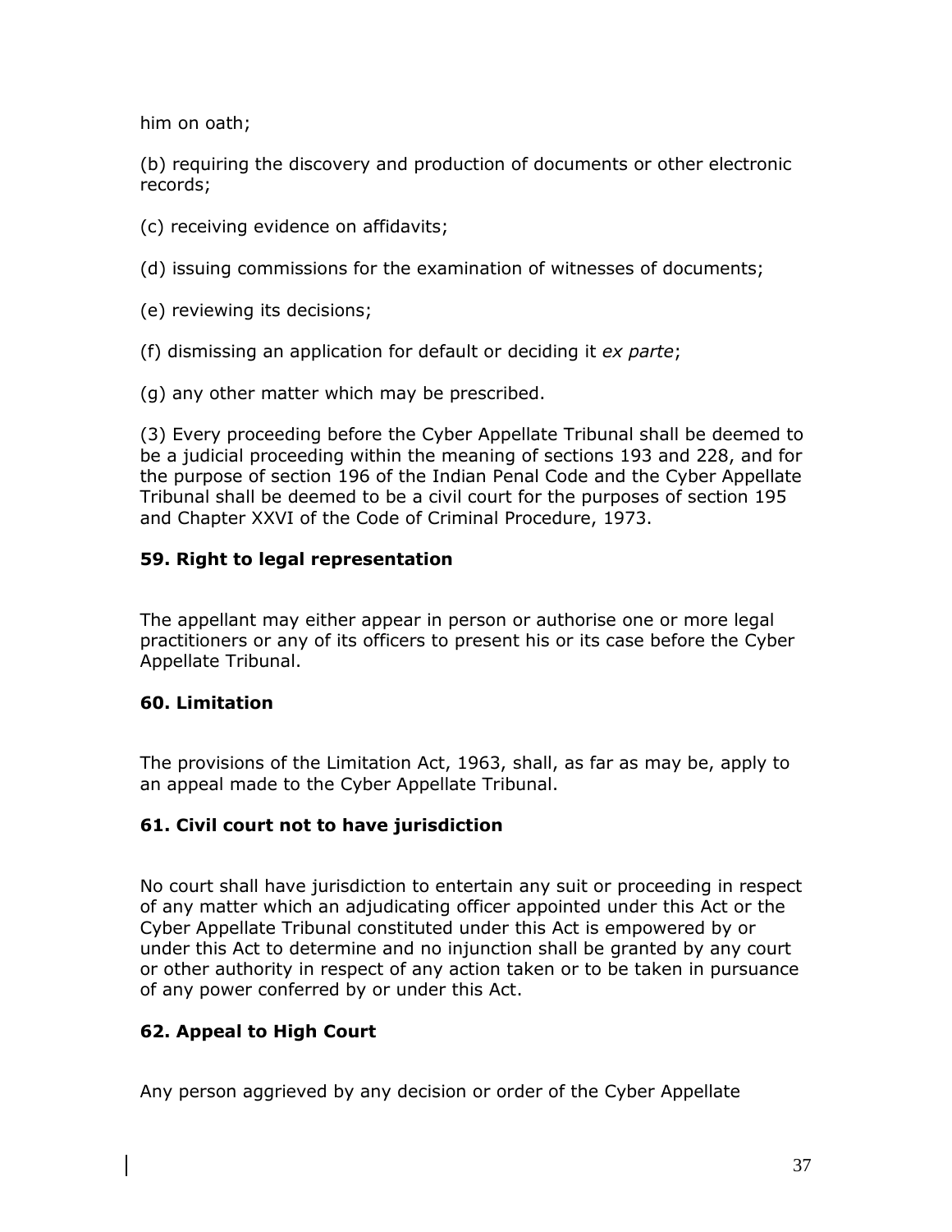him on oath;

(b) requiring the discovery and production of documents or other electronic records;

(c) receiving evidence on affidavits;

(d) issuing commissions for the examination of witnesses of documents;

(e) reviewing its decisions;

(f) dismissing an application for default or deciding it *ex parte*;

(g) any other matter which may be prescribed.

(3) Every proceeding before the Cyber Appellate Tribunal shall be deemed to be a judicial proceeding within the meaning of sections 193 and 228, and for the purpose of section 196 of the Indian Penal Code and the Cyber Appellate Tribunal shall be deemed to be a civil court for the purposes of section 195 and Chapter XXVI of the Code of Criminal Procedure, 1973.

### 59. Right to legal representation

The appellant may either appear in person or authorise one or more legal practitioners or any of its officers to present his or its case before the Cyber Appellate Tribunal.

### 60. Limitation

The provisions of the Limitation Act, 1963, shall, as far as may be, apply to an appeal made to the Cyber Appellate Tribunal.

### 61. Civil court not to have jurisdiction

No court shall have jurisdiction to entertain any suit or proceeding in respect of any matter which an adjudicating officer appointed under this Act or the Cyber Appellate Tribunal constituted under this Act is empowered by or under this Act to determine and no injunction shall be granted by any court or other authority in respect of any action taken or to be taken in pursuance of any power conferred by or under this Act.

### 62. Appeal to High Court

Any person aggrieved by any decision or order of the Cyber Appellate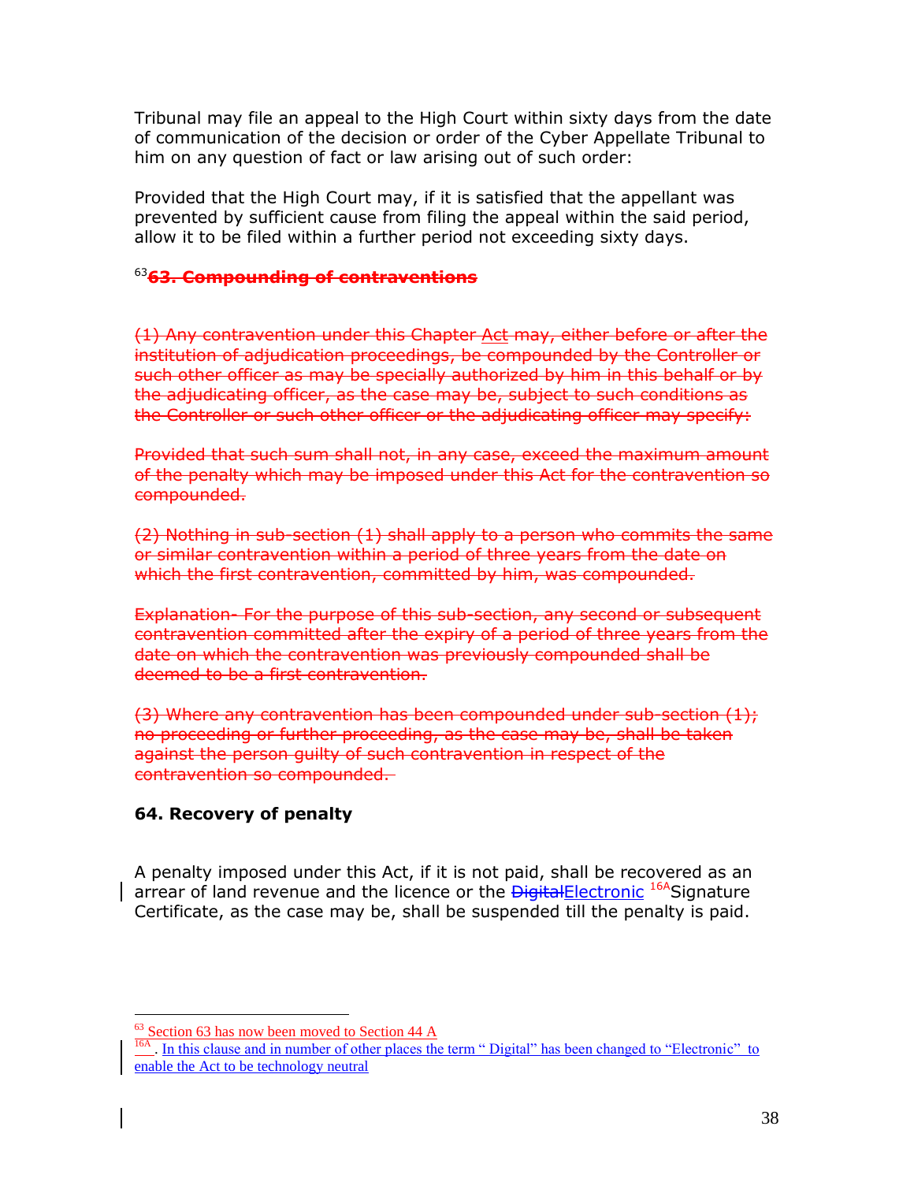Tribunal may file an appeal to the High Court within sixty days from the date of communication of the decision or order of the Cyber Appellate Tribunal to him on any question of fact or law arising out of such order:

Provided that the High Court may, if it is satisfied that the appellant was prevented by sufficient cause from filing the appeal within the said period, allow it to be filed within a further period not exceeding sixty days.

### [63]~~63. Compounding of contraventions~~

~~(1) Any contravention under this Chapter Act may, either before or after the institution of adjudication proceedings, be compounded by the Controller or such other officer as may be specially authorized by him in this behalf or by the adjudicating officer, as the case may be, subject to such conditions as the Controller or such other officer or the adjudicating officer may specify:~~

~~Provided that such sum shall not, in any case, exceed the maximum amount of the penalty which may be imposed under this Act for the contravention so compounded.~~

~~(2) Nothing in sub-section (1) shall apply to a person who commits the same or similar contravention within a period of three years from the date on which the first contravention, committed by him, was compounded.~~

~~Explanation- For the purpose of this sub-section, any second or subsequent contravention committed after the expiry of a period of three years from the date on which the contravention was previously compounded shall be deemed to be a first contravention.~~

~~(3) Where any contravention has been compounded under sub-section (1); no proceeding or further proceeding, as the case may be, shall be taken against the person guilty of such contravention in respect of the contravention so compounded.~~

### 64. Recovery of penalty

A penalty imposed under this Act, if it is not paid, shall be recovered as an arrear of land revenue and the licence or the ~~Digital~~Electronic [16A]Signature Certificate, as the case may be, shall be suspended till the penalty is paid.

---

[63] Section 63 has now been moved to Section 44 A

[16A]. In this clause and in number of other places the term " Digital" has been changed to "Electronic" to enable the Act to be technology neutral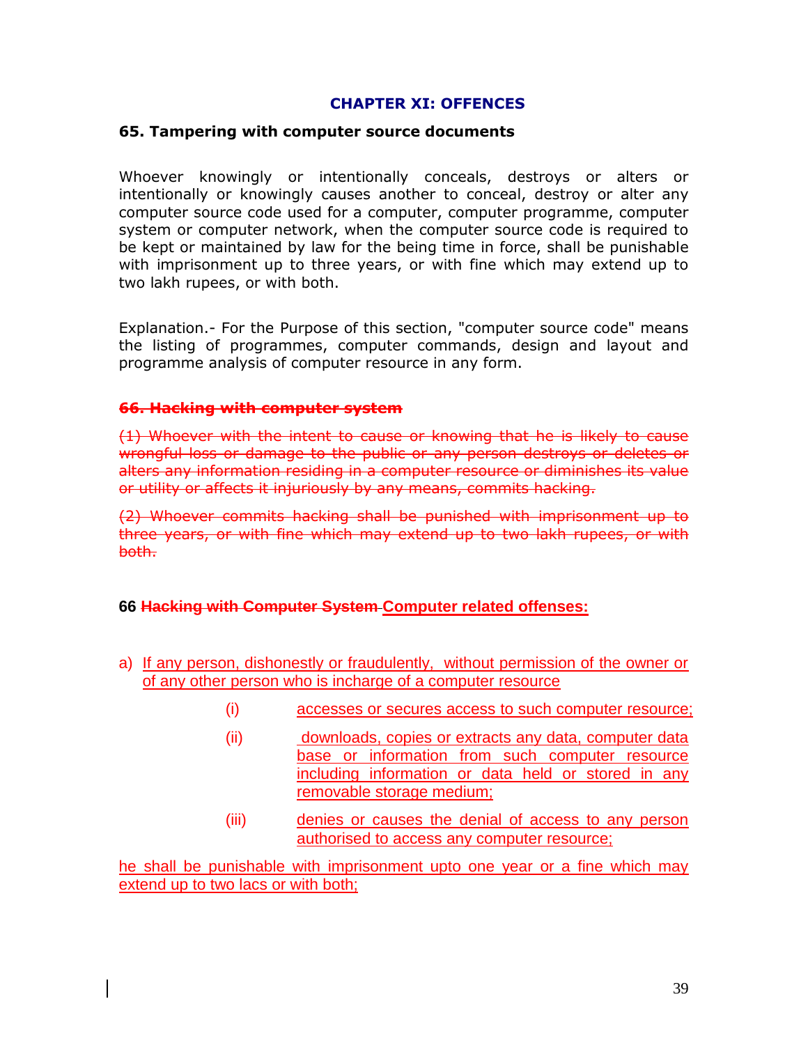## CHAPTER XI: OFFENCES

### 65. Tampering with computer source documents

Whoever knowingly or intentionally conceals, destroys or alters or intentionally or knowingly causes another to conceal, destroy or alter any computer source code used for a computer, computer programme, computer system or computer network, when the computer source code is required to be kept or maintained by law for the being time in force, shall be punishable with imprisonment up to three years, or with fine which may extend up to two lakh rupees, or with both.

Explanation.- For the Purpose of this section, "computer source code" means the listing of programmes, computer commands, design and layout and programme analysis of computer resource in any form.

### ~~66. Hacking with computer system~~

~~(1) Whoever with the intent to cause or knowing that he is likely to cause wrongful loss or damage to the public or any person destroys or deletes or alters any information residing in a computer resource or diminishes its value or utility or affects it injuriously by any means, commits hacking.~~

~~(2) Whoever commits hacking shall be punished with imprisonment up to three years, or with fine which may extend up to two lakh rupees, or with both.~~

### 66 ~~Hacking with Computer System~~ Computer related offenses:

a) If any person, dishonestly or fraudulently, without permission of the owner or of any other person who is incharge of a computer resource

  (i) accesses or secures access to such computer resource;

  (ii) downloads, copies or extracts any data, computer data base or information from such computer resource including information or data held or stored in any removable storage medium;

  (iii) denies or causes the denial of access to any person authorised to access any computer resource;

he shall be punishable with imprisonment upto one year or a fine which may extend up to two lacs or with both;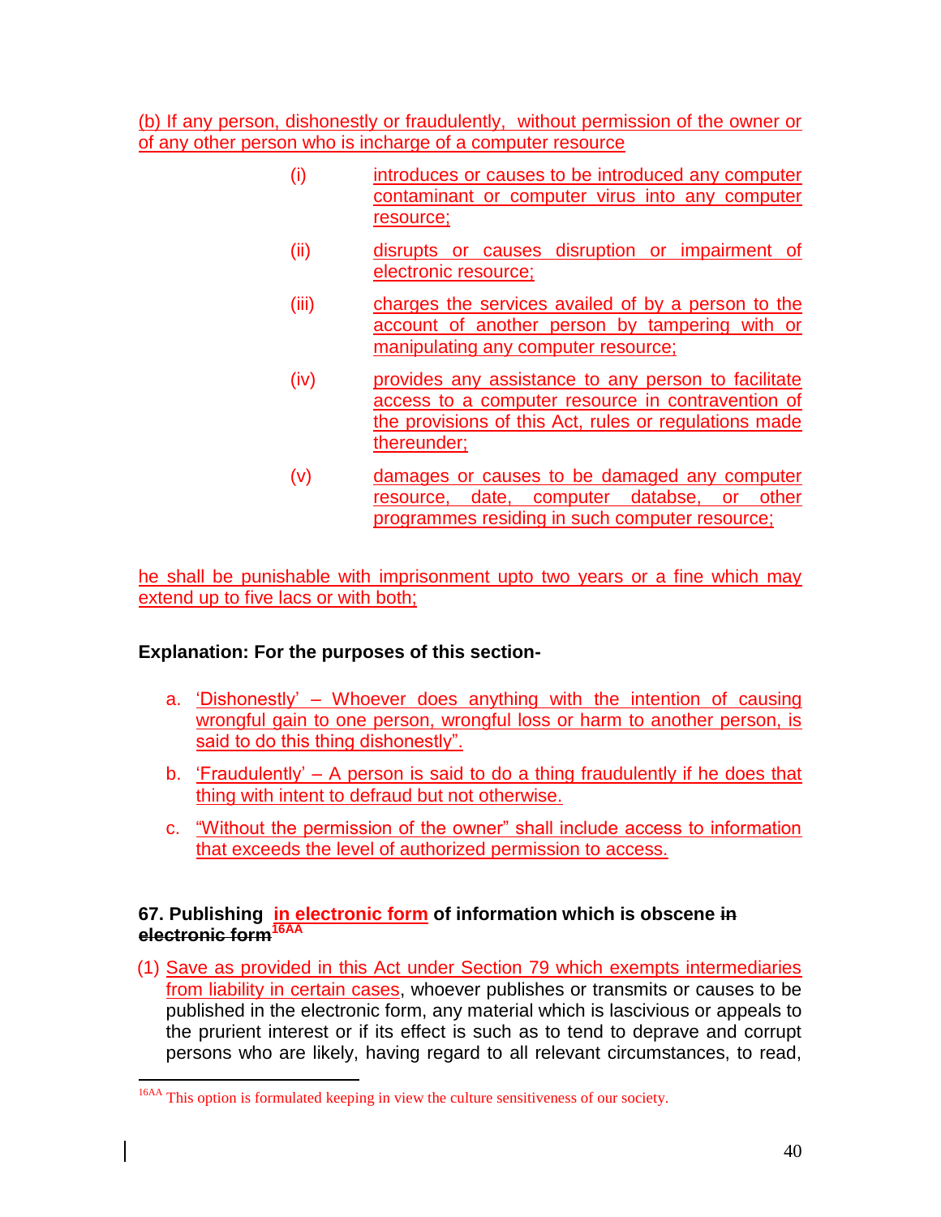(b) If any person, dishonestly or fraudulently, without permission of the owner or of any other person who is incharge of a computer resource

(i) introduces or causes to be introduced any computer contaminant or computer virus into any computer resource;

(ii) disrupts or causes disruption or impairment of electronic resource;

(iii) charges the services availed of by a person to the account of another person by tampering with or manipulating any computer resource;

(iv) provides any assistance to any person to facilitate access to a computer resource in contravention of the provisions of this Act, rules or regulations made thereunder;

(v) damages or causes to be damaged any computer resource, date, computer databse, or other programmes residing in such computer resource;

he shall be punishable with imprisonment upto two years or a fine which may extend up to five lacs or with both;

**Explanation: For the purposes of this section-**

a. 'Dishonestly' – Whoever does anything with the intention of causing wrongful gain to one person, wrongful loss or harm to another person, is said to do this thing dishonestly".

b. 'Fraudulently' – A person is said to do a thing fraudulently if he does that thing with intent to defraud but not otherwise.

c. "Without the permission of the owner" shall include access to information that exceeds the level of authorized permission to access.

**67. Publishing in electronic form of information which is obscene ~~in electronic form~~[16AA]**

(1) Save as provided in this Act under Section 79 which exempts intermediaries from liability in certain cases, whoever publishes or transmits or causes to be published in the electronic form, any material which is lascivious or appeals to the prurient interest or if its effect is such as to tend to deprave and corrupt persons who are likely, having regard to all relevant circumstances, to read,

---

[16AA] This option is formulated keeping in view the culture sensitiveness of our society.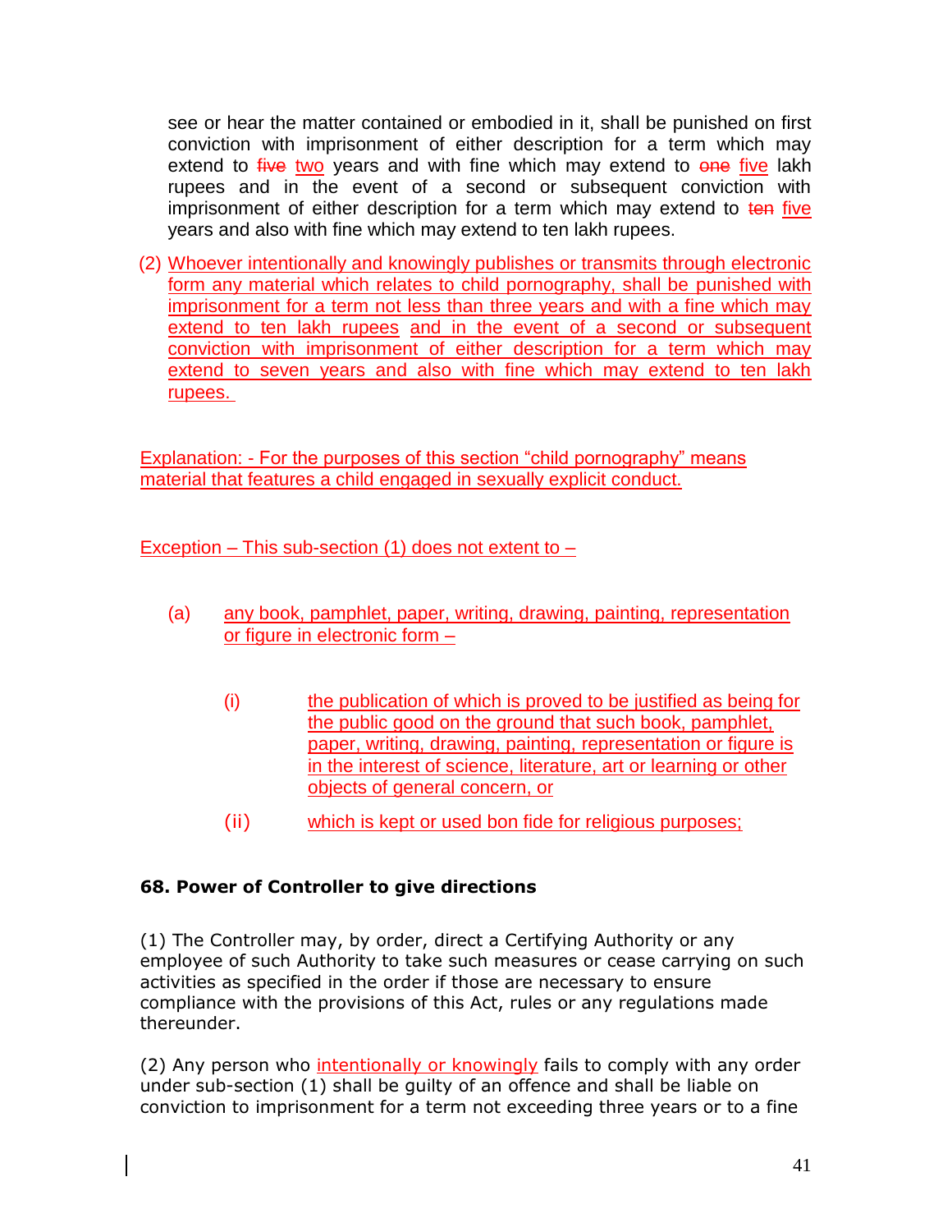see or hear the matter contained or embodied in it, shall be punished on first conviction with imprisonment of either description for a term which may extend to ~~five~~ two years and with fine which may extend to ~~one~~ five lakh rupees and in the event of a second or subsequent conviction with imprisonment of either description for a term which may extend to ~~ten~~ five years and also with fine which may extend to ten lakh rupees.

(2) Whoever intentionally and knowingly publishes or transmits through electronic form any material which relates to child pornography, shall be punished with imprisonment for a term not less than three years and with a fine which may extend to ten lakh rupees and in the event of a second or subsequent conviction with imprisonment of either description for a term which may extend to seven years and also with fine which may extend to ten lakh rupees.

Explanation: - For the purposes of this section "child pornography" means material that features a child engaged in sexually explicit conduct.

Exception – This sub-section (1) does not extent to –

(a) any book, pamphlet, paper, writing, drawing, painting, representation or figure in electronic form –

(i) the publication of which is proved to be justified as being for the public good on the ground that such book, pamphlet, paper, writing, drawing, painting, representation or figure is in the interest of science, literature, art or learning or other objects of general concern, or

(ii) which is kept or used bon fide for religious purposes;

**68. Power of Controller to give directions**

(1) The Controller may, by order, direct a Certifying Authority or any employee of such Authority to take such measures or cease carrying on such activities as specified in the order if those are necessary to ensure compliance with the provisions of this Act, rules or any regulations made thereunder.

(2) Any person who intentionally or knowingly fails to comply with any order under sub-section (1) shall be guilty of an offence and shall be liable on conviction to imprisonment for a term not exceeding three years or to a fine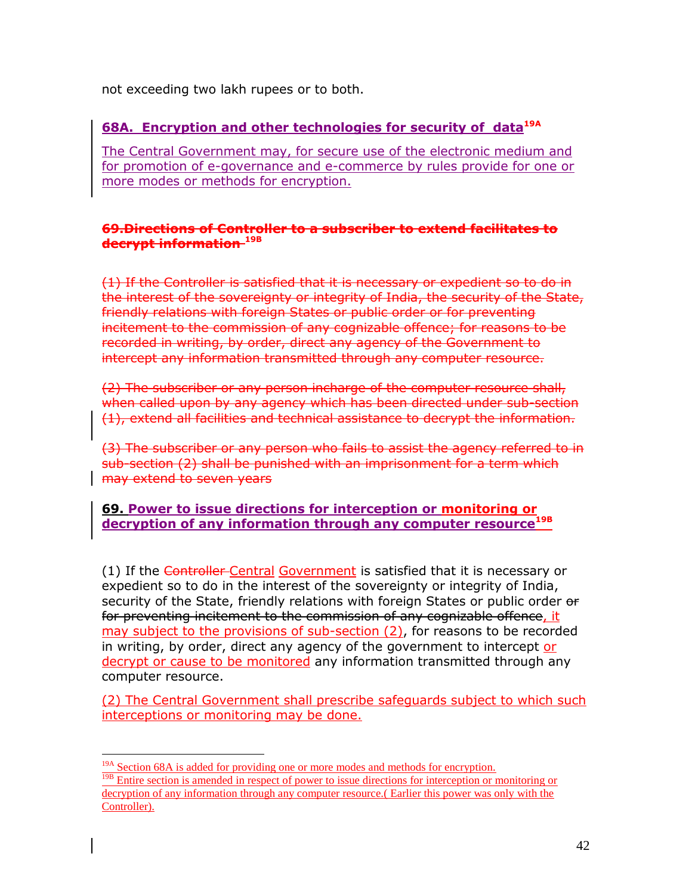not exceeding two lakh rupees or to both.

**68A. Encryption and other technologies for security of data**[19A]

The Central Government may, for secure use of the electronic medium and for promotion of e-governance and e-commerce by rules provide for one or more modes or methods for encryption.

~~**69.Directions of Controller to a subscriber to extend facilitates to decrypt information**~~ [19B]

~~(1) If the Controller is satisfied that it is necessary or expedient so to do in the interest of the sovereignty or integrity of India, the security of the State, friendly relations with foreign States or public order or for preventing incitement to the commission of any cognizable offence; for reasons to be recorded in writing, by order, direct any agency of the Government to intercept any information transmitted through any computer resource.~~

~~(2) The subscriber or any person incharge of the computer resource shall, when called upon by any agency which has been directed under sub-section (1), extend all facilities and technical assistance to decrypt the information.~~

~~(3) The subscriber or any person who fails to assist the agency referred to in sub-section (2) shall be punished with an imprisonment for a term which may extend to seven years~~

**69. Power to issue directions for interception or monitoring or decryption of any information through any computer resource**[19B]

(1) If the ~~Controller~~ Central Government is satisfied that it is necessary or expedient so to do in the interest of the sovereignty or integrity of India, security of the State, friendly relations with foreign States or public order ~~or for preventing incitement to the commission of any cognizable offence~~, it may subject to the provisions of sub-section (2), for reasons to be recorded in writing, by order, direct any agency of the government to intercept or decrypt or cause to be monitored any information transmitted through any computer resource.

(2) The Central Government shall prescribe safeguards subject to which such interceptions or monitoring may be done.

---

[19A] Section 68A is added for providing one or more modes and methods for encryption.

[19B] Entire section is amended in respect of power to issue directions for interception or monitoring or decryption of any information through any computer resource.( Earlier this power was only with the Controller).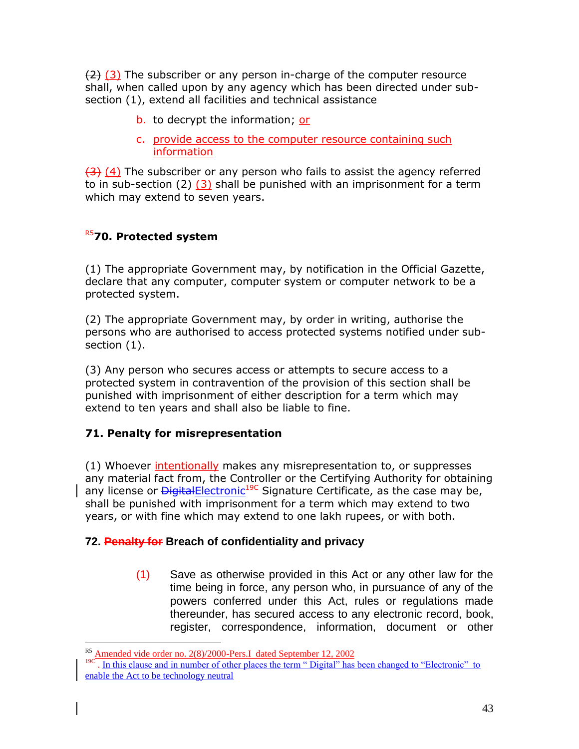~~(2)~~ (3) The subscriber or any person in-charge of the computer resource shall, when called upon by any agency which has been directed under sub-section (1), extend all facilities and technical assistance

b. to decrypt the information; or

c. provide access to the computer resource containing such information

~~(3)~~ (4) The subscriber or any person who fails to assist the agency referred to in sub-section ~~(2)~~ (3) shall be punished with an imprisonment for a term which may extend to seven years.

### [R5]70. Protected system

(1) The appropriate Government may, by notification in the Official Gazette, declare that any computer, computer system or computer network to be a protected system.

(2) The appropriate Government may, by order in writing, authorise the persons who are authorised to access protected systems notified under sub-section (1).

(3) Any person who secures access or attempts to secure access to a protected system in contravention of the provision of this section shall be punished with imprisonment of either description for a term which may extend to ten years and shall also be liable to fine.

### 71. Penalty for misrepresentation

(1) Whoever intentionally makes any misrepresentation to, or suppresses any material fact from, the Controller or the Certifying Authority for obtaining any license or ~~Digital~~Electronic[19C] Signature Certificate, as the case may be, shall be punished with imprisonment for a term which may extend to two years, or with fine which may extend to one lakh rupees, or with both.

### 72. ~~Penalty for~~ Breach of confidentiality and privacy

(1) Save as otherwise provided in this Act or any other law for the time being in force, any person who, in pursuance of any of the powers conferred under this Act, rules or regulations made thereunder, has secured access to any electronic record, book, register, correspondence, information, document or other

---

[R5] Amended vide order no. 2(8)/2000-Pers.I dated September 12, 2002

[19C] . In this clause and in number of other places the term " Digital" has been changed to "Electronic" to enable the Act to be technology neutral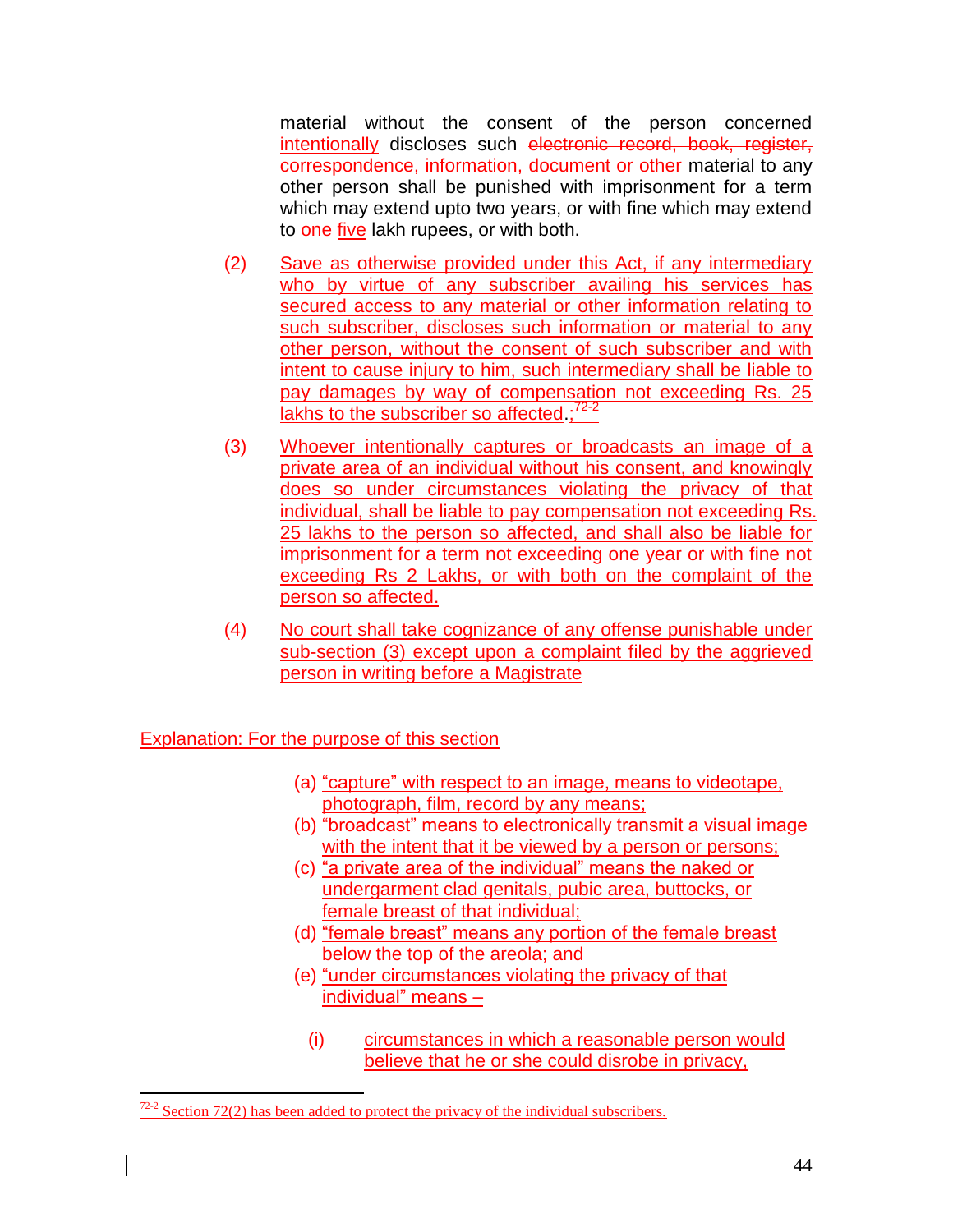material without the consent of the person concerned intentionally discloses such ~~electronic record, book, register, correspondence, information, document or other~~ material to any other person shall be punished with imprisonment for a term which may extend upto two years, or with fine which may extend to ~~one~~ five lakh rupees, or with both.

(2) Save as otherwise provided under this Act, if any intermediary who by virtue of any subscriber availing his services has secured access to any material or other information relating to such subscriber, discloses such information or material to any other person, without the consent of such subscriber and with intent to cause injury to him, such intermediary shall be liable to pay damages by way of compensation not exceeding Rs. 25 lakhs to the subscriber so affected.;[72-2]

(3) Whoever intentionally captures or broadcasts an image of a private area of an individual without his consent, and knowingly does so under circumstances violating the privacy of that individual, shall be liable to pay compensation not exceeding Rs. 25 lakhs to the person so affected, and shall also be liable for imprisonment for a term not exceeding one year or with fine not exceeding Rs 2 Lakhs, or with both on the complaint of the person so affected.

(4) No court shall take cognizance of any offense punishable under sub-section (3) except upon a complaint filed by the aggrieved person in writing before a Magistrate

Explanation: For the purpose of this section

(a) "capture" with respect to an image, means to videotape, photograph, film, record by any means;
(b) "broadcast" means to electronically transmit a visual image with the intent that it be viewed by a person or persons;
(c) "a private area of the individual" means the naked or undergarment clad genitals, pubic area, buttocks, or female breast of that individual;
(d) "female breast" means any portion of the female breast below the top of the areola; and
(e) "under circumstances violating the privacy of that individual" means –

  (i) circumstances in which a reasonable person would believe that he or she could disrobe in privacy,

---

[72-2] Section 72(2) has been added to protect the privacy of the individual subscribers.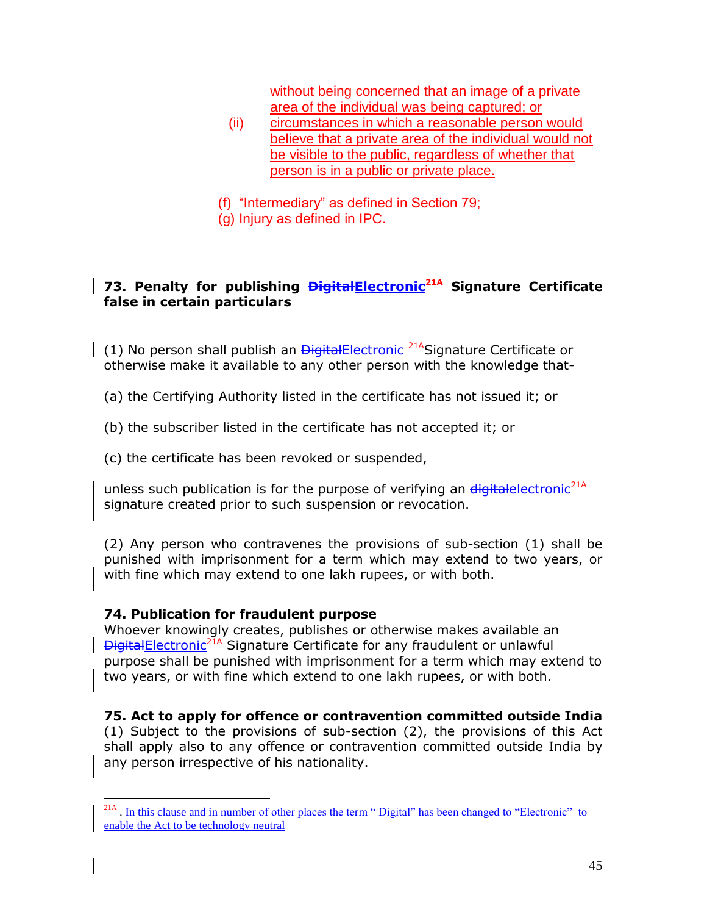without being concerned that an image of a private area of the individual was being captured; or

(ii) circumstances in which a reasonable person would believe that a private area of the individual would not be visible to the public, regardless of whether that person is in a public or private place.

(f) "Intermediary" as defined in Section 79;

(g) Injury as defined in IPC.

**73. Penalty for publishing ~~Digital~~Electronic[21A] Signature Certificate false in certain particulars**

(1) No person shall publish an ~~Digital~~Electronic [21A]Signature Certificate or otherwise make it available to any other person with the knowledge that-

(a) the Certifying Authority listed in the certificate has not issued it; or

(b) the subscriber listed in the certificate has not accepted it; or

(c) the certificate has been revoked or suspended,

unless such publication is for the purpose of verifying an ~~digital~~electronic[21A] signature created prior to such suspension or revocation.

(2) Any person who contravenes the provisions of sub-section (1) shall be punished with imprisonment for a term which may extend to two years, or with fine which may extend to one lakh rupees, or with both.

**74. Publication for fraudulent purpose**

Whoever knowingly creates, publishes or otherwise makes available an ~~Digital~~Electronic[21A] Signature Certificate for any fraudulent or unlawful purpose shall be punished with imprisonment for a term which may extend to two years, or with fine which extend to one lakh rupees, or with both.

**75. Act to apply for offence or contravention committed outside India**

(1) Subject to the provisions of sub-section (2), the provisions of this Act shall apply also to any offence or contravention committed outside India by any person irrespective of his nationality.

---

[21A] . In this clause and in number of other places the term " Digital" has been changed to "Electronic" to enable the Act to be technology neutral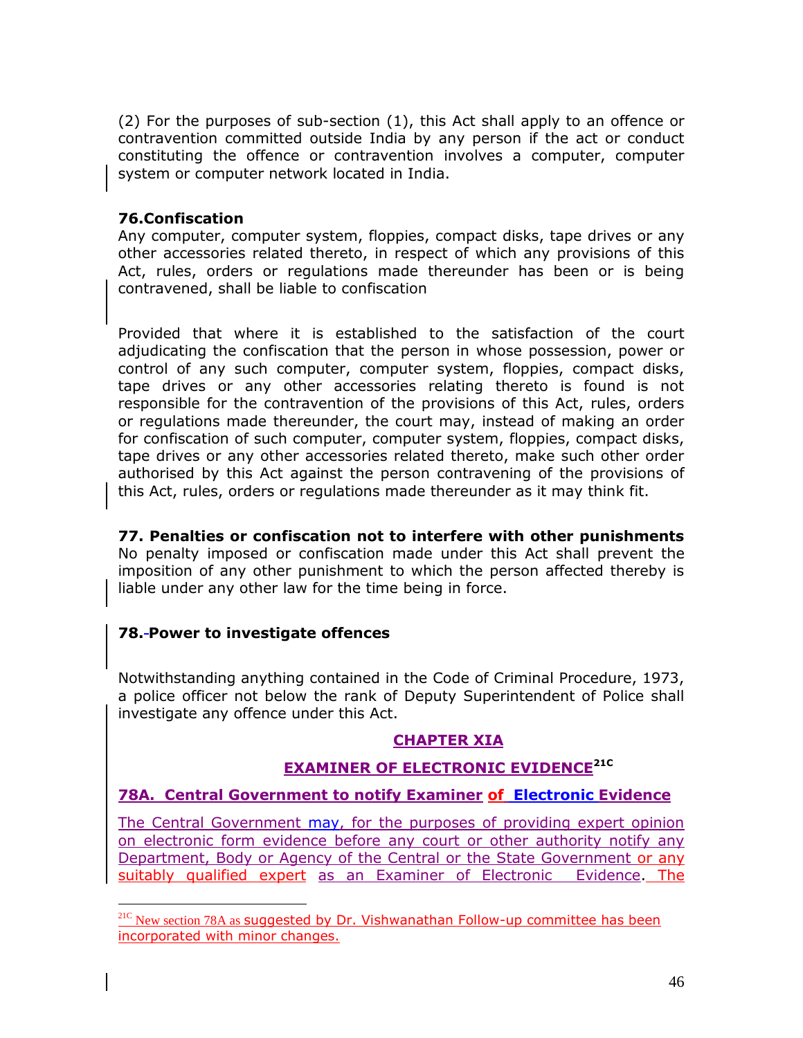(2) For the purposes of sub-section (1), this Act shall apply to an offence or contravention committed outside India by any person if the act or conduct constituting the offence or contravention involves a computer, computer system or computer network located in India.

**76.Confiscation**

Any computer, computer system, floppies, compact disks, tape drives or any other accessories related thereto, in respect of which any provisions of this Act, rules, orders or regulations made thereunder has been or is being contravened, shall be liable to confiscation

Provided that where it is established to the satisfaction of the court adjudicating the confiscation that the person in whose possession, power or control of any such computer, computer system, floppies, compact disks, tape drives or any other accessories relating thereto is found is not responsible for the contravention of the provisions of this Act, rules, orders or regulations made thereunder, the court may, instead of making an order for confiscation of such computer, computer system, floppies, compact disks, tape drives or any other accessories related thereto, make such other order authorised by this Act against the person contravening of the provisions of this Act, rules, orders or regulations made thereunder as it may think fit.

**77. Penalties or confiscation not to interfere with other punishments**

No penalty imposed or confiscation made under this Act shall prevent the imposition of any other punishment to which the person affected thereby is liable under any other law for the time being in force.

**78.-Power to investigate offences**

Notwithstanding anything contained in the Code of Criminal Procedure, 1973, a police officer not below the rank of Deputy Superintendent of Police shall investigate any offence under this Act.

## CHAPTER XIA

## EXAMINER OF ELECTRONIC EVIDENCE[21C]

**78A. Central Government to notify Examiner of Electronic Evidence**

The Central Government may, for the purposes of providing expert opinion on electronic form evidence before any court or other authority notify any Department, Body or Agency of the Central or the State Government or any suitably qualified expert as an Examiner of Electronic Evidence. The

[21C] New section 78A as suggested by Dr. Vishwanathan Follow-up committee has been incorporated with minor changes.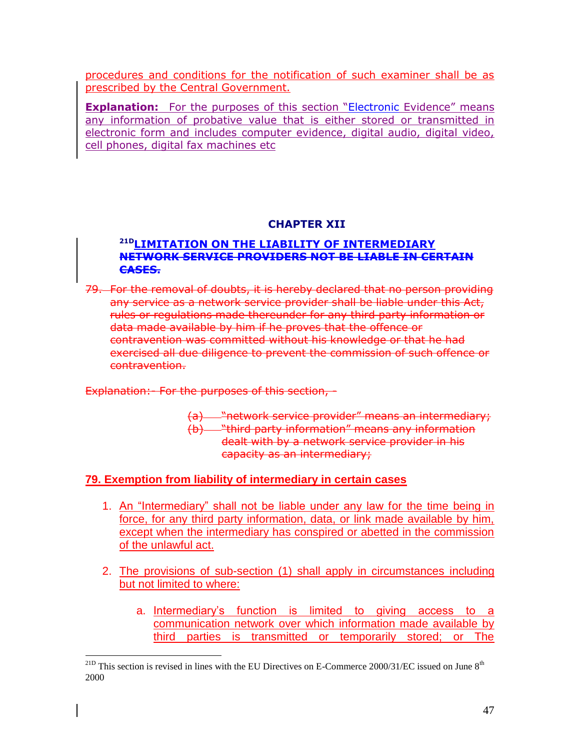procedures and conditions for the notification of such examiner shall be as prescribed by the Central Government.

**Explanation:** For the purposes of this section "Electronic Evidence" means any information of probative value that is either stored or transmitted in electronic form and includes computer evidence, digital audio, digital video, cell phones, digital fax machines etc

## CHAPTER XII

### [21D]LIMITATION ON THE LIABILITY OF INTERMEDIARY ~~NETWORK SERVICE PROVIDERS NOT BE LIABLE IN CERTAIN CASES.~~

~~79. For the removal of doubts, it is hereby declared that no person providing any service as a network service provider shall be liable under this Act, rules or regulations made thereunder for any third party information or data made available by him if he proves that the offence or contravention was committed without his knowledge or that he had exercised all due diligence to prevent the commission of such offence or contravention.~~

~~Explanation:- For the purposes of this section, -~~

~~(a) "network service provider" means an intermediary;~~
~~(b) "third party information" means any information dealt with by a network service provider in his capacity as an intermediary;~~

### 79. Exemption from liability of intermediary in certain cases

1. An "Intermediary" shall not be liable under any law for the time being in force, for any third party information, data, or link made available by him, except when the intermediary has conspired or abetted in the commission of the unlawful act.

2. The provisions of sub-section (1) shall apply in circumstances including but not limited to where:

   a. Intermediary's function is limited to giving access to a communication network over which information made available by third parties is transmitted or temporarily stored; or The

---

[21D] This section is revised in lines with the EU Directives on E-Commerce 2000/31/EC issued on June 8th 2000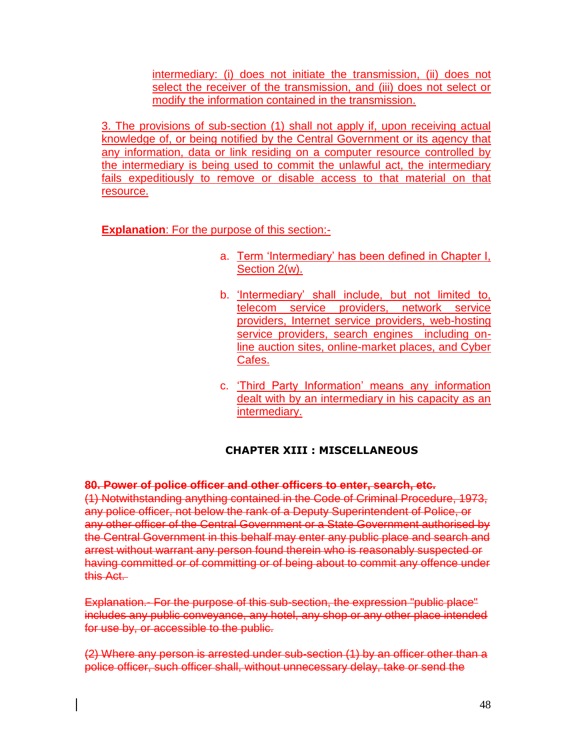intermediary: (i) does not initiate the transmission, (ii) does not select the receiver of the transmission, and (iii) does not select or modify the information contained in the transmission.

3. The provisions of sub-section (1) shall not apply if, upon receiving actual knowledge of, or being notified by the Central Government or its agency that any information, data or link residing on a computer resource controlled by the intermediary is being used to commit the unlawful act, the intermediary fails expeditiously to remove or disable access to that material on that resource.

**Explanation**: For the purpose of this section:-

a. Term 'Intermediary' has been defined in Chapter I, Section 2(w).

b. 'Intermediary' shall include, but not limited to, telecom service providers, network service providers, Internet service providers, web-hosting service providers, search engines including on-line auction sites, online-market places, and Cyber Cafes.

c. 'Third Party Information' means any information dealt with by an intermediary in his capacity as an intermediary.

## CHAPTER XIII : MISCELLANEOUS

~~**80. Power of police officer and other officers to enter, search, etc.**~~

~~(1) Notwithstanding anything contained in the Code of Criminal Procedure, 1973, any police officer, not below the rank of a Deputy Superintendent of Police, or any other officer of the Central Government or a State Government authorised by the Central Government in this behalf may enter any public place and search and arrest without warrant any person found therein who is reasonably suspected or having committed or of committing or of being about to commit any offence under this Act.~~

~~Explanation.- For the purpose of this sub-section, the expression "public place" includes any public conveyance, any hotel, any shop or any other place intended for use by, or accessible to the public.~~

~~(2) Where any person is arrested under sub-section (1) by an officer other than a police officer, such officer shall, without unnecessary delay, take or send the~~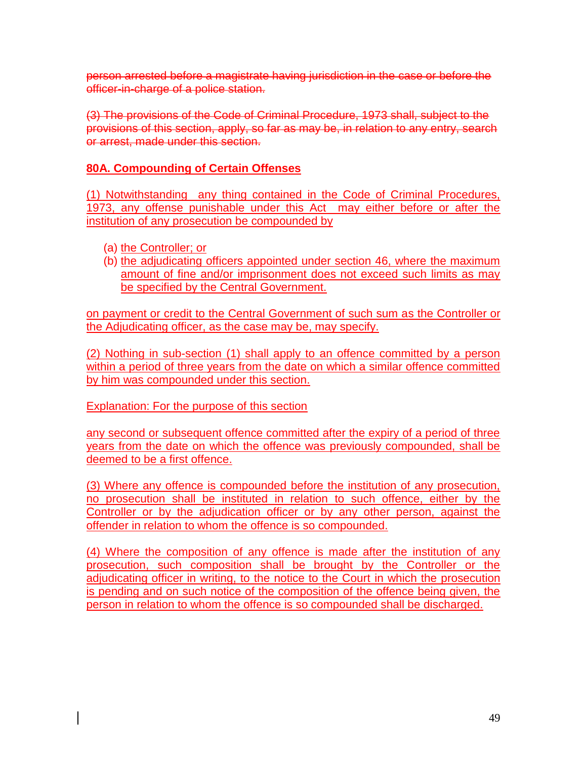~~person arrested before a magistrate having jurisdiction in the case or before the officer-in-charge of a police station.~~

~~(3) The provisions of the Code of Criminal Procedure, 1973 shall, subject to the provisions of this section, apply, so far as may be, in relation to any entry, search or arrest, made under this section.~~

**80A. Compounding of Certain Offenses**

(1) Notwithstanding any thing contained in the Code of Criminal Procedures, 1973, any offense punishable under this Act may either before or after the institution of any prosecution be compounded by

(a) the Controller; or
(b) the adjudicating officers appointed under section 46, where the maximum amount of fine and/or imprisonment does not exceed such limits as may be specified by the Central Government.

on payment or credit to the Central Government of such sum as the Controller or the Adjudicating officer, as the case may be, may specify.

(2) Nothing in sub-section (1) shall apply to an offence committed by a person within a period of three years from the date on which a similar offence committed by him was compounded under this section.

Explanation: For the purpose of this section

any second or subsequent offence committed after the expiry of a period of three years from the date on which the offence was previously compounded, shall be deemed to be a first offence.

(3) Where any offence is compounded before the institution of any prosecution, no prosecution shall be instituted in relation to such offence, either by the Controller or by the adjudication officer or by any other person, against the offender in relation to whom the offence is so compounded.

(4) Where the composition of any offence is made after the institution of any prosecution, such composition shall be brought by the Controller or the adjudicating officer in writing, to the notice to the Court in which the prosecution is pending and on such notice of the composition of the offence being given, the person in relation to whom the offence is so compounded shall be discharged.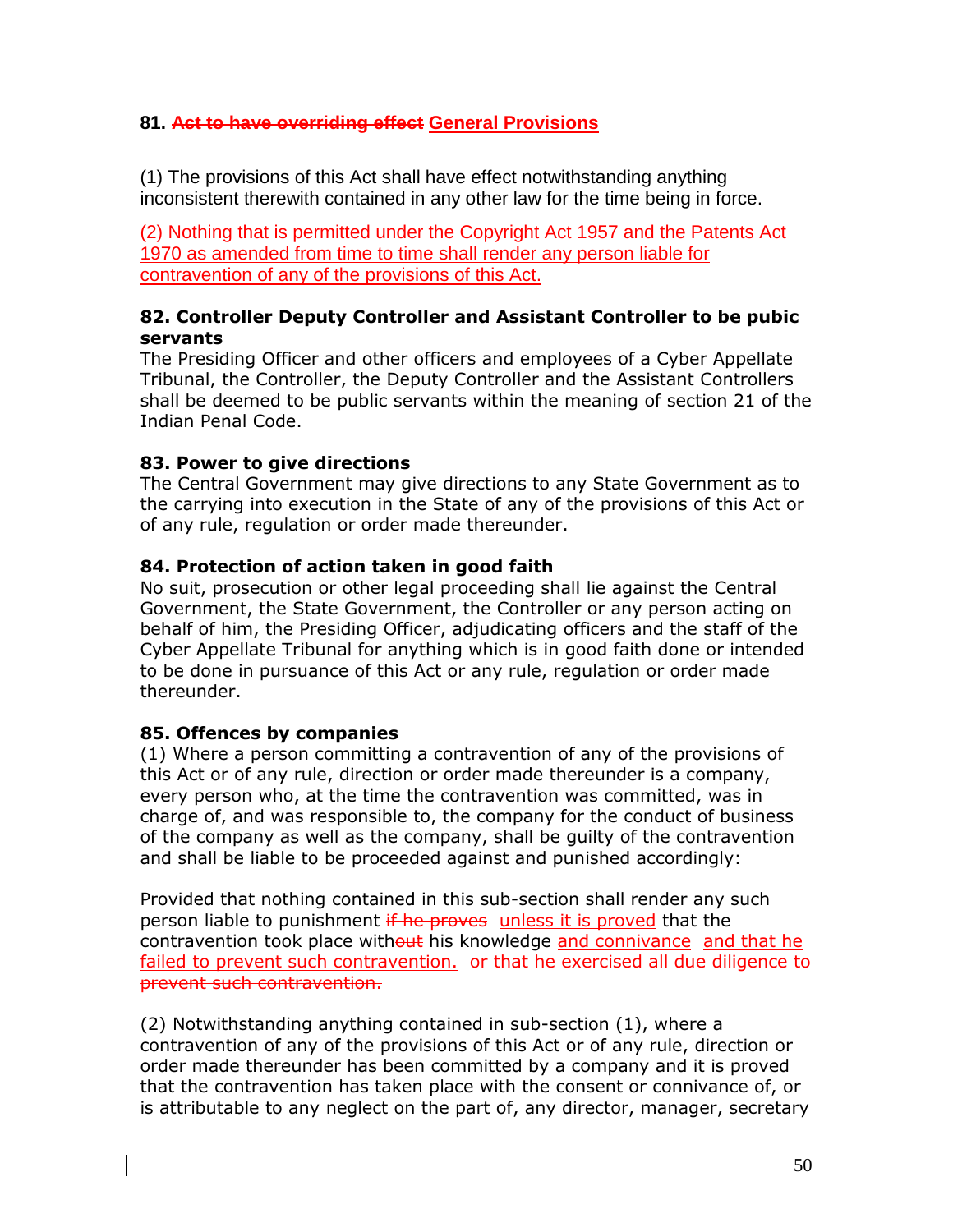**81. ~~Act to have overriding effect~~ General Provisions**

(1) The provisions of this Act shall have effect notwithstanding anything inconsistent therewith contained in any other law for the time being in force.

(2) Nothing that is permitted under the Copyright Act 1957 and the Patents Act 1970 as amended from time to time shall render any person liable for contravention of any of the provisions of this Act.

**82. Controller Deputy Controller and Assistant Controller to be pubic servants**

The Presiding Officer and other officers and employees of a Cyber Appellate Tribunal, the Controller, the Deputy Controller and the Assistant Controllers shall be deemed to be public servants within the meaning of section 21 of the Indian Penal Code.

**83. Power to give directions**

The Central Government may give directions to any State Government as to the carrying into execution in the State of any of the provisions of this Act or of any rule, regulation or order made thereunder.

**84. Protection of action taken in good faith**

No suit, prosecution or other legal proceeding shall lie against the Central Government, the State Government, the Controller or any person acting on behalf of him, the Presiding Officer, adjudicating officers and the staff of the Cyber Appellate Tribunal for anything which is in good faith done or intended to be done in pursuance of this Act or any rule, regulation or order made thereunder.

**85. Offences by companies**

(1) Where a person committing a contravention of any of the provisions of this Act or of any rule, direction or order made thereunder is a company, every person who, at the time the contravention was committed, was in charge of, and was responsible to, the company for the conduct of business of the company as well as the company, shall be guilty of the contravention and shall be liable to be proceeded against and punished accordingly:

Provided that nothing contained in this sub-section shall render any such person liable to punishment ~~if he proves~~ unless it is proved that the contravention took place with~~out~~ his knowledge and connivance and that he failed to prevent such contravention. ~~or that he exercised all due diligence to prevent such contravention.~~

(2) Notwithstanding anything contained in sub-section (1), where a contravention of any of the provisions of this Act or of any rule, direction or order made thereunder has been committed by a company and it is proved that the contravention has taken place with the consent or connivance of, or is attributable to any neglect on the part of, any director, manager, secretary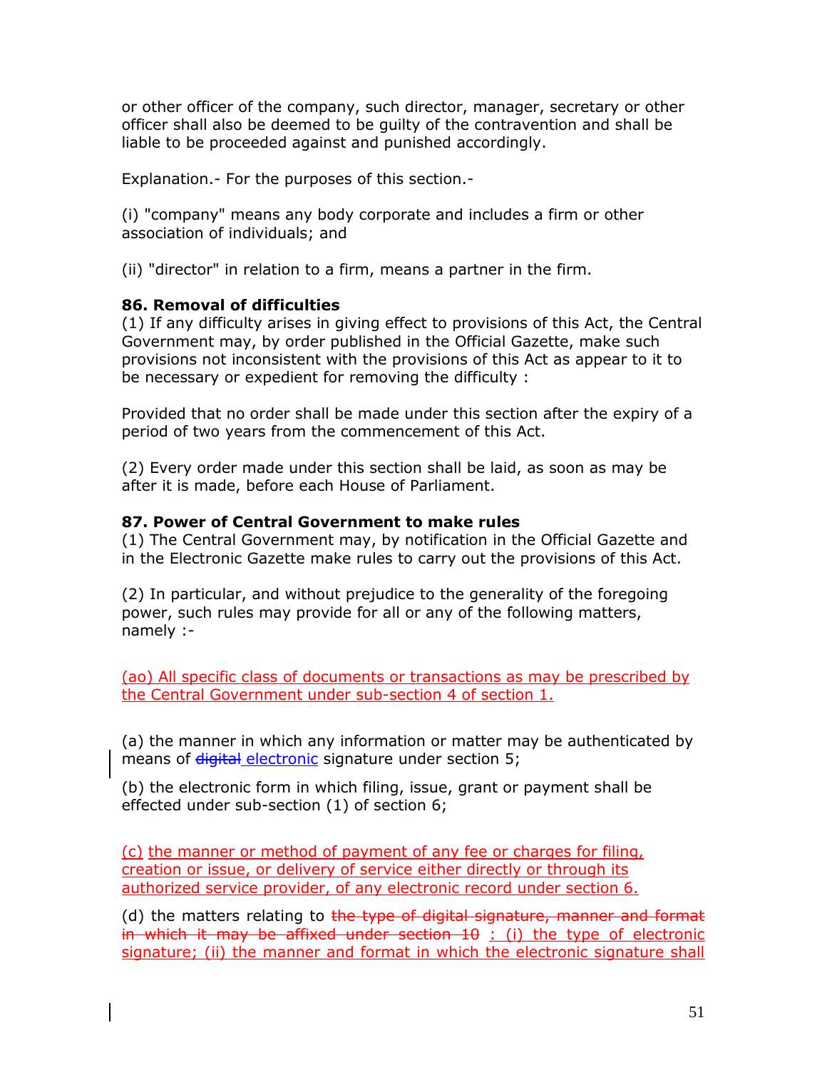or other officer of the company, such director, manager, secretary or other officer shall also be deemed to be guilty of the contravention and shall be liable to be proceeded against and punished accordingly.

Explanation.- For the purposes of this section.-

(i) "company" means any body corporate and includes a firm or other association of individuals; and

(ii) "director" in relation to a firm, means a partner in the firm.

**86. Removal of difficulties**

(1) If any difficulty arises in giving effect to provisions of this Act, the Central Government may, by order published in the Official Gazette, make such provisions not inconsistent with the provisions of this Act as appear to it to be necessary or expedient for removing the difficulty :

Provided that no order shall be made under this section after the expiry of a period of two years from the commencement of this Act.

(2) Every order made under this section shall be laid, as soon as may be after it is made, before each House of Parliament.

**87. Power of Central Government to make rules**

(1) The Central Government may, by notification in the Official Gazette and in the Electronic Gazette make rules to carry out the provisions of this Act.

(2) In particular, and without prejudice to the generality of the foregoing power, such rules may provide for all or any of the following matters, namely :-

(ao) All specific class of documents or transactions as may be prescribed by the Central Government under sub-section 4 of section 1.

(a) the manner in which any information or matter may be authenticated by means of ~~digital~~ electronic signature under section 5;

(b) the electronic form in which filing, issue, grant or payment shall be effected under sub-section (1) of section 6;

(c) the manner or method of payment of any fee or charges for filing, creation or issue, or delivery of service either directly or through its authorized service provider, of any electronic record under section 6.

(d) the matters relating to ~~the type of digital signature, manner and format in which it may be affixed under section 10~~ : (i) the type of electronic signature; (ii) the manner and format in which the electronic signature shall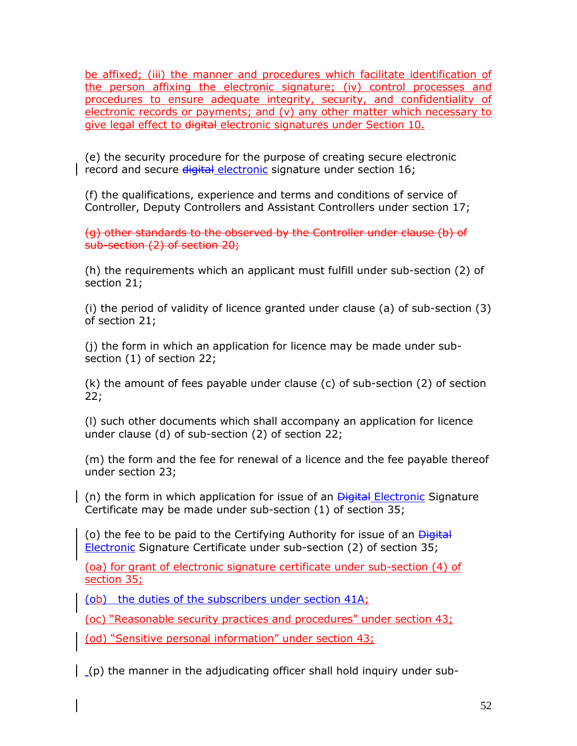be affixed; (iii) the manner and procedures which facilitate identification of the person affixing the electronic signature; (iv) control processes and procedures to ensure adequate integrity, security, and confidentiality of electronic records or payments; and (v) any other matter which necessary to give legal effect to ~~digital~~ electronic signatures under Section 10.

(e) the security procedure for the purpose of creating secure electronic record and secure ~~digital~~ electronic signature under section 16;

(f) the qualifications, experience and terms and conditions of service of Controller, Deputy Controllers and Assistant Controllers under section 17;

~~(g) other standards to the observed by the Controller under clause (b) of sub-section (2) of section 20;~~

(h) the requirements which an applicant must fulfill under sub-section (2) of section 21;

(i) the period of validity of licence granted under clause (a) of sub-section (3) of section 21;

(j) the form in which an application for licence may be made under sub-section (1) of section 22;

(k) the amount of fees payable under clause (c) of sub-section (2) of section 22;

(l) such other documents which shall accompany an application for licence under clause (d) of sub-section (2) of section 22;

(m) the form and the fee for renewal of a licence and the fee payable thereof under section 23;

(n) the form in which application for issue of an ~~Digital~~ Electronic Signature Certificate may be made under sub-section (1) of section 35;

(o) the fee to be paid to the Certifying Authority for issue of an ~~Digital~~ Electronic Signature Certificate under sub-section (2) of section 35;

(oa) for grant of electronic signature certificate under sub-section (4) of section 35;

(ob) the duties of the subscribers under section 41A;

(oc) "Reasonable security practices and procedures" under section 43;

(od) "Sensitive personal information" under section 43;

(p) the manner in the adjudicating officer shall hold inquiry under sub-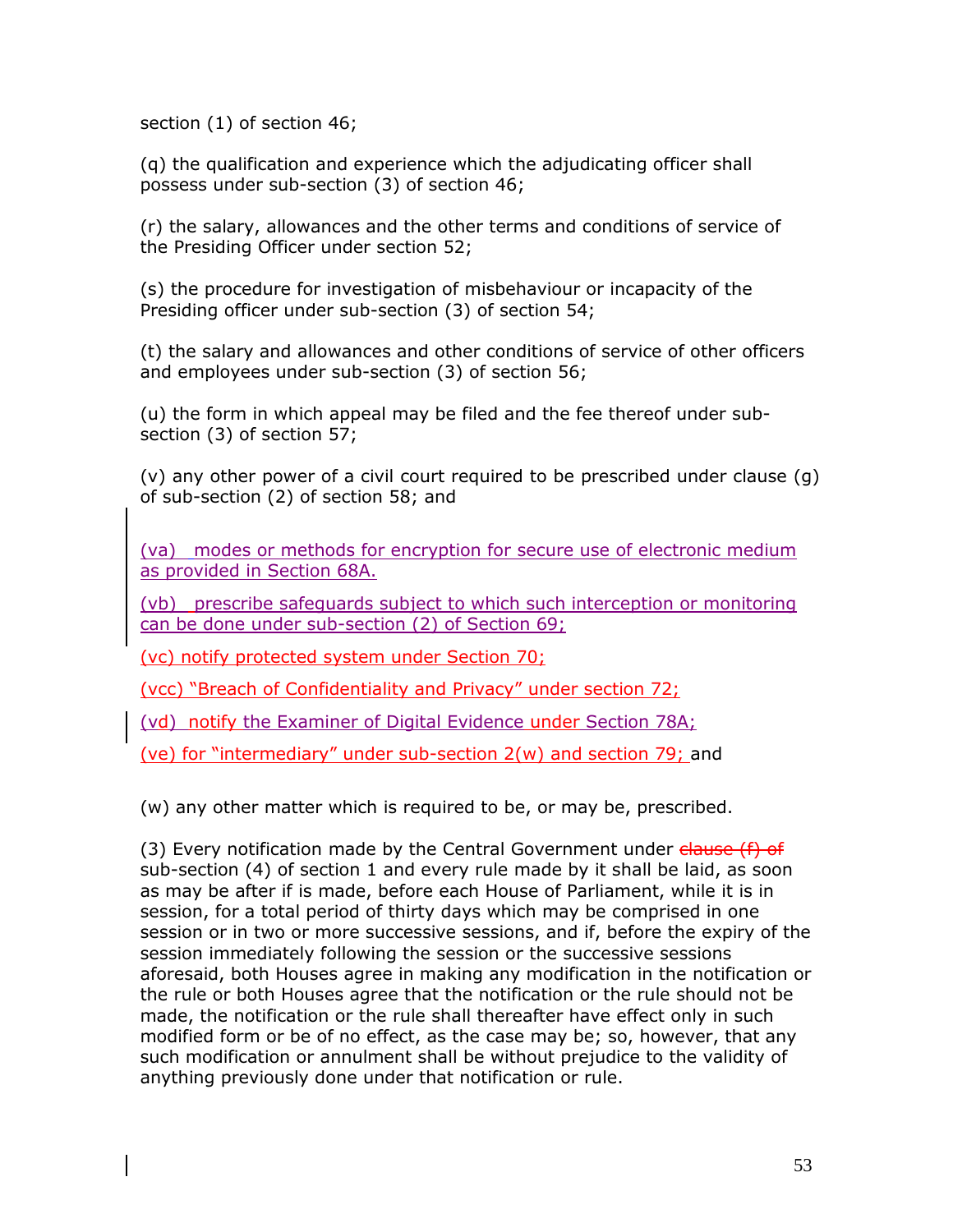section (1) of section 46;

(q) the qualification and experience which the adjudicating officer shall possess under sub-section (3) of section 46;

(r) the salary, allowances and the other terms and conditions of service of the Presiding Officer under section 52;

(s) the procedure for investigation of misbehaviour or incapacity of the Presiding officer under sub-section (3) of section 54;

(t) the salary and allowances and other conditions of service of other officers and employees under sub-section (3) of section 56;

(u) the form in which appeal may be filed and the fee thereof under sub-section (3) of section 57;

(v) any other power of a civil court required to be prescribed under clause (g) of sub-section (2) of section 58; and

(va) modes or methods for encryption for secure use of electronic medium as provided in Section 68A.

(vb) prescribe safeguards subject to which such interception or monitoring can be done under sub-section (2) of Section 69;

(vc) notify protected system under Section 70;

(vcc) "Breach of Confidentiality and Privacy" under section 72;

(vd) notify the Examiner of Digital Evidence under Section 78A;

(ve) for "intermediary" under sub-section 2(w) and section 79; and

(w) any other matter which is required to be, or may be, prescribed.

(3) Every notification made by the Central Government under ~~clause (f) of~~ sub-section (4) of section 1 and every rule made by it shall be laid, as soon as may be after if is made, before each House of Parliament, while it is in session, for a total period of thirty days which may be comprised in one session or in two or more successive sessions, and if, before the expiry of the session immediately following the session or the successive sessions aforesaid, both Houses agree in making any modification in the notification or the rule or both Houses agree that the notification or the rule should not be made, the notification or the rule shall thereafter have effect only in such modified form or be of no effect, as the case may be; so, however, that any such modification or annulment shall be without prejudice to the validity of anything previously done under that notification or rule.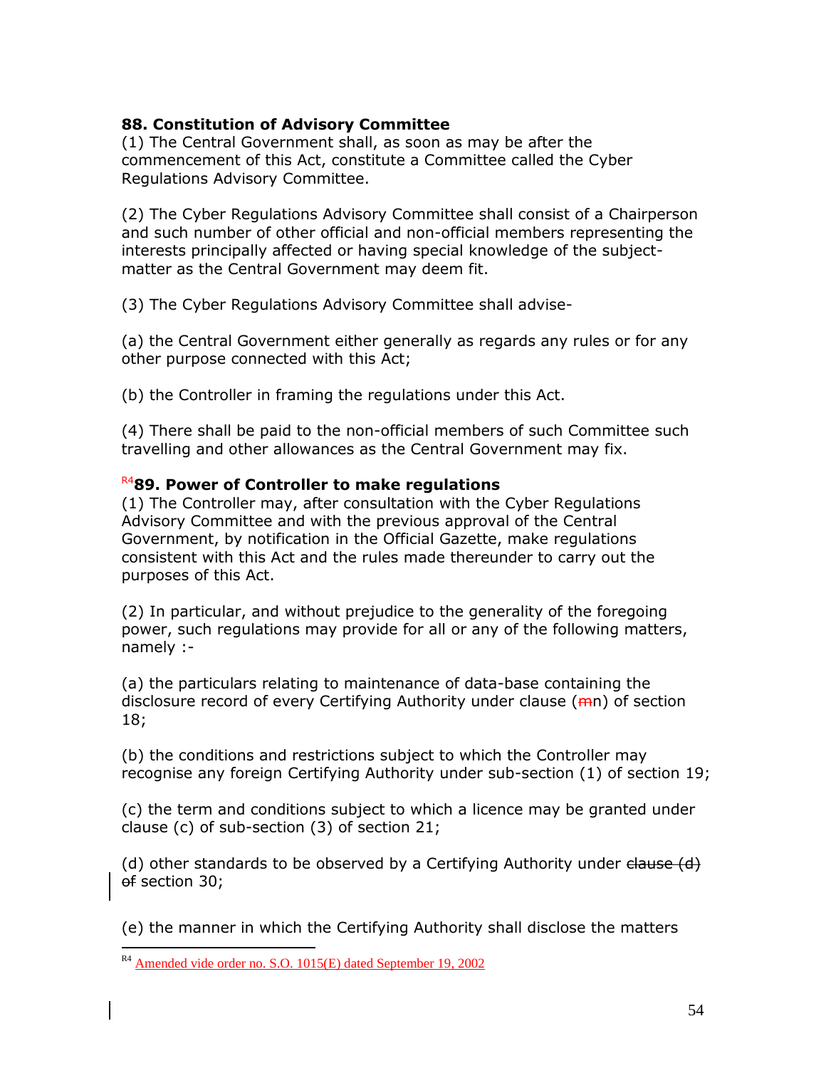**88. Constitution of Advisory Committee**

(1) The Central Government shall, as soon as may be after the commencement of this Act, constitute a Committee called the Cyber Regulations Advisory Committee.

(2) The Cyber Regulations Advisory Committee shall consist of a Chairperson and such number of other official and non-official members representing the interests principally affected or having special knowledge of the subject-matter as the Central Government may deem fit.

(3) The Cyber Regulations Advisory Committee shall advise-

(a) the Central Government either generally as regards any rules or for any other purpose connected with this Act;

(b) the Controller in framing the regulations under this Act.

(4) There shall be paid to the non-official members of such Committee such travelling and other allowances as the Central Government may fix.

[R4]**89. Power of Controller to make regulations**

(1) The Controller may, after consultation with the Cyber Regulations Advisory Committee and with the previous approval of the Central Government, by notification in the Official Gazette, make regulations consistent with this Act and the rules made thereunder to carry out the purposes of this Act.

(2) In particular, and without prejudice to the generality of the foregoing power, such regulations may provide for all or any of the following matters, namely :-

(a) the particulars relating to maintenance of data-base containing the disclosure record of every Certifying Authority under clause (~~m~~n) of section 18;

(b) the conditions and restrictions subject to which the Controller may recognise any foreign Certifying Authority under sub-section (1) of section 19;

(c) the term and conditions subject to which a licence may be granted under clause (c) of sub-section (3) of section 21;

(d) other standards to be observed by a Certifying Authority under ~~clause (d) of~~ section 30;

(e) the manner in which the Certifying Authority shall disclose the matters

[R4] Amended vide order no. S.O. 1015(E) dated September 19, 2002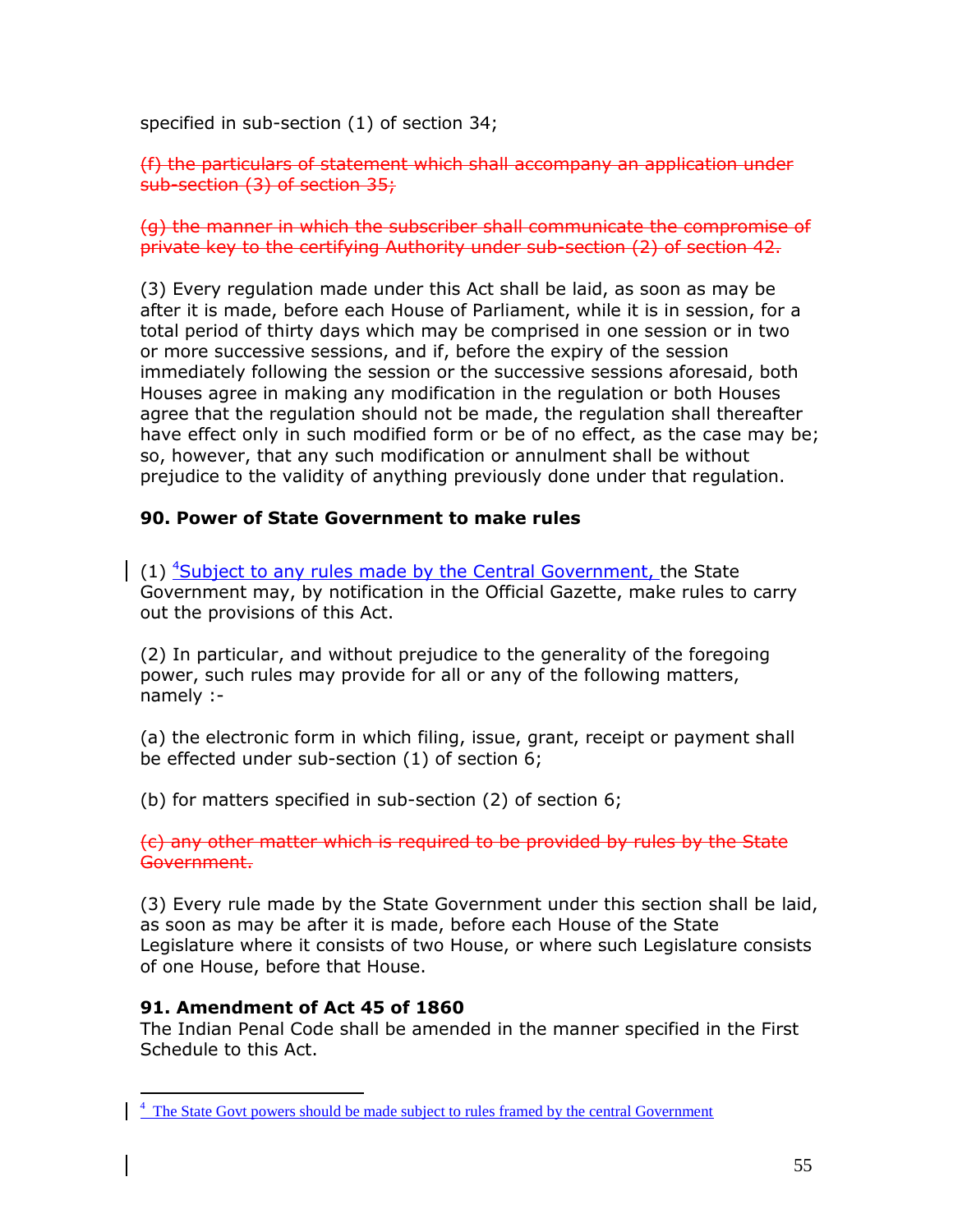specified in sub-section (1) of section 34;

~~(f) the particulars of statement which shall accompany an application under sub-section (3) of section 35;~~

~~(g) the manner in which the subscriber shall communicate the compromise of private key to the certifying Authority under sub-section (2) of section 42.~~

(3) Every regulation made under this Act shall be laid, as soon as may be after it is made, before each House of Parliament, while it is in session, for a total period of thirty days which may be comprised in one session or in two or more successive sessions, and if, before the expiry of the session immediately following the session or the successive sessions aforesaid, both Houses agree in making any modification in the regulation or both Houses agree that the regulation should not be made, the regulation shall thereafter have effect only in such modified form or be of no effect, as the case may be; so, however, that any such modification or annulment shall be without prejudice to the validity of anything previously done under that regulation.

### 90. Power of State Government to make rules

(1) [4]Subject to any rules made by the Central Government, the State Government may, by notification in the Official Gazette, make rules to carry out the provisions of this Act.

(2) In particular, and without prejudice to the generality of the foregoing power, such rules may provide for all or any of the following matters, namely :-

(a) the electronic form in which filing, issue, grant, receipt or payment shall be effected under sub-section (1) of section 6;

(b) for matters specified in sub-section (2) of section 6;

~~(c) any other matter which is required to be provided by rules by the State Government.~~

(3) Every rule made by the State Government under this section shall be laid, as soon as may be after it is made, before each House of the State Legislature where it consists of two House, or where such Legislature consists of one House, before that House.

### 91. Amendment of Act 45 of 1860

The Indian Penal Code shall be amended in the manner specified in the First Schedule to this Act.

---

[4] The State Govt powers should be made subject to rules framed by the central Government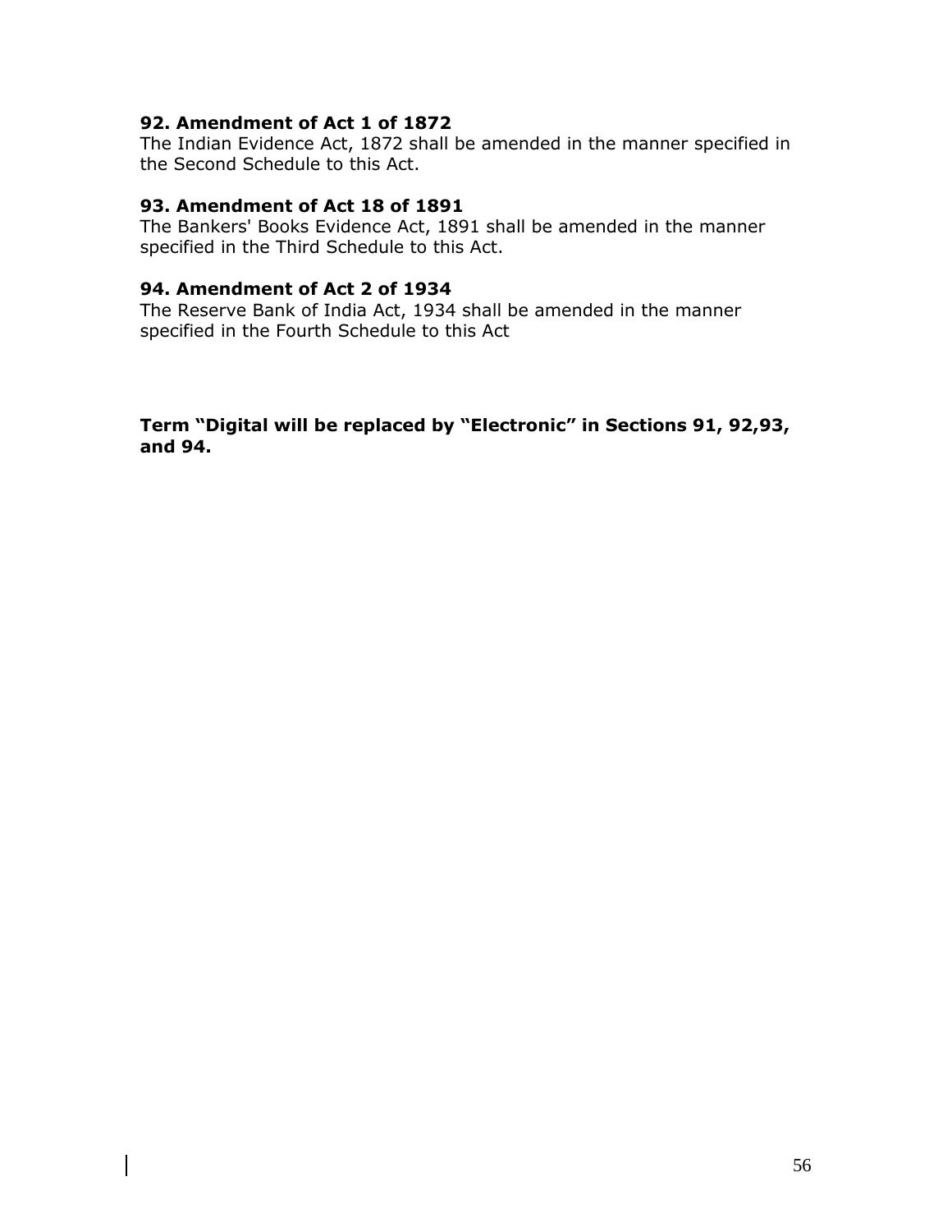**92. Amendment of Act 1 of 1872**

The Indian Evidence Act, 1872 shall be amended in the manner specified in the Second Schedule to this Act.

**93. Amendment of Act 18 of 1891**

The Bankers' Books Evidence Act, 1891 shall be amended in the manner specified in the Third Schedule to this Act.

**94. Amendment of Act 2 of 1934**

The Reserve Bank of India Act, 1934 shall be amended in the manner specified in the Fourth Schedule to this Act

**Term "Digital will be replaced by "Electronic" in Sections 91, 92,93, and 94.**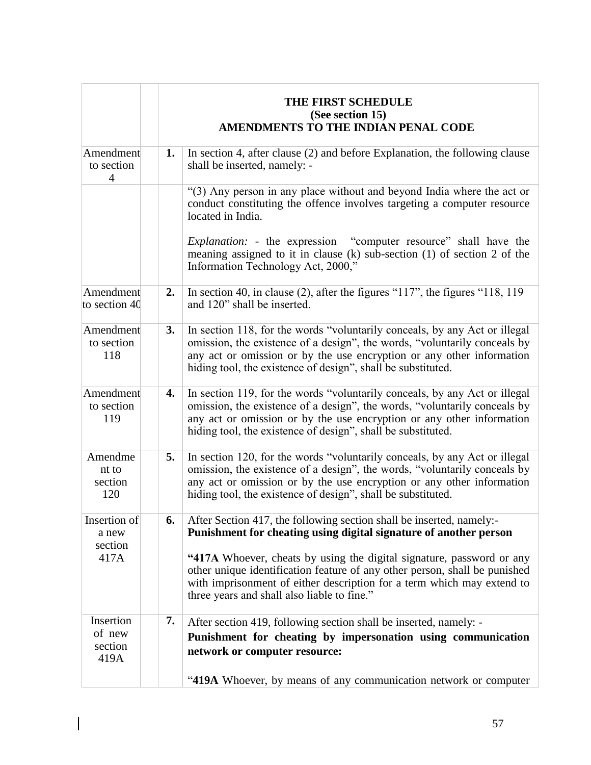| | | | |
|---|---|---|---|
| | | | **THE FIRST SCHEDULE**<br>**(See section 15)**<br>**AMENDMENTS TO THE INDIAN PENAL CODE** |
| Amendment to section 4 | | **1.** | In section 4, after clause (2) and before Explanation, the following clause shall be inserted, namely: - |
| | | | "(3) Any person in any place without and beyond India where the act or conduct constituting the offence involves targeting a computer resource located in India.<br><br>*Explanation:* - the expression "computer resource" shall have the meaning assigned to it in clause (k) sub-section (1) of section 2 of the Information Technology Act, 2000," |
| Amendment to section 40 | | **2.** | In section 40, in clause (2), after the figures "117", the figures "118, 119 and 120" shall be inserted. |
| Amendment to section 118 | | **3.** | In section 118, for the words "voluntarily conceals, by any Act or illegal omission, the existence of a design", the words, "voluntarily conceals by any act or omission or by the use encryption or any other information hiding tool, the existence of design", shall be substituted. |
| Amendment to section 119 | | **4.** | In section 119, for the words "voluntarily conceals, by any Act or illegal omission, the existence of a design", the words, "voluntarily conceals by any act or omission or by the use encryption or any other information hiding tool, the existence of design", shall be substituted. |
| Amendment to section 120 | | **5.** | In section 120, for the words "voluntarily conceals, by any Act or illegal omission, the existence of a design", the words, "voluntarily conceals by any act or omission or by the use encryption or any other information hiding tool, the existence of design", shall be substituted. |
| Insertion of a new section 417A | | **6.** | After Section 417, the following section shall be inserted, namely:-<br>**Punishment for cheating using digital signature of another person**<br><br>**"417A** Whoever, cheats by using the digital signature, password or any other unique identification feature of any other person, shall be punished with imprisonment of either description for a term which may extend to three years and shall also liable to fine." |
| Insertion of new section 419A | | **7.** | After section 419, following section shall be inserted, namely: -<br>**Punishment for cheating by impersonation using communication network or computer resource:**<br><br>"**419A** Whoever, by means of any communication network or computer |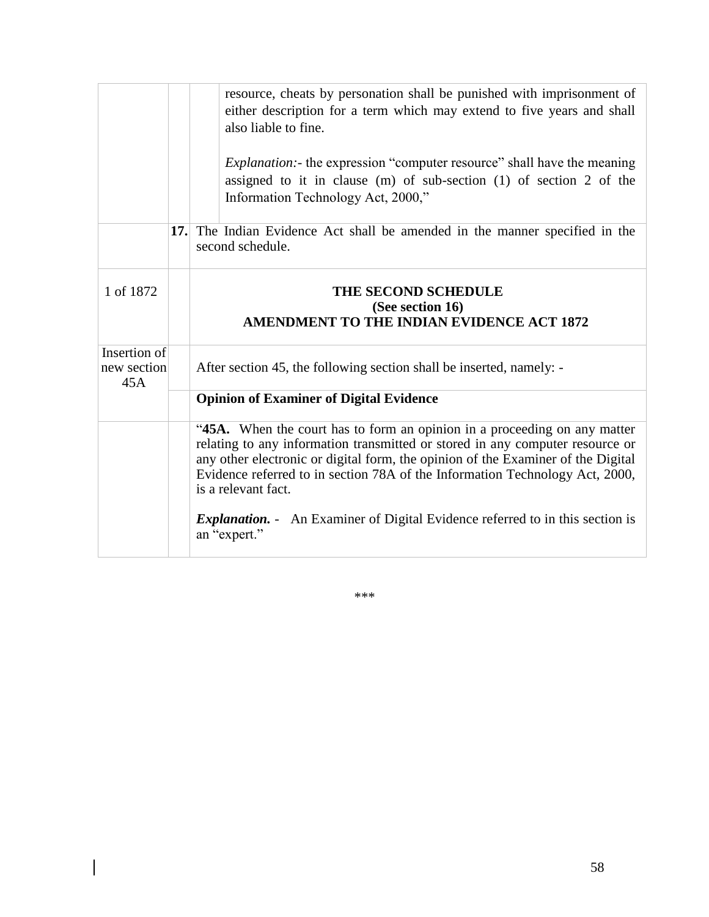| | | |
|---|---|---|
| | | resource, cheats by personation shall be punished with imprisonment of either description for a term which may extend to five years and shall also liable to fine.<br><br>*Explanation:-* the expression "computer resource" shall have the meaning assigned to it in clause (m) of sub-section (1) of section 2 of the Information Technology Act, 2000," |
| | **17.** | The Indian Evidence Act shall be amended in the manner specified in the second schedule. |
| 1 of 1872 | | **THE SECOND SCHEDULE**<br>**(See section 16)**<br>**AMENDMENT TO THE INDIAN EVIDENCE ACT 1872** |
| Insertion of new section 45A | | After section 45, the following section shall be inserted, namely: - |
| | | **Opinion of Examiner of Digital Evidence** |
| | | "**45A.** When the court has to form an opinion in a proceeding on any matter relating to any information transmitted or stored in any computer resource or any other electronic or digital form, the opinion of the Examiner of the Digital Evidence referred to in section 78A of the Information Technology Act, 2000, is a relevant fact.<br><br>***Explanation.*** - An Examiner of Digital Evidence referred to in this section is an "expert." |

***